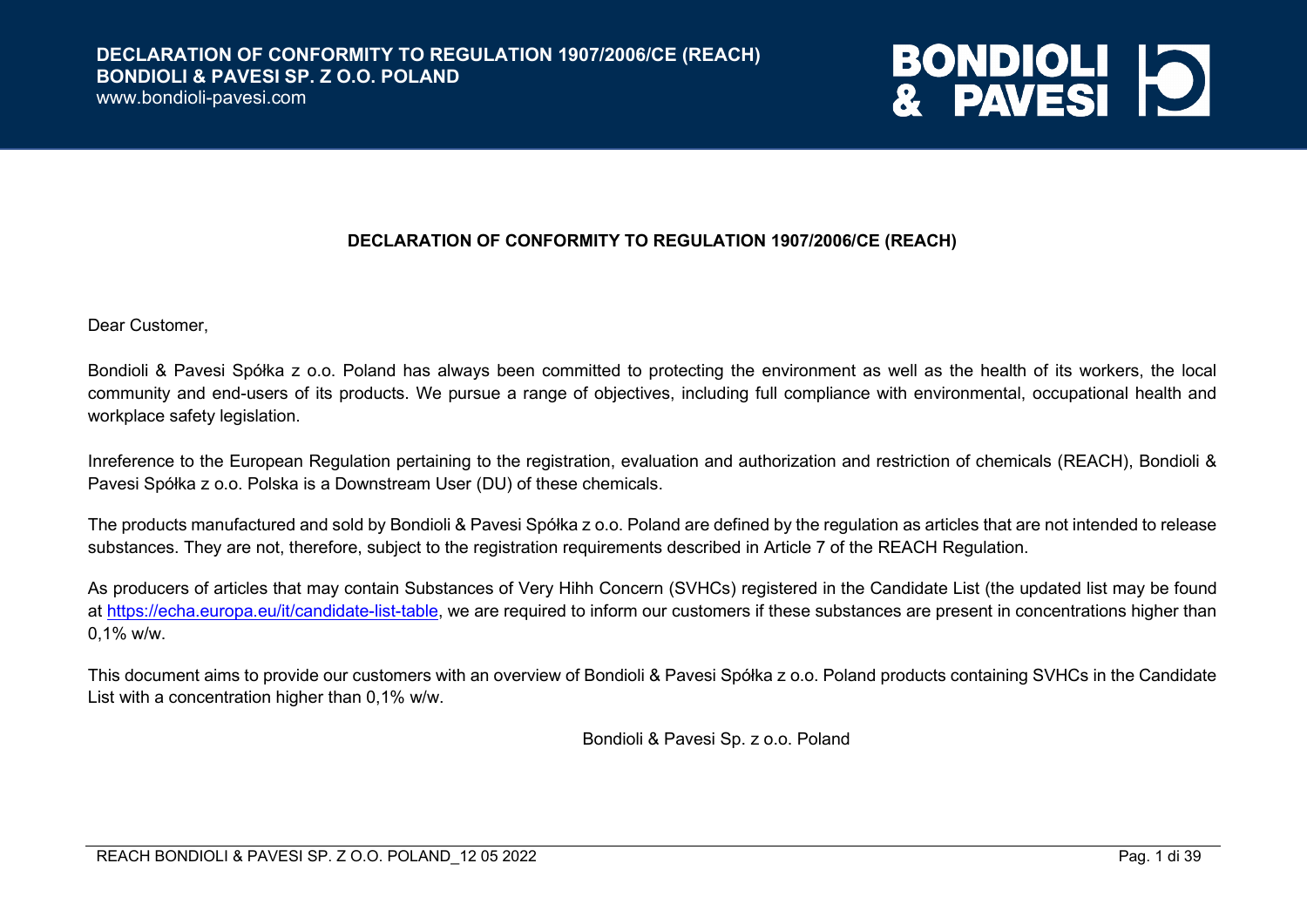# DECLARATION OF CONFORMITY TO REGULATION 1907/2006/CE (REACH)

Dear Customer,

Bondioli & Pavesi Spółka z o.o. Poland has always been committed to protecting the environment as well as the health of its workers, the local community and end-users of its products. We pursue a range of objectives, including full compliance with environmental, occupational health and workplace safety legislation.

Inreference to the European Regulation pertaining to the registration, evaluation and authorization and restriction of chemicals (REACH), Bondioli & Pavesi Spółka z o.o. Polska is a Downstream User (DU) of these chemicals.

The products manufactured and sold by Bondioli & Pavesi Spółka z o.o. Poland are defined by the regulation as articles that are not intended to release substances. They are not, therefore, subject to the registration requirements described in Article 7 of the REACH Regulation.

As producers of articles that may contain Substances of Very Hihh Concern (SVHCs) registered in the Candidate List (the updated list may be found at https://echa.europa.eu/it/candidate-list-table, we are required to inform our customers if these substances are present in concentrations higher than 0,1% w/w.

This document aims to provide our customers with an overview of Bondioli & Pavesi Spółka z o.o. Poland products containing SVHCs in the Candidate List with a concentration higher than 0,1% w/w.

Bondioli & Pavesi Sp. z o.o. Poland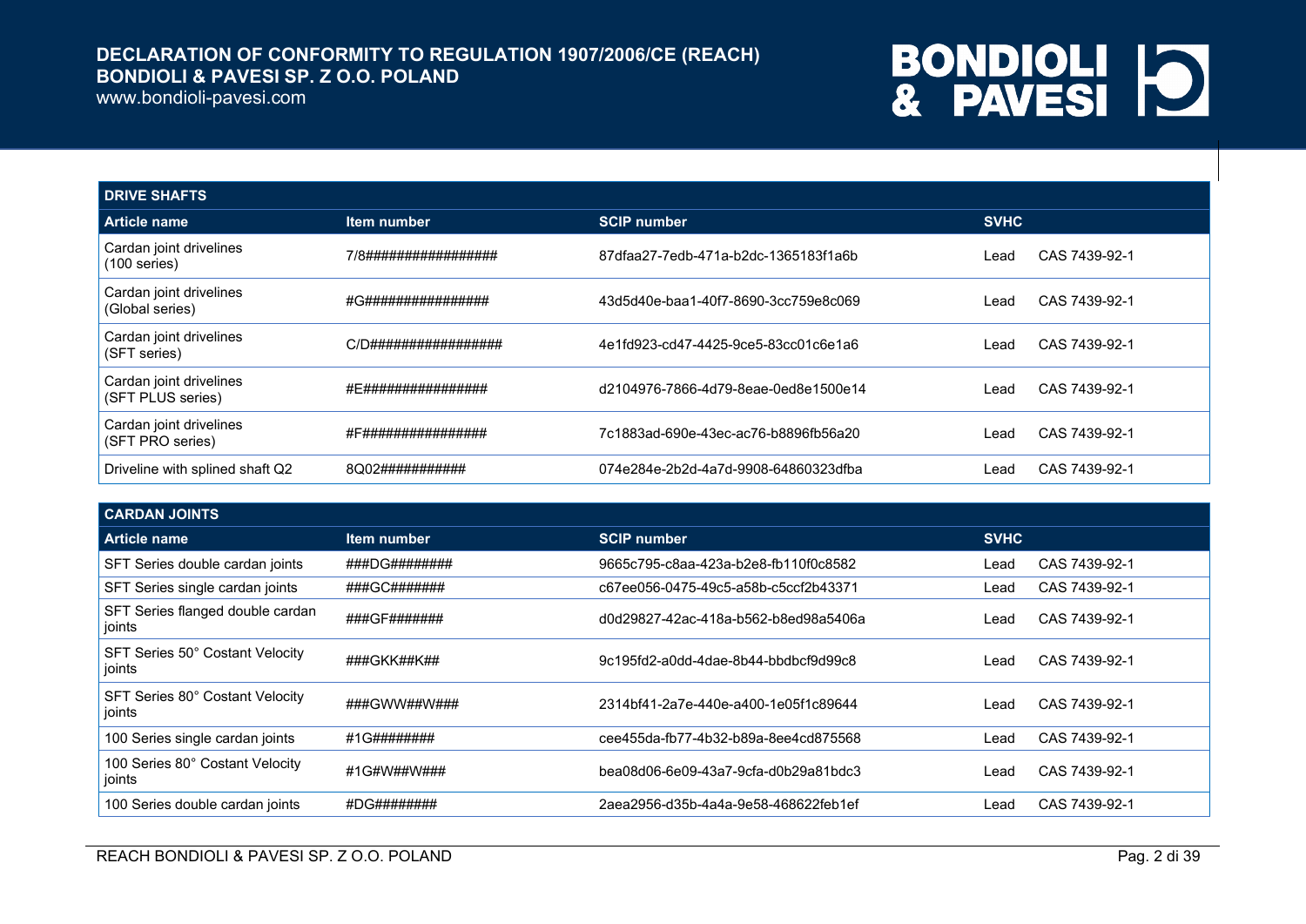## DRIVE SHAFTS

| Article name | Item number | SCIP number | SVHC | |
|---|---|---|---|---|
| Cardan joint drivelines (100 series) | 7/8################# | 87dfaa27-7edb-471a-b2dc-1365183f1a6b | Lead | CAS 7439-92-1 |
| Cardan joint drivelines (Global series) | #G################ | 43d5d40e-baa1-40f7-8690-3cc759e8c069 | Lead | CAS 7439-92-1 |
| Cardan joint drivelines (SFT series) | C/D################# | 4e1fd923-cd47-4425-9ce5-83cc01c6e1a6 | Lead | CAS 7439-92-1 |
| Cardan joint drivelines (SFT PLUS series) | #E################ | d2104976-7866-4d79-8eae-0ed8e1500e14 | Lead | CAS 7439-92-1 |
| Cardan joint drivelines (SFT PRO series) | #F################ | 7c1883ad-690e-43ec-ac76-b8896fb56a20 | Lead | CAS 7439-92-1 |
| Driveline with splined shaft Q2 | 8Q02########### | 074e284e-2b2d-4a7d-9908-64860323dfba | Lead | CAS 7439-92-1 |

## CARDAN JOINTS

| Article name | Item number | SCIP number | SVHC | |
|---|---|---|---|---|
| SFT Series double cardan joints | ###DG######## | 9665c795-c8aa-423a-b2e8-fb110f0c8582 | Lead | CAS 7439-92-1 |
| SFT Series single cardan joints | ###GC####### | c67ee056-0475-49c5-a58b-c5ccf2b43371 | Lead | CAS 7439-92-1 |
| SFT Series flanged double cardan joints | ###GF####### | d0d29827-42ac-418a-b562-b8ed98a5406a | Lead | CAS 7439-92-1 |
| SFT Series 50° Costant Velocity joints | ###GKK##K## | 9c195fd2-a0dd-4dae-8b44-bbdbcf9d99c8 | Lead | CAS 7439-92-1 |
| SFT Series 80° Costant Velocity joints | ###GWW##W### | 2314bf41-2a7e-440e-a400-1e05f1c89644 | Lead | CAS 7439-92-1 |
| 100 Series single cardan joints | #1G######## | cee455da-fb77-4b32-b89a-8ee4cd875568 | Lead | CAS 7439-92-1 |
| 100 Series 80° Costant Velocity joints | #1G#W##W### | bea08d06-6e09-43a7-9cfa-d0b29a81bdc3 | Lead | CAS 7439-92-1 |
| 100 Series double cardan joints | #DG######## | 2aea2956-d35b-4a4a-9e58-468622feb1ef | Lead | CAS 7439-92-1 |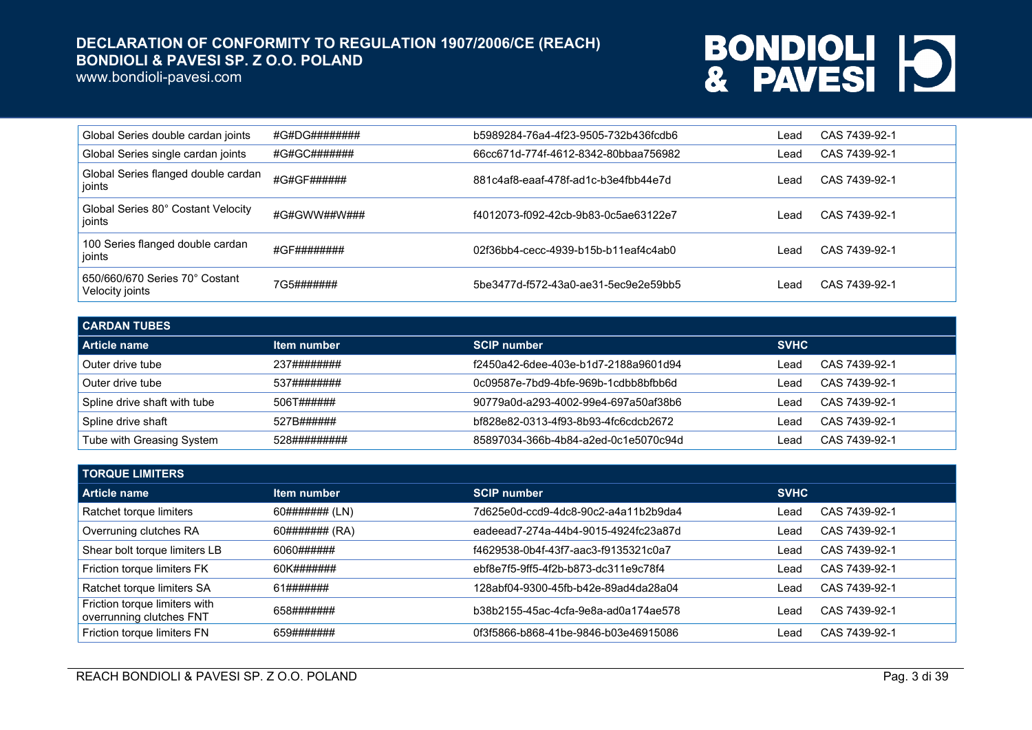| | | | | |
|---|---|---|---|---|
| Global Series double cardan joints | #G#DG######## | b5989284-76a4-4f23-9505-732b436fcdb6 | Lead | CAS 7439-92-1 |
| Global Series single cardan joints | #G#GC####### | 66cc671d-774f-4612-8342-80bbaa756982 | Lead | CAS 7439-92-1 |
| Global Series flanged double cardan joints | #G#GF###### | 881c4af8-eaaf-478f-ad1c-b3e4fbb44e7d | Lead | CAS 7439-92-1 |
| Global Series 80° Costant Velocity joints | #G#GWW##W### | f4012073-f092-42cb-9b83-0c5ae63122e7 | Lead | CAS 7439-92-1 |
| 100 Series flanged double cardan joints | #GF######## | 02f36bb4-cecc-4939-b15b-b11eaf4c4ab0 | Lead | CAS 7439-92-1 |
| 650/660/670 Series 70° Costant Velocity joints | 7G5####### | 5be3477d-f572-43a0-ae31-5ec9e2e59bb5 | Lead | CAS 7439-92-1 |

## CARDAN TUBES

| Article name | Item number | SCIP number | SVHC | |
|---|---|---|---|---|
| Outer drive tube | 237######## | f2450a42-6dee-403e-b1d7-2188a9601d94 | Lead | CAS 7439-92-1 |
| Outer drive tube | 537######## | 0c09587e-7bd9-4bfe-969b-1cdbb8bfbb6d | Lead | CAS 7439-92-1 |
| Spline drive shaft with tube | 506T###### | 90779a0d-a293-4002-99e4-697a50af38b6 | Lead | CAS 7439-92-1 |
| Spline drive shaft | 527B###### | bf828e82-0313-4f93-8b93-4fc6cdcb2672 | Lead | CAS 7439-92-1 |
| Tube with Greasing System | 528######### | 85897034-366b-4b84-a2ed-0c1e5070c94d | Lead | CAS 7439-92-1 |

## TORQUE LIMITERS

| Article name | Item number | SCIP number | SVHC | |
|---|---|---|---|---|
| Ratchet torque limiters | 60####### (LN) | 7d625e0d-ccd9-4dc8-90c2-a4a11b2b9da4 | Lead | CAS 7439-92-1 |
| Overruning clutches RA | 60####### (RA) | eadeead7-274a-44b4-9015-4924fc23a87d | Lead | CAS 7439-92-1 |
| Shear bolt torque limiters LB | 6060###### | f4629538-0b4f-43f7-aac3-f9135321c0a7 | Lead | CAS 7439-92-1 |
| Friction torque limiters FK | 60K####### | ebf8e7f5-9ff5-4f2b-b873-dc311e9c78f4 | Lead | CAS 7439-92-1 |
| Ratchet torque limiters SA | 61####### | 128abf04-9300-45fb-b42e-89ad4da28a04 | Lead | CAS 7439-92-1 |
| Friction torque limiters with overrunning clutches FNT | 658####### | b38b2155-45ac-4cfa-9e8a-ad0a174ae578 | Lead | CAS 7439-92-1 |
| Friction torque limiters FN | 659####### | 0f3f5866-b868-41be-9846-b03e46915086 | Lead | CAS 7439-92-1 |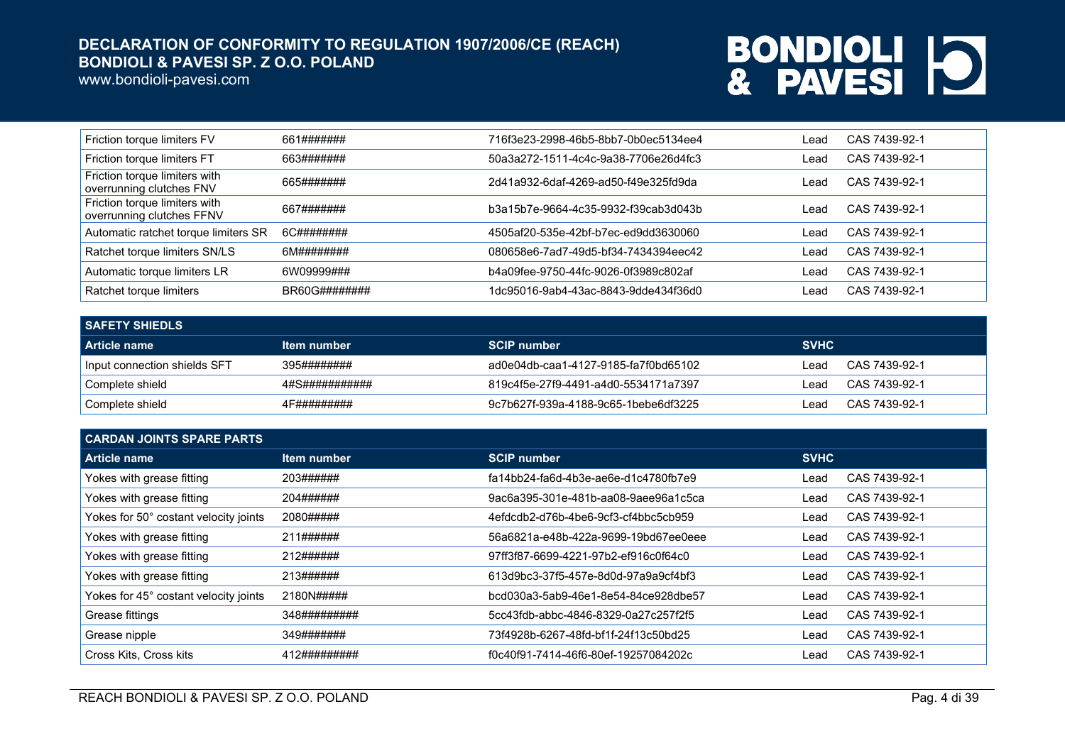| Friction torque limiters FV | 661####### | 716f3e23-2998-46b5-8bb7-0b0ec5134ee4 | Lead | CAS 7439-92-1 |
|---|---|---|---|---|
| Friction torque limiters FT | 663####### | 50a3a272-1511-4c4c-9a38-7706e26d4fc3 | Lead | CAS 7439-92-1 |
| Friction torque limiters with overrunning clutches FNV | 665####### | 2d41a932-6daf-4269-ad50-f49e325fd9da | Lead | CAS 7439-92-1 |
| Friction torque limiters with overrunning clutches FFNV | 667####### | b3a15b7e-9664-4c35-9932-f39cab3d043b | Lead | CAS 7439-92-1 |
| Automatic ratchet torque limiters SR | 6C######## | 4505af20-535e-42bf-b7ec-ed9dd3630060 | Lead | CAS 7439-92-1 |
| Ratchet torque limiters SN/LS | 6M######## | 080658e6-7ad7-49d5-bf34-7434394eec42 | Lead | CAS 7439-92-1 |
| Automatic torque limiters LR | 6W09999### | b4a09fee-9750-44fc-9026-0f3989c802af | Lead | CAS 7439-92-1 |
| Ratchet torque limiters | BR60G######## | 1dc95016-9ab4-43ac-8843-9dde434f36d0 | Lead | CAS 7439-92-1 |

| SAFETY SHIEDLS | | | | |
|---|---|---|---|---|
| **Article name** | **Item number** | **SCIP number** | **SVHC** | |
| Input connection shields SFT | 395######## | ad0e04db-caa1-4127-9185-fa7f0bd65102 | Lead | CAS 7439-92-1 |
| Complete shield | 4#S########### | 819c4f5e-27f9-4491-a4d0-5534171a7397 | Lead | CAS 7439-92-1 |
| Complete shield | 4F######### | 9c7b627f-939a-4188-9c65-1bebe6df3225 | Lead | CAS 7439-92-1 |

| CARDAN JOINTS SPARE PARTS | | | | |
|---|---|---|---|---|
| **Article name** | **Item number** | **SCIP number** | **SVHC** | |
| Yokes with grease fitting | 203###### | fa14bb24-fa6d-4b3e-ae6e-d1c4780fb7e9 | Lead | CAS 7439-92-1 |
| Yokes with grease fitting | 204###### | 9ac6a395-301e-481b-aa08-9aee96a1c5ca | Lead | CAS 7439-92-1 |
| Yokes for 50° costant velocity joints | 2080##### | 4efdcdb2-d76b-4be6-9cf3-cf4bbc5cb959 | Lead | CAS 7439-92-1 |
| Yokes with grease fitting | 211###### | 56a6821a-e48b-422a-9699-19bd67ee0eee | Lead | CAS 7439-92-1 |
| Yokes with grease fitting | 212###### | 97ff3f87-6699-4221-97b2-ef916c0f64c0 | Lead | CAS 7439-92-1 |
| Yokes with grease fitting | 213###### | 613d9bc3-37f5-457e-8d0d-97a9a9cf4bf3 | Lead | CAS 7439-92-1 |
| Yokes for 45° costant velocity joints | 2180N##### | bcd030a3-5ab9-46e1-8e54-84ce928dbe57 | Lead | CAS 7439-92-1 |
| Grease fittings | 348######### | 5cc43fdb-abbc-4846-8329-0a27c257f2f5 | Lead | CAS 7439-92-1 |
| Grease nipple | 349####### | 73f4928b-6267-48fd-bf1f-24f13c50bd25 | Lead | CAS 7439-92-1 |
| Cross Kits, Cross kits | 412######### | f0c40f91-7414-46f6-80ef-19257084202c | Lead | CAS 7439-92-1 |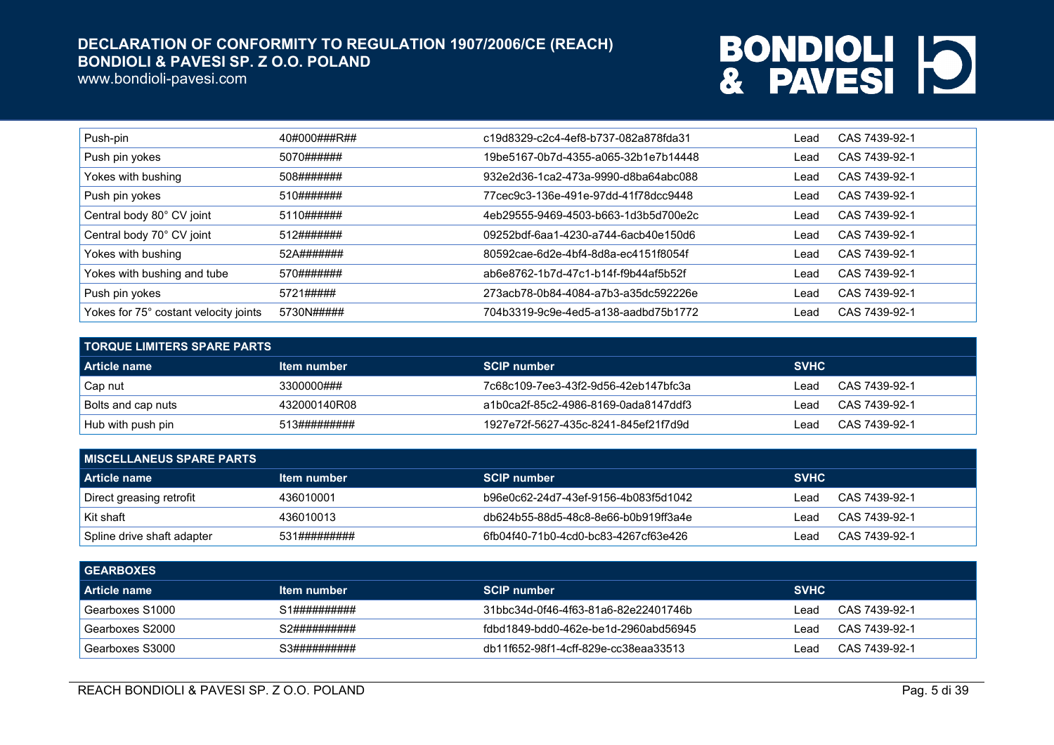| | | | |
|---|---|---|---|
| Push-pin | 40#000###R## | c19d8329-c2c4-4ef8-b737-082a878fda31 | Lead CAS 7439-92-1 |
| Push pin yokes | 5070###### | 19be5167-0b7d-4355-a065-32b1e7b14448 | Lead CAS 7439-92-1 |
| Yokes with bushing | 508####### | 932e2d36-1ca2-473a-9990-d8ba64abc088 | Lead CAS 7439-92-1 |
| Push pin yokes | 510####### | 77cec9c3-136e-491e-97dd-41f78dcc9448 | Lead CAS 7439-92-1 |
| Central body 80° CV joint | 5110###### | 4eb29555-9469-4503-b663-1d3b5d700e2c | Lead CAS 7439-92-1 |
| Central body 70° CV joint | 512####### | 09252bdf-6aa1-4230-a744-6acb40e150d6 | Lead CAS 7439-92-1 |
| Yokes with bushing | 52A####### | 80592cae-6d2e-4bf4-8d8a-ec4151f8054f | Lead CAS 7439-92-1 |
| Yokes with bushing and tube | 570####### | ab6e8762-1b7d-47c1-b14f-f9b44af5b52f | Lead CAS 7439-92-1 |
| Push pin yokes | 5721##### | 273acb78-0b84-4084-a7b3-a35dc592226e | Lead CAS 7439-92-1 |
| Yokes for 75° costant velocity joints | 5730N##### | 704b3319-9c9e-4ed5-a138-aadbd75b1772 | Lead CAS 7439-92-1 |

**TORQUE LIMITERS SPARE PARTS**

| Article name | Item number | SCIP number | SVHC |
|---|---|---|---|
| Cap nut | 3300000### | 7c68c109-7ee3-43f2-9d56-42eb147bfc3a | Lead CAS 7439-92-1 |
| Bolts and cap nuts | 432000140R08 | a1b0ca2f-85c2-4986-8169-0ada8147ddf3 | Lead CAS 7439-92-1 |
| Hub with push pin | 513######### | 1927e72f-5627-435c-8241-845ef21f7d9d | Lead CAS 7439-92-1 |

**MISCELLANEUS SPARE PARTS**

| Article name | Item number | SCIP number | SVHC |
|---|---|---|---|
| Direct greasing retrofit | 436010001 | b96e0c62-24d7-43ef-9156-4b083f5d1042 | Lead CAS 7439-92-1 |
| Kit shaft | 436010013 | db624b55-88d5-48c8-8e66-b0b919ff3a4e | Lead CAS 7439-92-1 |
| Spline drive shaft adapter | 531######### | 6fb04f40-71b0-4cd0-bc83-4267cf63e426 | Lead CAS 7439-92-1 |

**GEARBOXES**

| Article name | Item number | SCIP number | SVHC |
|---|---|---|---|
| Gearboxes S1000 | S1########## | 31bbc34d-0f46-4f63-81a6-82e22401746b | Lead CAS 7439-92-1 |
| Gearboxes S2000 | S2########## | fdbd1849-bdd0-462e-be1d-2960abd56945 | Lead CAS 7439-92-1 |
| Gearboxes S3000 | S3########## | db11f652-98f1-4cff-829e-cc38eaa33513 | Lead CAS 7439-92-1 |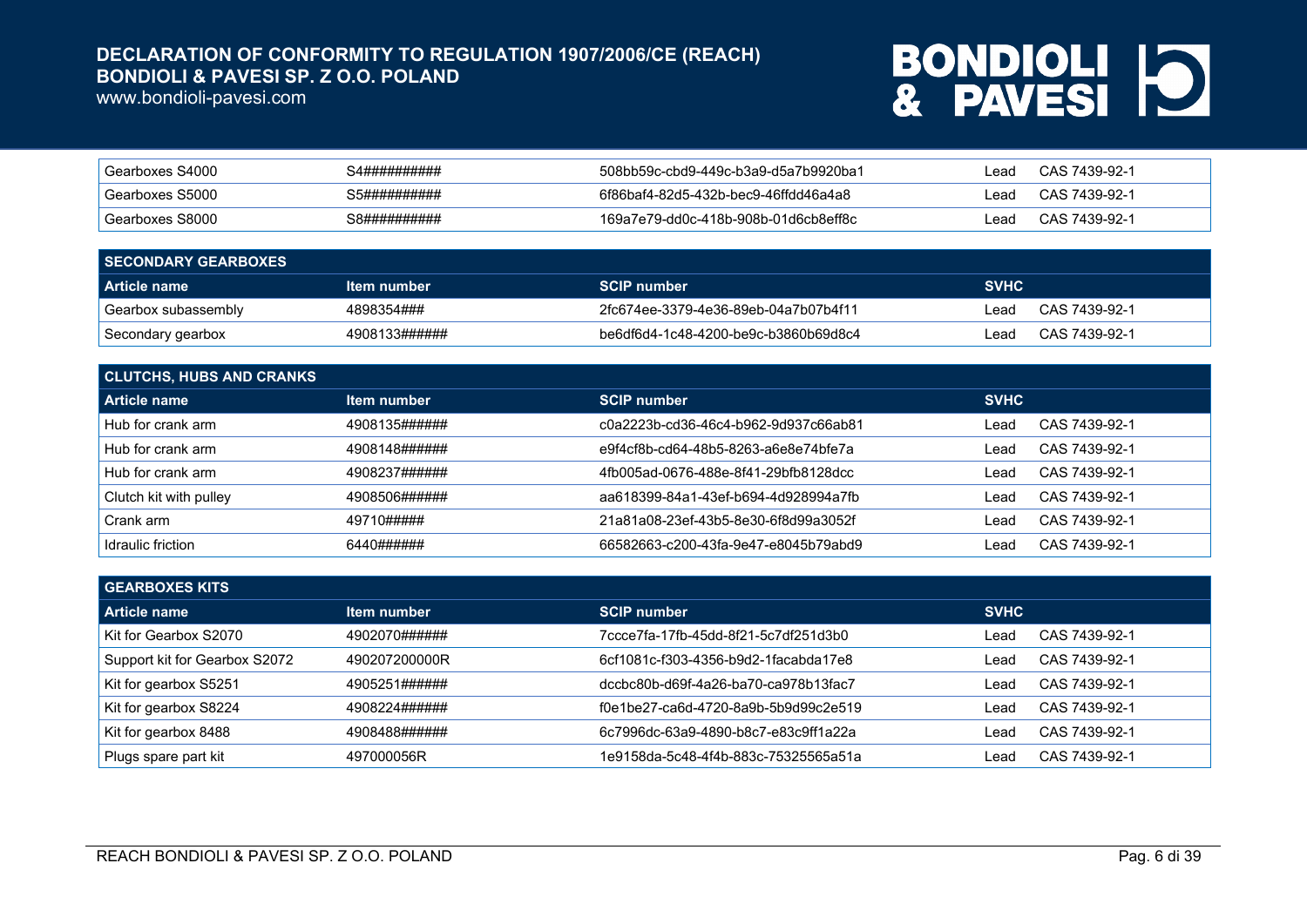| Gearboxes S4000 | S4########## | 508bb59c-cbd9-449c-b3a9-d5a7b9920ba1 | Lead | CAS 7439-92-1 |
|---|---|---|---|---|
| Gearboxes S5000 | S5########## | 6f86baf4-82d5-432b-bec9-46ffdd46a4a8 | Lead | CAS 7439-92-1 |
| Gearboxes S8000 | S8########## | 169a7e79-dd0c-418b-908b-01d6cb8eff8c | Lead | CAS 7439-92-1 |

| SECONDARY GEARBOXES | | | | |
|---|---|---|---|---|
| **Article name** | **Item number** | **SCIP number** | **SVHC** | |
| Gearbox subassembly | 4898354### | 2fc674ee-3379-4e36-89eb-04a7b07b4f11 | Lead | CAS 7439-92-1 |
| Secondary gearbox | 4908133###### | be6df6d4-1c48-4200-be9c-b3860b69d8c4 | Lead | CAS 7439-92-1 |

| CLUTCHS, HUBS AND CRANKS | | | | |
|---|---|---|---|---|
| **Article name** | **Item number** | **SCIP number** | **SVHC** | |
| Hub for crank arm | 4908135###### | c0a2223b-cd36-46c4-b962-9d937c66ab81 | Lead | CAS 7439-92-1 |
| Hub for crank arm | 4908148###### | e9f4cf8b-cd64-48b5-8263-a6e8e74bfe7a | Lead | CAS 7439-92-1 |
| Hub for crank arm | 4908237###### | 4fb005ad-0676-488e-8f41-29bfb8128dcc | Lead | CAS 7439-92-1 |
| Clutch kit with pulley | 4908506###### | aa618399-84a1-43ef-b694-4d928994a7fb | Lead | CAS 7439-92-1 |
| Crank arm | 49710##### | 21a81a08-23ef-43b5-8e30-6f8d99a3052f | Lead | CAS 7439-92-1 |
| Idraulic friction | 6440###### | 66582663-c200-43fa-9e47-e8045b79abd9 | Lead | CAS 7439-92-1 |

| GEARBOXES KITS | | | | |
|---|---|---|---|---|
| **Article name** | **Item number** | **SCIP number** | **SVHC** | |
| Kit for Gearbox S2070 | 4902070###### | 7ccce7fa-17fb-45dd-8f21-5c7df251d3b0 | Lead | CAS 7439-92-1 |
| Support kit for Gearbox S2072 | 490207200000R | 6cf1081c-f303-4356-b9d2-1facabda17e8 | Lead | CAS 7439-92-1 |
| Kit for gearbox S5251 | 4905251###### | dccbc80b-d69f-4a26-ba70-ca978b13fac7 | Lead | CAS 7439-92-1 |
| Kit for gearbox S8224 | 4908224###### | f0e1be27-ca6d-4720-8a9b-5b9d99c2e519 | Lead | CAS 7439-92-1 |
| Kit for gearbox 8488 | 4908488###### | 6c7996dc-63a9-4890-b8c7-e83c9ff1a22a | Lead | CAS 7439-92-1 |
| Plugs spare part kit | 497000056R | 1e9158da-5c48-4f4b-883c-75325565a51a | Lead | CAS 7439-92-1 |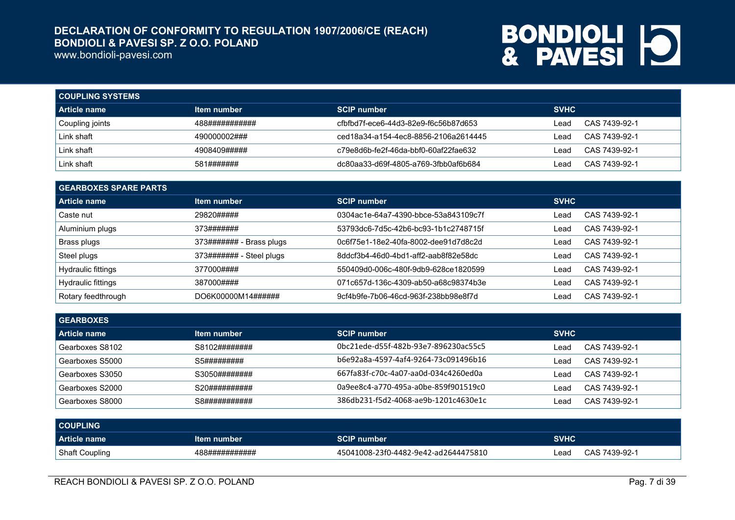# DECLARATION OF CONFORMITY TO REGULATION 1907/2006/CE (REACH)
## BONDIOLI & PAVESI SP. Z O.O. POLAND

www.bondioli-pavesi.com

| COUPLING SYSTEMS | | | | |
|---|---|---|---|---|
| **Article name** | **Item number** | **SCIP number** | **SVHC** | |
| Coupling joints | 488########### | cfbfbd7f-ece6-44d3-82e9-f6c56b87d653 | Lead | CAS 7439-92-1 |
| Link shaft | 490000002### | ced18a34-a154-4ec8-8856-2106a2614445 | Lead | CAS 7439-92-1 |
| Link shaft | 4908409##### | c79e8d6b-fe2f-46da-bbf0-60af22fae632 | Lead | CAS 7439-92-1 |
| Link shaft | 581####### | dc80aa33-d69f-4805-a769-3fbb0af6b684 | Lead | CAS 7439-92-1 |

| GEARBOXES SPARE PARTS | | | | |
|---|---|---|---|---|
| **Article name** | **Item number** | **SCIP number** | **SVHC** | |
| Caste nut | 29820##### | 0304ac1e-64a7-4390-bbce-53a843109c7f | Lead | CAS 7439-92-1 |
| Aluminium plugs | 373####### | 53793dc6-7d5c-42b6-bc93-1b1c2748715f | Lead | CAS 7439-92-1 |
| Brass plugs | 373####### - Brass plugs | 0c6f75e1-18e2-40fa-8002-dee91d7d8c2d | Lead | CAS 7439-92-1 |
| Steel plugs | 373####### - Steel plugs | 8ddcf3b4-46d0-4bd1-aff2-aab8f82e58dc | Lead | CAS 7439-92-1 |
| Hydraulic fittings | 377000#### | 550409d0-006c-480f-9db9-628ce1820599 | Lead | CAS 7439-92-1 |
| Hydraulic fittings | 387000#### | 071c657d-136c-4309-ab50-a68c98374b3e | Lead | CAS 7439-92-1 |
| Rotary feedthrough | DO6K00000M14###### | 9cf4b9fe-7b06-46cd-963f-238bb98e8f7d | Lead | CAS 7439-92-1 |

| GEARBOXES | | | | |
|---|---|---|---|---|
| **Article name** | **Item number** | **SCIP number** | **SVHC** | |
| Gearboxes S8102 | S8102######## | 0bc21ede-d55f-482b-93e7-896230ac55c5 | Lead | CAS 7439-92-1 |
| Gearboxes S5000 | S5######### | b6e92a8a-4597-4af4-9264-73c091496b16 | Lead | CAS 7439-92-1 |
| Gearboxes S3050 | S3050######## | 667fa83f-c70c-4a07-aa0d-034c4260ed0a | Lead | CAS 7439-92-1 |
| Gearboxes S2000 | S20########## | 0a9ee8c4-a770-495a-a0be-859f901519c0 | Lead | CAS 7439-92-1 |
| Gearboxes S8000 | S8########### | 386db231-f5d2-4068-ae9b-1201c4630e1c | Lead | CAS 7439-92-1 |

| COUPLING | | | | |
|---|---|---|---|---|
| **Article name** | **Item number** | **SCIP number** | **SVHC** | |
| Shaft Coupling | 488########### | 45041008-23f0-4482-9e42-ad2644475810 | Lead | CAS 7439-92-1 |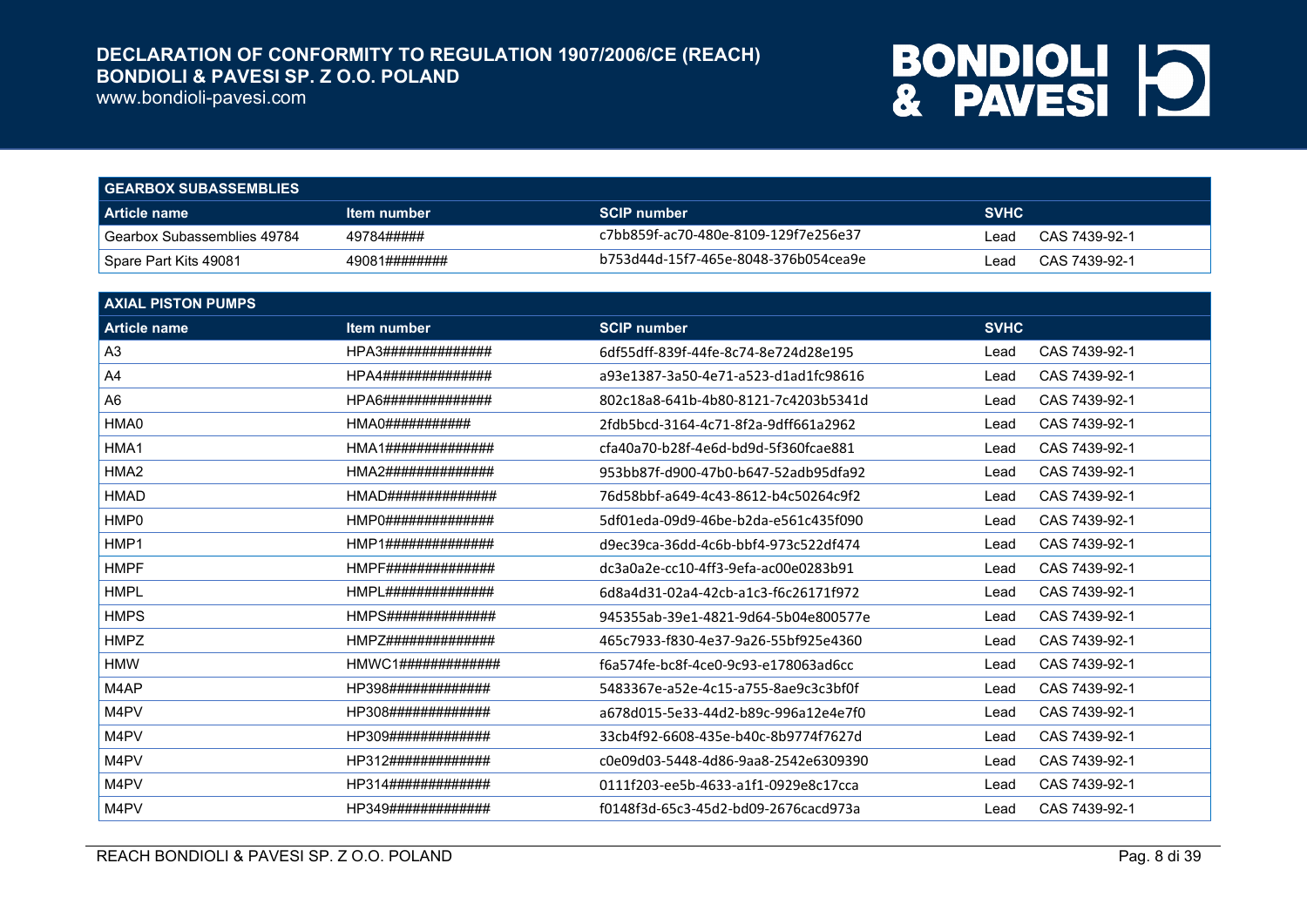# DECLARATION OF CONFORMITY TO REGULATION 1907/2006/CE (REACH)
## BONDIOLI & PAVESI SP. Z O.O. POLAND

www.bondioli-pavesi.com

| GEARBOX SUBASSEMBLIES | | | | |
|---|---|---|---|---|
| **Article name** | **Item number** | **SCIP number** | **SVHC** | |
| Gearbox Subassemblies 49784 | 49784##### | c7bb859f-ac70-480e-8109-129f7e256e37 | Lead | CAS 7439-92-1 |
| Spare Part Kits 49081 | 49081######## | b753d44d-15f7-465e-8048-376b054cea9e | Lead | CAS 7439-92-1 |

| AXIAL PISTON PUMPS | | | | |
|---|---|---|---|---|
| **Article name** | **Item number** | **SCIP number** | **SVHC** | |
| A3 | HPA3############## | 6df55dff-839f-44fe-8c74-8e724d28e195 | Lead | CAS 7439-92-1 |
| A4 | HPA4############## | a93e1387-3a50-4e71-a523-d1ad1fc98616 | Lead | CAS 7439-92-1 |
| A6 | HPA6############## | 802c18a8-641b-4b80-8121-7c4203b5341d | Lead | CAS 7439-92-1 |
| HMA0 | HMA0########### | 2fdb5bcd-3164-4c71-8f2a-9dff661a2962 | Lead | CAS 7439-92-1 |
| HMA1 | HMA1############## | cfa40a70-b28f-4e6d-bd9d-5f360fcae881 | Lead | CAS 7439-92-1 |
| HMA2 | HMA2############## | 953bb87f-d900-47b0-b647-52adb95dfa92 | Lead | CAS 7439-92-1 |
| HMAD | HMAD############## | 76d58bbf-a649-4c43-8612-b4c50264c9f2 | Lead | CAS 7439-92-1 |
| HMP0 | HMP0############## | 5df01eda-09d9-46be-b2da-e561c435f090 | Lead | CAS 7439-92-1 |
| HMP1 | HMP1############## | d9ec39ca-36dd-4c6b-bbf4-973c522df474 | Lead | CAS 7439-92-1 |
| HMPF | HMPF############## | dc3a0a2e-cc10-4ff3-9efa-ac00e0283b91 | Lead | CAS 7439-92-1 |
| HMPL | HMPL############## | 6d8a4d31-02a4-42cb-a1c3-f6c26171f972 | Lead | CAS 7439-92-1 |
| HMPS | HMPS############## | 945355ab-39e1-4821-9d64-5b04e800577e | Lead | CAS 7439-92-1 |
| HMPZ | HMPZ############## | 465c7933-f830-4e37-9a26-55bf925e4360 | Lead | CAS 7439-92-1 |
| HMW | HMWC1############# | f6a574fe-bc8f-4ce0-9c93-e178063ad6cc | Lead | CAS 7439-92-1 |
| M4AP | HP398############# | 5483367e-a52e-4c15-a755-8ae9c3c3bf0f | Lead | CAS 7439-92-1 |
| M4PV | HP308############# | a678d015-5e33-44d2-b89c-996a12e4e7f0 | Lead | CAS 7439-92-1 |
| M4PV | HP309############# | 33cb4f92-6608-435e-b40c-8b9774f7627d | Lead | CAS 7439-92-1 |
| M4PV | HP312############# | c0e09d03-5448-4d86-9aa8-2542e6309390 | Lead | CAS 7439-92-1 |
| M4PV | HP314############# | 0111f203-ee5b-4633-a1f1-0929e8c17cca | Lead | CAS 7439-92-1 |
| M4PV | HP349############# | f0148f3d-65c3-45d2-bd09-2676cacd973a | Lead | CAS 7439-92-1 |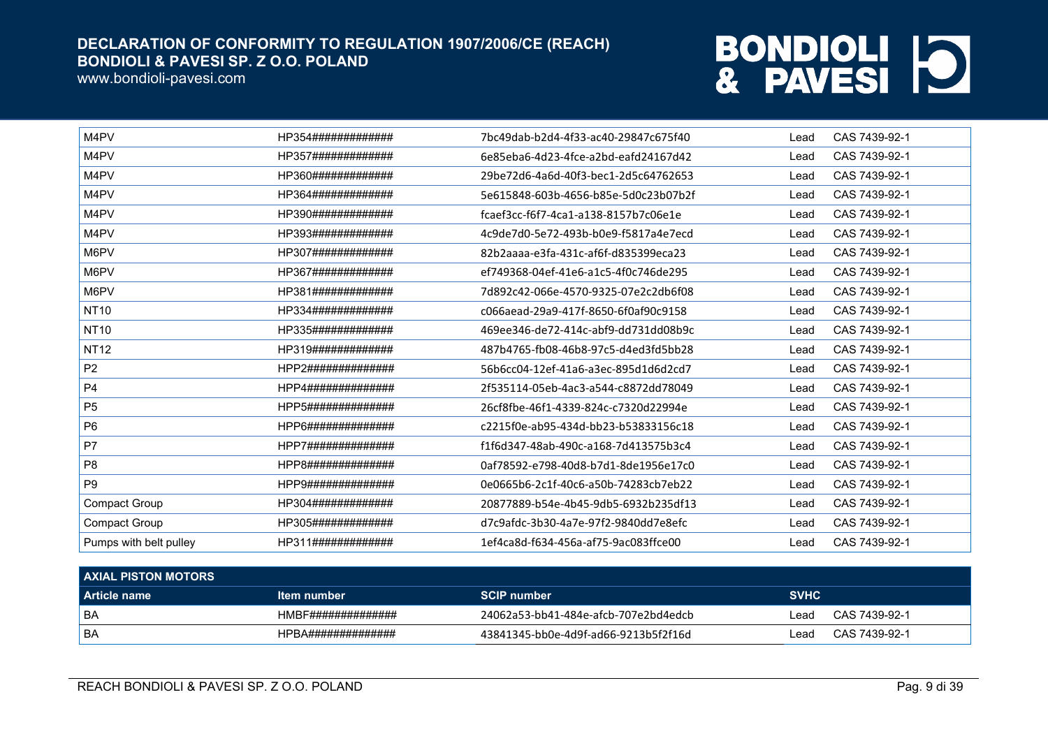| | | | | |
|---|---|---|---|---|
| M4PV | HP354############# | 7bc49dab-b2d4-4f33-ac40-29847c675f40 | Lead | CAS 7439-92-1 |
| M4PV | HP357############# | 6e85eba6-4d23-4fce-a2bd-eafd24167d42 | Lead | CAS 7439-92-1 |
| M4PV | HP360############# | 29be72d6-4a6d-40f3-bec1-2d5c64762653 | Lead | CAS 7439-92-1 |
| M4PV | HP364############# | 5e615848-603b-4656-b85e-5d0c23b07b2f | Lead | CAS 7439-92-1 |
| M4PV | HP390############# | fcaef3cc-f6f7-4ca1-a138-8157b7c06e1e | Lead | CAS 7439-92-1 |
| M4PV | HP393############# | 4c9de7d0-5e72-493b-b0e9-f5817a4e7ecd | Lead | CAS 7439-92-1 |
| M6PV | HP307############# | 82b2aaaa-e3fa-431c-af6f-d835399eca23 | Lead | CAS 7439-92-1 |
| M6PV | HP367############# | ef749368-04ef-41e6-a1c5-4f0c746de295 | Lead | CAS 7439-92-1 |
| M6PV | HP381############# | 7d892c42-066e-4570-9325-07e2c2db6f08 | Lead | CAS 7439-92-1 |
| NT10 | HP334############# | c066aead-29a9-417f-8650-6f0af90c9158 | Lead | CAS 7439-92-1 |
| NT10 | HP335############# | 469ee346-de72-414c-abf9-dd731dd08b9c | Lead | CAS 7439-92-1 |
| NT12 | HP319############# | 487b4765-fb08-46b8-97c5-d4ed3fd5bb28 | Lead | CAS 7439-92-1 |
| P2 | HPP2############## | 56b6cc04-12ef-41a6-a3ec-895d1d6d2cd7 | Lead | CAS 7439-92-1 |
| P4 | HPP4############## | 2f535114-05eb-4ac3-a544-c8872dd78049 | Lead | CAS 7439-92-1 |
| P5 | HPP5############## | 26cf8fbe-46f1-4339-824c-c7320d22994e | Lead | CAS 7439-92-1 |
| P6 | HPP6############## | c2215f0e-ab95-434d-bb23-b53833156c18 | Lead | CAS 7439-92-1 |
| P7 | HPP7############## | f1f6d347-48ab-490c-a168-7d413575b3c4 | Lead | CAS 7439-92-1 |
| P8 | HPP8############## | 0af78592-e798-40d8-b7d1-8de1956e17c0 | Lead | CAS 7439-92-1 |
| P9 | HPP9############## | 0e0665b6-2c1f-40c6-a50b-74283cb7eb22 | Lead | CAS 7439-92-1 |
| Compact Group | HP304############# | 20877889-b54e-4b45-9db5-6932b235df13 | Lead | CAS 7439-92-1 |
| Compact Group | HP305############# | d7c9afdc-3b30-4a7e-97f2-9840dd7e8efc | Lead | CAS 7439-92-1 |
| Pumps with belt pulley | HP311############# | 1ef4ca8d-f634-456a-af75-9ac083ffce00 | Lead | CAS 7439-92-1 |

| **AXIAL PISTON MOTORS** | | | | |
|---|---|---|---|---|
| **Article name** | **Item number** | **SCIP number** | **SVHC** | |
| BA | HMBF############## | 24062a53-bb41-484e-afcb-707e2bd4edcb | Lead | CAS 7439-92-1 |
| BA | HPBA############## | 43841345-bb0e-4d9f-ad66-9213b5f2f16d | Lead | CAS 7439-92-1 |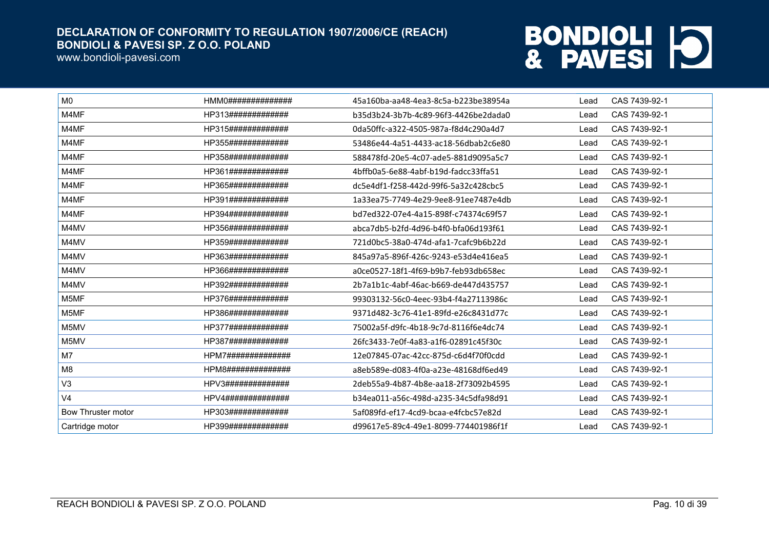| | | | | |
|---|---|---|---|---|
| M0 | HMM0############## | 45a160ba-aa48-4ea3-8c5a-b223be38954a | Lead | CAS 7439-92-1 |
| M4MF | HP313############# | b35d3b24-3b7b-4c89-96f3-4426be2dada0 | Lead | CAS 7439-92-1 |
| M4MF | HP315############# | 0da50ffc-a322-4505-987a-f8d4c290a4d7 | Lead | CAS 7439-92-1 |
| M4MF | HP355############# | 53486e44-4a51-4433-ac18-56dbab2c6e80 | Lead | CAS 7439-92-1 |
| M4MF | HP358############# | 588478fd-20e5-4c07-ade5-881d9095a5c7 | Lead | CAS 7439-92-1 |
| M4MF | HP361############# | 4bffb0a5-6e88-4abf-b19d-fadcc33ffa51 | Lead | CAS 7439-92-1 |
| M4MF | HP365############# | dc5e4df1-f258-442d-99f6-5a32c428cbc5 | Lead | CAS 7439-92-1 |
| M4MF | HP391############# | 1a33ea75-7749-4e29-9ee8-91ee7487e4db | Lead | CAS 7439-92-1 |
| M4MF | HP394############# | bd7ed322-07e4-4a15-898f-c74374c69f57 | Lead | CAS 7439-92-1 |
| M4MV | HP356############# | abca7db5-b2fd-4d96-b4f0-bfa06d193f61 | Lead | CAS 7439-92-1 |
| M4MV | HP359############# | 721d0bc5-38a0-474d-afa1-7cafc9b6b22d | Lead | CAS 7439-92-1 |
| M4MV | HP363############# | 845a97a5-896f-426c-9243-e53d4e416ea5 | Lead | CAS 7439-92-1 |
| M4MV | HP366############# | a0ce0527-18f1-4f69-b9b7-feb93db658ec | Lead | CAS 7439-92-1 |
| M4MV | HP392############# | 2b7a1b1c-4abf-46ac-b669-de447d435757 | Lead | CAS 7439-92-1 |
| M5MF | HP376############# | 99303132-56c0-4eec-93b4-f4a27113986c | Lead | CAS 7439-92-1 |
| M5MF | HP386############# | 9371d482-3c76-41e1-89fd-e26c8431d77c | Lead | CAS 7439-92-1 |
| M5MV | HP377############# | 75002a5f-d9fc-4b18-9c7d-8116f6e4dc74 | Lead | CAS 7439-92-1 |
| M5MV | HP387############# | 26fc3433-7e0f-4a83-a1f6-02891c45f30c | Lead | CAS 7439-92-1 |
| M7 | HPM7############## | 12e07845-07ac-42cc-875d-c6d4f70f0cdd | Lead | CAS 7439-92-1 |
| M8 | HPM8############## | a8eb589e-d083-4f0a-a23e-48168df6ed49 | Lead | CAS 7439-92-1 |
| V3 | HPV3############## | 2deb55a9-4b87-4b8e-aa18-2f73092b4595 | Lead | CAS 7439-92-1 |
| V4 | HPV4############## | b34ea011-a56c-498d-a235-34c5dfa98d91 | Lead | CAS 7439-92-1 |
| Bow Thruster motor | HP303############# | 5af089fd-ef17-4cd9-bcaa-e4fcbc57e82d | Lead | CAS 7439-92-1 |
| Cartridge motor | HP399############# | d99617e5-89c4-49e1-8099-774401986f1f | Lead | CAS 7439-92-1 |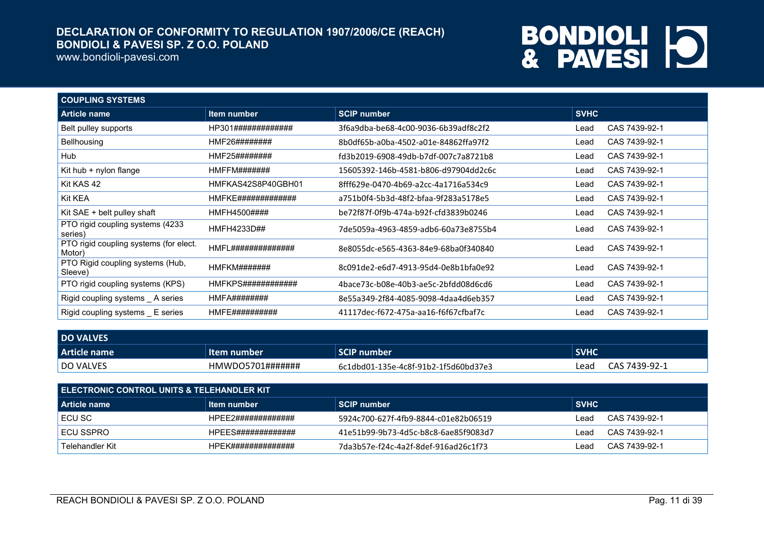| COUPLING SYSTEMS | | | | |
|---|---|---|---|---|
| **Article name** | **Item number** | **SCIP number** | **SVHC** | |
| Belt pulley supports | HP301############# | 3f6a9dba-be68-4c00-9036-6b39adf8c2f2 | Lead | CAS 7439-92-1 |
| Bellhousing | HMF26######## | 8b0df65b-a0ba-4502-a01e-84862ffa97f2 | Lead | CAS 7439-92-1 |
| Hub | HMF25######## | fd3b2019-6908-49db-b7df-007c7a8721b8 | Lead | CAS 7439-92-1 |
| Kit hub + nylon flange | HMFFM####### | 15605392-146b-4581-b806-d97904dd2c6c | Lead | CAS 7439-92-1 |
| Kit KAS 42 | HMFKAS42S8P40GBH01 | 8fff629e-0470-4b69-a2cc-4a1716a534c9 | Lead | CAS 7439-92-1 |
| Kit KEA | HMFKE############# | a751b0f4-5b3d-48f2-bfaa-9f283a5178e5 | Lead | CAS 7439-92-1 |
| Kit SAE + belt pulley shaft | HMFH4500#### | be72f87f-0f9b-474a-b92f-cfd3839b0246 | Lead | CAS 7439-92-1 |
| PTO rigid coupling systems (4233 series) | HMFH4233D## | 7de5059a-4963-4859-adb6-60a73e8755b4 | Lead | CAS 7439-92-1 |
| PTO rigid coupling systems (for elect. Motor) | HMFL############## | 8e8055dc-e565-4363-84e9-68ba0f340840 | Lead | CAS 7439-92-1 |
| PTO Rigid coupling systems (Hub, Sleeve) | HMFKM####### | 8c091de2-e6d7-4913-95d4-0e8b1bfa0e92 | Lead | CAS 7439-92-1 |
| PTO rigid coupling systems (KPS) | HMFKPS############ | 4bace73c-b08e-40b3-ae5c-2bfdd08d6cd6 | Lead | CAS 7439-92-1 |
| Rigid coupling systems _ A series | HMFA######## | 8e55a349-2f84-4085-9098-4daa4d6eb357 | Lead | CAS 7439-92-1 |
| Rigid coupling systems _ E series | HMFE########## | 41117dec-f672-475a-aa16-f6f67cfbaf7c | Lead | CAS 7439-92-1 |

| DO VALVES | | | | |
|---|---|---|---|---|
| **Article name** | **Item number** | **SCIP number** | **SVHC** | |
| DO VALVES | HMWDO5701####### | 6c1dbd01-135e-4c8f-91b2-1f5d60bd37e3 | Lead | CAS 7439-92-1 |

| ELECTRONIC CONTROL UNITS & TELEHANDLER KIT | | | | |
|---|---|---|---|---|
| **Article name** | **Item number** | **SCIP number** | **SVHC** | |
| ECU SC | HPEE2############# | 5924c700-627f-4fb9-8844-c01e82b06519 | Lead | CAS 7439-92-1 |
| ECU SSPRO | HPEES############# | 41e51b99-9b73-4d5c-b8c8-6ae85f9083d7 | Lead | CAS 7439-92-1 |
| Telehandler Kit | HPEK############## | 7da3b57e-f24c-4a2f-8def-916ad26c1f73 | Lead | CAS 7439-92-1 |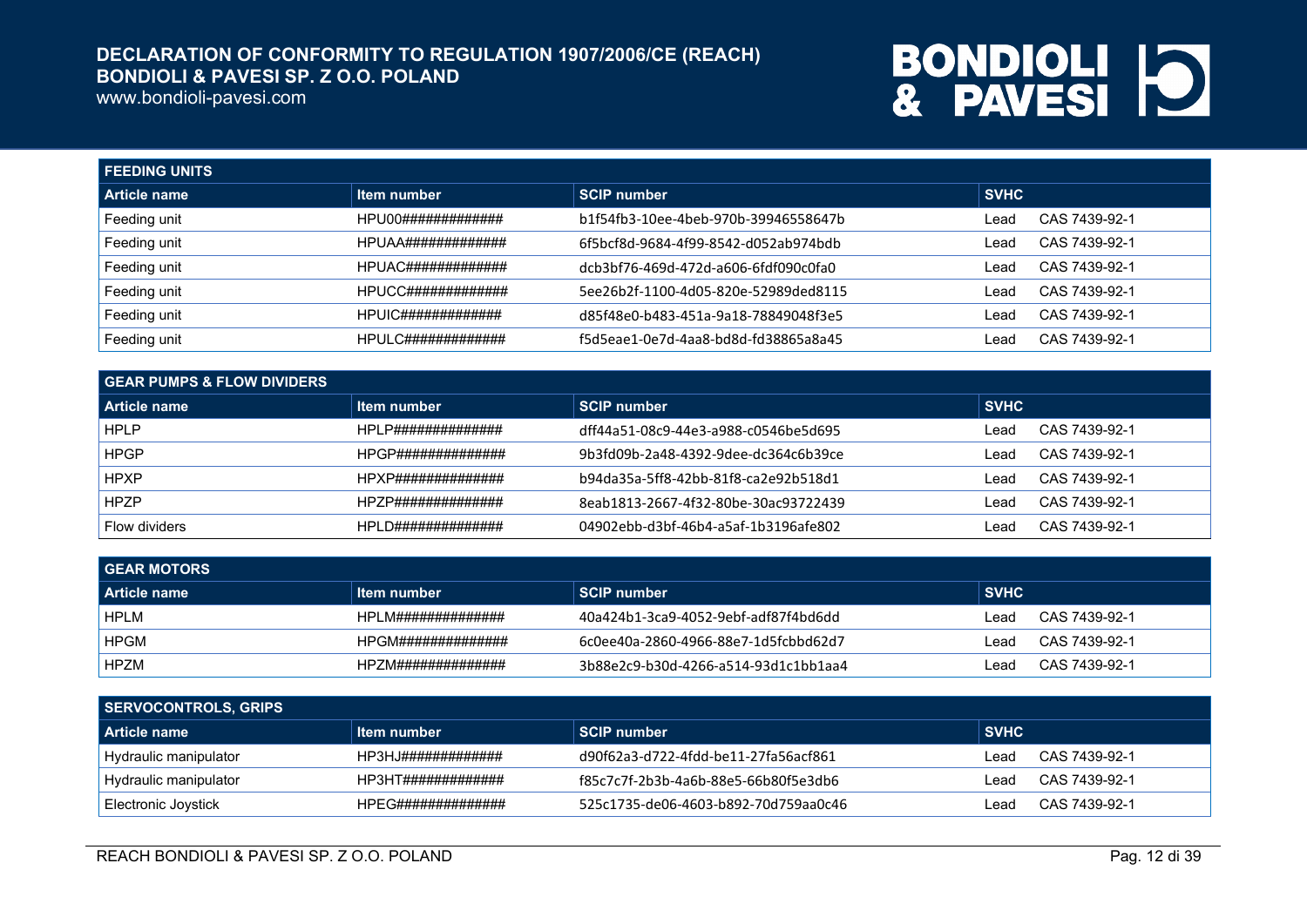| FEEDING UNITS | | | |
|---|---|---|---|
| **Article name** | **Item number** | **SCIP number** | **SVHC** |
| Feeding unit | HPU00############# | b1f54fb3-10ee-4beb-970b-39946558647b | Lead CAS 7439-92-1 |
| Feeding unit | HPUAA############# | 6f5bcf8d-9684-4f99-8542-d052ab974bdb | Lead CAS 7439-92-1 |
| Feeding unit | HPUAC############# | dcb3bf76-469d-472d-a606-6fdf090c0fa0 | Lead CAS 7439-92-1 |
| Feeding unit | HPUCC############# | 5ee26b2f-1100-4d05-820e-52989ded8115 | Lead CAS 7439-92-1 |
| Feeding unit | HPUIC############# | d85f48e0-b483-451a-9a18-78849048f3e5 | Lead CAS 7439-92-1 |
| Feeding unit | HPULC############# | f5d5eae1-0e7d-4aa8-bd8d-fd38865a8a45 | Lead CAS 7439-92-1 |

| GEAR PUMPS & FLOW DIVIDERS | | | |
|---|---|---|---|
| **Article name** | **Item number** | **SCIP number** | **SVHC** |
| HPLP | HPLP############## | dff44a51-08c9-44e3-a988-c0546be5d695 | Lead CAS 7439-92-1 |
| HPGP | HPGP############## | 9b3fd09b-2a48-4392-9dee-dc364c6b39ce | Lead CAS 7439-92-1 |
| HPXP | HPXP############## | b94da35a-5ff8-42bb-81f8-ca2e92b518d1 | Lead CAS 7439-92-1 |
| HPZP | HPZP############## | 8eab1813-2667-4f32-80be-30ac93722439 | Lead CAS 7439-92-1 |
| Flow dividers | HPLD############## | 04902ebb-d3bf-46b4-a5af-1b3196afe802 | Lead CAS 7439-92-1 |

| GEAR MOTORS | | | |
|---|---|---|---|
| **Article name** | **Item number** | **SCIP number** | **SVHC** |
| HPLM | HPLM############## | 40a424b1-3ca9-4052-9ebf-adf87f4bd6dd | Lead CAS 7439-92-1 |
| HPGM | HPGM############## | 6c0ee40a-2860-4966-88e7-1d5fcbbd62d7 | Lead CAS 7439-92-1 |
| HPZM | HPZM############## | 3b88e2c9-b30d-4266-a514-93d1c1bb1aa4 | Lead CAS 7439-92-1 |

| SERVOCONTROLS, GRIPS | | | |
|---|---|---|---|
| **Article name** | **Item number** | **SCIP number** | **SVHC** |
| Hydraulic manipulator | HP3HJ############# | d90f62a3-d722-4fdd-be11-27fa56acf861 | Lead CAS 7439-92-1 |
| Hydraulic manipulator | HP3HT############# | f85c7c7f-2b3b-4a6b-88e5-66b80f5e3db6 | Lead CAS 7439-92-1 |
| Electronic Joystick | HPEG############## | 525c1735-de06-4603-b892-70d759aa0c46 | Lead CAS 7439-92-1 |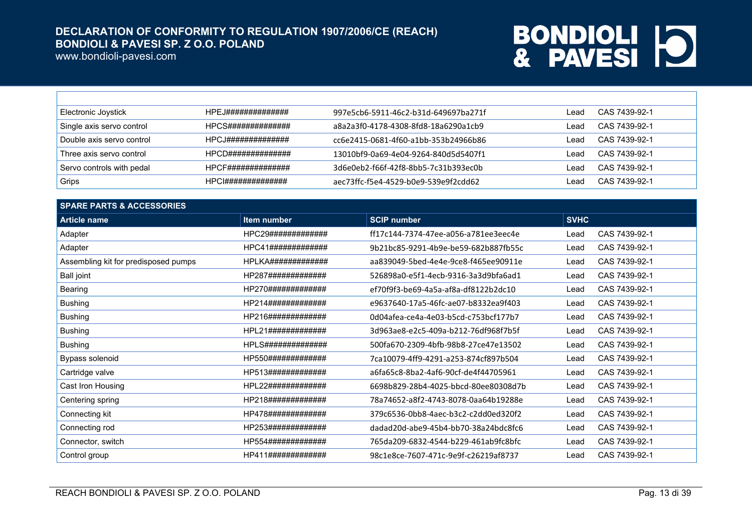| | | | | |
|---|---|---|---|---|
| Electronic Joystick | HPEJ############## | 997e5cb6-5911-46c2-b31d-649697ba271f | Lead | CAS 7439-92-1 |
| Single axis servo control | HPCS############## | a8a2a3f0-4178-4308-8fd8-18a6290a1cb9 | Lead | CAS 7439-92-1 |
| Double axis servo control | HPCJ############## | cc6e2415-0681-4f60-a1bb-353b24966b86 | Lead | CAS 7439-92-1 |
| Three axis servo control | HPCD############## | 13010bf9-0a69-4e04-9264-840d5d5407f1 | Lead | CAS 7439-92-1 |
| Servo controls with pedal | HPCF############## | 3d6e0eb2-f66f-42f8-8bb5-7c31b393ec0b | Lead | CAS 7439-92-1 |
| Grips | HPCI############## | aec73ffc-f5e4-4529-b0e9-539e9f2cdd62 | Lead | CAS 7439-92-1 |

**SPARE PARTS & ACCESSORIES**

| Article name | Item number | SCIP number | SVHC | |
|---|---|---|---|---|
| Adapter | HPC29############# | ff17c144-7374-47ee-a056-a781ee3eec4e | Lead | CAS 7439-92-1 |
| Adapter | HPC41############# | 9b21bc85-9291-4b9e-be59-682b887fb55c | Lead | CAS 7439-92-1 |
| Assembling kit for predisposed pumps | HPLKA############# | aa839049-5bed-4e4e-9ce8-f465ee90911e | Lead | CAS 7439-92-1 |
| Ball joint | HP287############# | 526898a0-e5f1-4ecb-9316-3a3d9bfa6ad1 | Lead | CAS 7439-92-1 |
| Bearing | HP270############# | ef70f9f3-be69-4a5a-af8a-df8122b2dc10 | Lead | CAS 7439-92-1 |
| Bushing | HP214############# | e9637640-17a5-46fc-ae07-b8332ea9f403 | Lead | CAS 7439-92-1 |
| Bushing | HP216############# | 0d04afea-ce4a-4e03-b5cd-c753bcf177b7 | Lead | CAS 7439-92-1 |
| Bushing | HPL21############# | 3d963ae8-e2c5-409a-b212-76df968f7b5f | Lead | CAS 7439-92-1 |
| Bushing | HPLS############## | 500fa670-2309-4bfb-98b8-27ce47e13502 | Lead | CAS 7439-92-1 |
| Bypass solenoid | HP550############# | 7ca10079-4ff9-4291-a253-874cf897b504 | Lead | CAS 7439-92-1 |
| Cartridge valve | HP513############# | a6fa65c8-8ba2-4af6-90cf-de4f44705961 | Lead | CAS 7439-92-1 |
| Cast Iron Housing | HPL22############# | 6698b829-28b4-4025-bbcd-80ee80308d7b | Lead | CAS 7439-92-1 |
| Centering spring | HP218############# | 78a74652-a8f2-4743-8078-0aa64b19288e | Lead | CAS 7439-92-1 |
| Connecting kit | HP478############# | 379c6536-0bb8-4aec-b3c2-c2dd0ed320f2 | Lead | CAS 7439-92-1 |
| Connecting rod | HP253############# | dadad20d-abe9-45b4-bb70-38a24bdc8fc6 | Lead | CAS 7439-92-1 |
| Connector, switch | HP554############# | 765da209-6832-4544-b229-461ab9fc8bfc | Lead | CAS 7439-92-1 |
| Control group | HP411############# | 98c1e8ce-7607-471c-9e9f-c26219af8737 | Lead | CAS 7439-92-1 |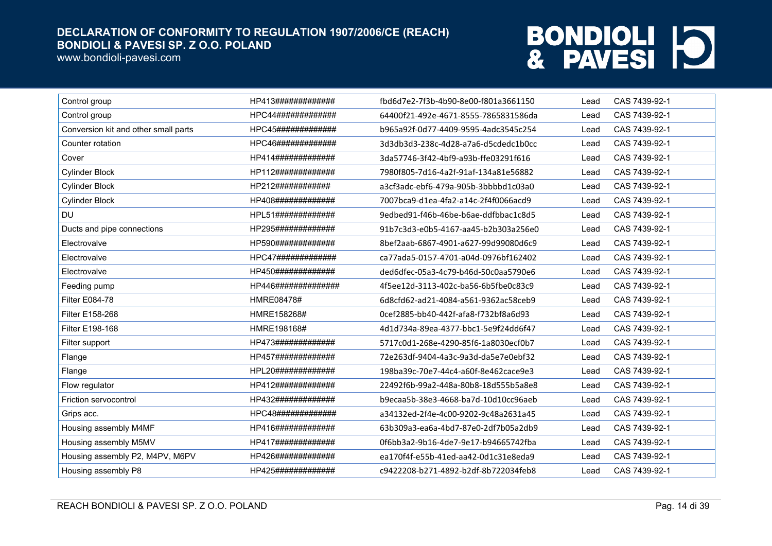| | | | | |
|---|---|---|---|---|
| Control group | HP413############# | fbd6d7e2-7f3b-4b90-8e00-f801a3661150 | Lead | CAS 7439-92-1 |
| Control group | HPC44############# | 64400f21-492e-4671-8555-7865831586da | Lead | CAS 7439-92-1 |
| Conversion kit and other small parts | HPC45############# | b965a92f-0d77-4409-9595-4adc3545c254 | Lead | CAS 7439-92-1 |
| Counter rotation | HPC46############# | 3d3db3d3-238c-4d28-a7a6-d5cdedc1b0cc | Lead | CAS 7439-92-1 |
| Cover | HP414############# | 3da57746-3f42-4bf9-a93b-ffe03291f616 | Lead | CAS 7439-92-1 |
| Cylinder Block | HP112############# | 7980f805-7d16-4a2f-91af-134a81e56882 | Lead | CAS 7439-92-1 |
| Cylinder Block | HP212############ | a3cf3adc-ebf6-479a-905b-3bbbbd1c03a0 | Lead | CAS 7439-92-1 |
| Cylinder Block | HP408############# | 7007bca9-d1ea-4fa2-a14c-2f4f0066acd9 | Lead | CAS 7439-92-1 |
| DU | HPL51############# | 9edbed91-f46b-46be-b6ae-ddfbbac1c8d5 | Lead | CAS 7439-92-1 |
| Ducts and pipe connections | HP295############# | 91b7c3d3-e0b5-4167-aa45-b2b303a256e0 | Lead | CAS 7439-92-1 |
| Electrovalve | HP590############# | 8bef2aab-6867-4901-a627-99d99080d6c9 | Lead | CAS 7439-92-1 |
| Electrovalve | HPC47############# | ca77ada5-0157-4701-a04d-0976bf162402 | Lead | CAS 7439-92-1 |
| Electrovalve | HP450############# | ded6dfec-05a3-4c79-b46d-50c0aa5790e6 | Lead | CAS 7439-92-1 |
| Feeding pump | HP446############## | 4f5ee12d-3113-402c-ba56-6b5fbe0c83c9 | Lead | CAS 7439-92-1 |
| Filter E084-78 | HMRE08478# | 6d8cfd62-ad21-4084-a561-9362ac58ceb9 | Lead | CAS 7439-92-1 |
| Filter E158-268 | HMRE158268# | 0cef2885-bb40-442f-afa8-f732bf8a6d93 | Lead | CAS 7439-92-1 |
| Filter E198-168 | HMRE198168# | 4d1d734a-89ea-4377-bbc1-5e9f24dd6f47 | Lead | CAS 7439-92-1 |
| Filter support | HP473############# | 5717c0d1-268e-4290-85f6-1a8030ecf0b7 | Lead | CAS 7439-92-1 |
| Flange | HP457############# | 72e263df-9404-4a3c-9a3d-da5e7e0ebf32 | Lead | CAS 7439-92-1 |
| Flange | HPL20############# | 198ba39c-70e7-44c4-a60f-8e462cace9e3 | Lead | CAS 7439-92-1 |
| Flow regulator | HP412############# | 22492f6b-99a2-448a-80b8-18d555b5a8e8 | Lead | CAS 7439-92-1 |
| Friction servocontrol | HP432############# | b9ecaa5b-38e3-4668-ba7d-10d10cc96aeb | Lead | CAS 7439-92-1 |
| Grips acc. | HPC48############# | a34132ed-2f4e-4c00-9202-9c48a2631a45 | Lead | CAS 7439-92-1 |
| Housing assembly M4MF | HP416############# | 63b309a3-ea6a-4bd7-87e0-2df7b05a2db9 | Lead | CAS 7439-92-1 |
| Housing assembly M5MV | HP417############# | 0f6bb3a2-9b16-4de7-9e17-b94665742fba | Lead | CAS 7439-92-1 |
| Housing assembly P2, M4PV, M6PV | HP426############# | ea170f4f-e55b-41ed-aa42-0d1c31e8eda9 | Lead | CAS 7439-92-1 |
| Housing assembly P8 | HP425############# | c9422208-b271-4892-b2df-8b722034feb8 | Lead | CAS 7439-92-1 |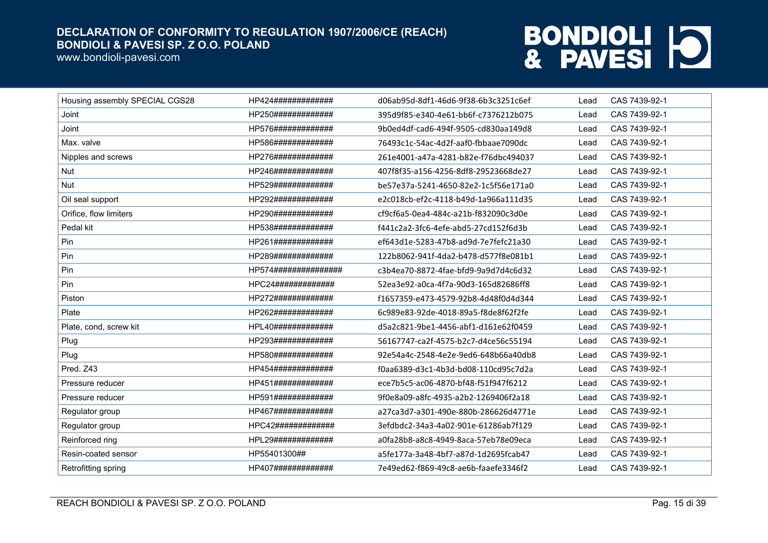| | | | | |
|---|---|---|---|---|
| Housing assembly SPECIAL CGS28 | HP424############# | d06ab95d-8df1-46d6-9f38-6b3c3251c6ef | Lead | CAS 7439-92-1 |
| Joint | HP250############# | 395d9f85-e340-4e61-bb6f-c7376212b075 | Lead | CAS 7439-92-1 |
| Joint | HP576############# | 9b0ed4df-cad6-494f-9505-cd830aa149d8 | Lead | CAS 7439-92-1 |
| Max. valve | HP586############# | 76493c1c-54ac-4d2f-aaf0-fbbaae7090dc | Lead | CAS 7439-92-1 |
| Nipples and screws | HP276############# | 261e4001-a47a-4281-b82e-f76dbc494037 | Lead | CAS 7439-92-1 |
| Nut | HP246############# | 407f8f35-a156-4256-8df8-29523668de27 | Lead | CAS 7439-92-1 |
| Nut | HP529############# | be57e37a-5241-4650-82e2-1c5f56e171a0 | Lead | CAS 7439-92-1 |
| Oil seal support | HP292############# | e2c018cb-ef2c-4118-b49d-1a966a111d35 | Lead | CAS 7439-92-1 |
| Orifice, flow limiters | HP290############# | cf9cf6a5-0ea4-484c-a21b-f832090c3d0e | Lead | CAS 7439-92-1 |
| Pedal kit | HP538############# | f441c2a2-3fc6-4efe-abd5-27cd152f6d3b | Lead | CAS 7439-92-1 |
| Pin | HP261############# | ef643d1e-5283-47b8-ad9d-7e7fefc21a30 | Lead | CAS 7439-92-1 |
| Pin | HP289############# | 122b8062-941f-4da2-b478-d577f8e081b1 | Lead | CAS 7439-92-1 |
| Pin | HP574############### | c3b4ea70-8872-4fae-bfd9-9a9d7d4c6d32 | Lead | CAS 7439-92-1 |
| Pin | HPC24############# | 52ea3e92-a0ca-4f7a-90d3-165d82686ff8 | Lead | CAS 7439-92-1 |
| Piston | HP272############# | f1657359-e473-4579-92b8-4d48f0d4d344 | Lead | CAS 7439-92-1 |
| Plate | HP262############# | 6c989e83-92de-4018-89a5-f8de8f62f2fe | Lead | CAS 7439-92-1 |
| Plate, cond, screw kit | HPL40############# | d5a2c821-9be1-4456-abf1-d161e62f0459 | Lead | CAS 7439-92-1 |
| Plug | HP293############# | 56167747-ca2f-4575-b2c7-d4ce56c55194 | Lead | CAS 7439-92-1 |
| Plug | HP580############# | 92e54a4c-2548-4e2e-9ed6-648b66a40db8 | Lead | CAS 7439-92-1 |
| Pred. Z43 | HP454############# | f0aa6389-d3c1-4b3d-bd08-110cd95c7d2a | Lead | CAS 7439-92-1 |
| Pressure reducer | HP451############# | ece7b5c5-ac06-4870-bf48-f51f947f6212 | Lead | CAS 7439-92-1 |
| Pressure reducer | HP591############# | 9f0e8a09-a8fc-4935-a2b2-1269406f2a18 | Lead | CAS 7439-92-1 |
| Regulator group | HP467############# | a27ca3d7-a301-490e-880b-286626d4771e | Lead | CAS 7439-92-1 |
| Regulator group | HPC42############# | 3efdbdc2-34a3-4a02-901e-61286ab7f129 | Lead | CAS 7439-92-1 |
| Reinforced ring | HPL29############# | a0fa28b8-a8c8-4949-8aca-57eb78e09eca | Lead | CAS 7439-92-1 |
| Resin-coated sensor | HP55401300## | a5fe177a-3a48-4bf7-a87d-1d2695fcab47 | Lead | CAS 7439-92-1 |
| Retrofitting spring | HP407############# | 7e49ed62-f869-49c8-ae6b-faaefe3346f2 | Lead | CAS 7439-92-1 |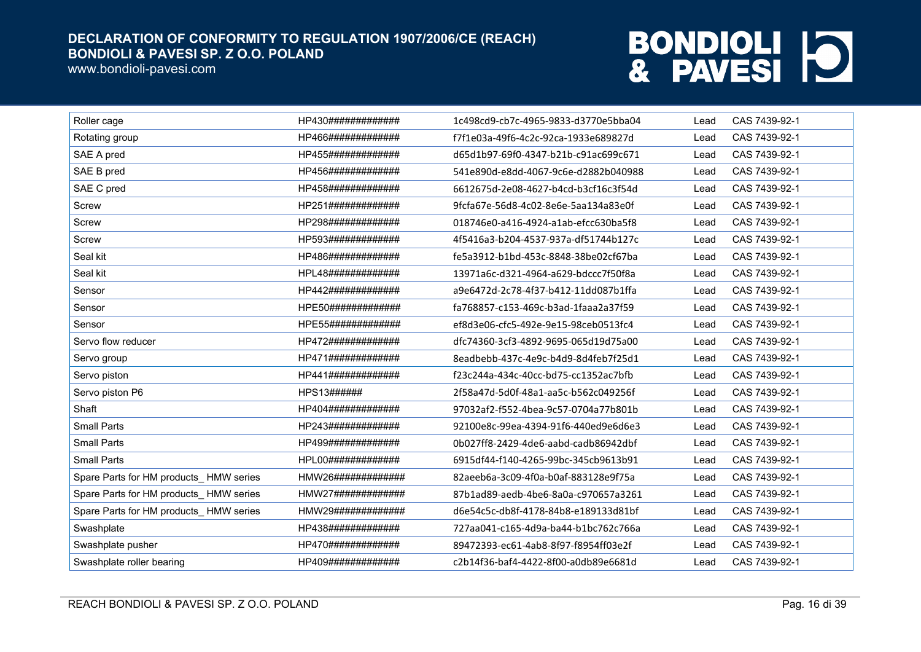| | | | | |
|---|---|---|---|---|
| Roller cage | HP430############# | 1c498cd9-cb7c-4965-9833-d3770e5bba04 | Lead | CAS 7439-92-1 |
| Rotating group | HP466############# | f7f1e03a-49f6-4c2c-92ca-1933e689827d | Lead | CAS 7439-92-1 |
| SAE A pred | HP455############# | d65d1b97-69f0-4347-b21b-c91ac699c671 | Lead | CAS 7439-92-1 |
| SAE B pred | HP456############# | 541e890d-e8dd-4067-9c6e-d2882b040988 | Lead | CAS 7439-92-1 |
| SAE C pred | HP458############# | 6612675d-2e08-4627-b4cd-b3cf16c3f54d | Lead | CAS 7439-92-1 |
| Screw | HP251############# | 9fcfa67e-56d8-4c02-8e6e-5aa134a83e0f | Lead | CAS 7439-92-1 |
| Screw | HP298############# | 018746e0-a416-4924-a1ab-efcc630ba5f8 | Lead | CAS 7439-92-1 |
| Screw | HP593############# | 4f5416a3-b204-4537-937a-df51744b127c | Lead | CAS 7439-92-1 |
| Seal kit | HP486############# | fe5a3912-b1bd-453c-8848-38be02cf67ba | Lead | CAS 7439-92-1 |
| Seal kit | HPL48############# | 13971a6c-d321-4964-a629-bdccc7f50f8a | Lead | CAS 7439-92-1 |
| Sensor | HP442############# | a9e6472d-2c78-4f37-b412-11dd087b1ffa | Lead | CAS 7439-92-1 |
| Sensor | HPE50############# | fa768857-c153-469c-b3ad-1faaa2a37f59 | Lead | CAS 7439-92-1 |
| Sensor | HPE55############# | ef8d3e06-cfc5-492e-9e15-98ceb0513fc4 | Lead | CAS 7439-92-1 |
| Servo flow reducer | HP472############# | dfc74360-3cf3-4892-9695-065d19d75a00 | Lead | CAS 7439-92-1 |
| Servo group | HP471############# | 8eadbebb-437c-4e9c-b4d9-8d4feb7f25d1 | Lead | CAS 7439-92-1 |
| Servo piston | HP441############# | f23c244a-434c-40cc-bd75-cc1352ac7bfb | Lead | CAS 7439-92-1 |
| Servo piston P6 | HPS13###### | 2f58a47d-5d0f-48a1-aa5c-b562c049256f | Lead | CAS 7439-92-1 |
| Shaft | HP404############# | 97032af2-f552-4bea-9c57-0704a77b801b | Lead | CAS 7439-92-1 |
| Small Parts | HP243############# | 92100e8c-99ea-4394-91f6-440ed9e6d6e3 | Lead | CAS 7439-92-1 |
| Small Parts | HP499############# | 0b027ff8-2429-4de6-aabd-cadb86942dbf | Lead | CAS 7439-92-1 |
| Small Parts | HPL00############# | 6915df44-f140-4265-99bc-345cb9613b91 | Lead | CAS 7439-92-1 |
| Spare Parts for HM products_ HMW series | HMW26############# | 82aeeb6a-3c09-4f0a-b0af-883128e9f75a | Lead | CAS 7439-92-1 |
| Spare Parts for HM products_ HMW series | HMW27############# | 87b1ad89-aedb-4be6-8a0a-c970657a3261 | Lead | CAS 7439-92-1 |
| Spare Parts for HM products_ HMW series | HMW29############# | d6e54c5c-db8f-4178-84b8-e189133d81bf | Lead | CAS 7439-92-1 |
| Swashplate | HP438############# | 727aa041-c165-4d9a-ba44-b1bc762c766a | Lead | CAS 7439-92-1 |
| Swashplate pusher | HP470############# | 89472393-ec61-4ab8-8f97-f8954ff03e2f | Lead | CAS 7439-92-1 |
| Swashplate roller bearing | HP409############# | c2b14f36-baf4-4422-8f00-a0db89e6681d | Lead | CAS 7439-92-1 |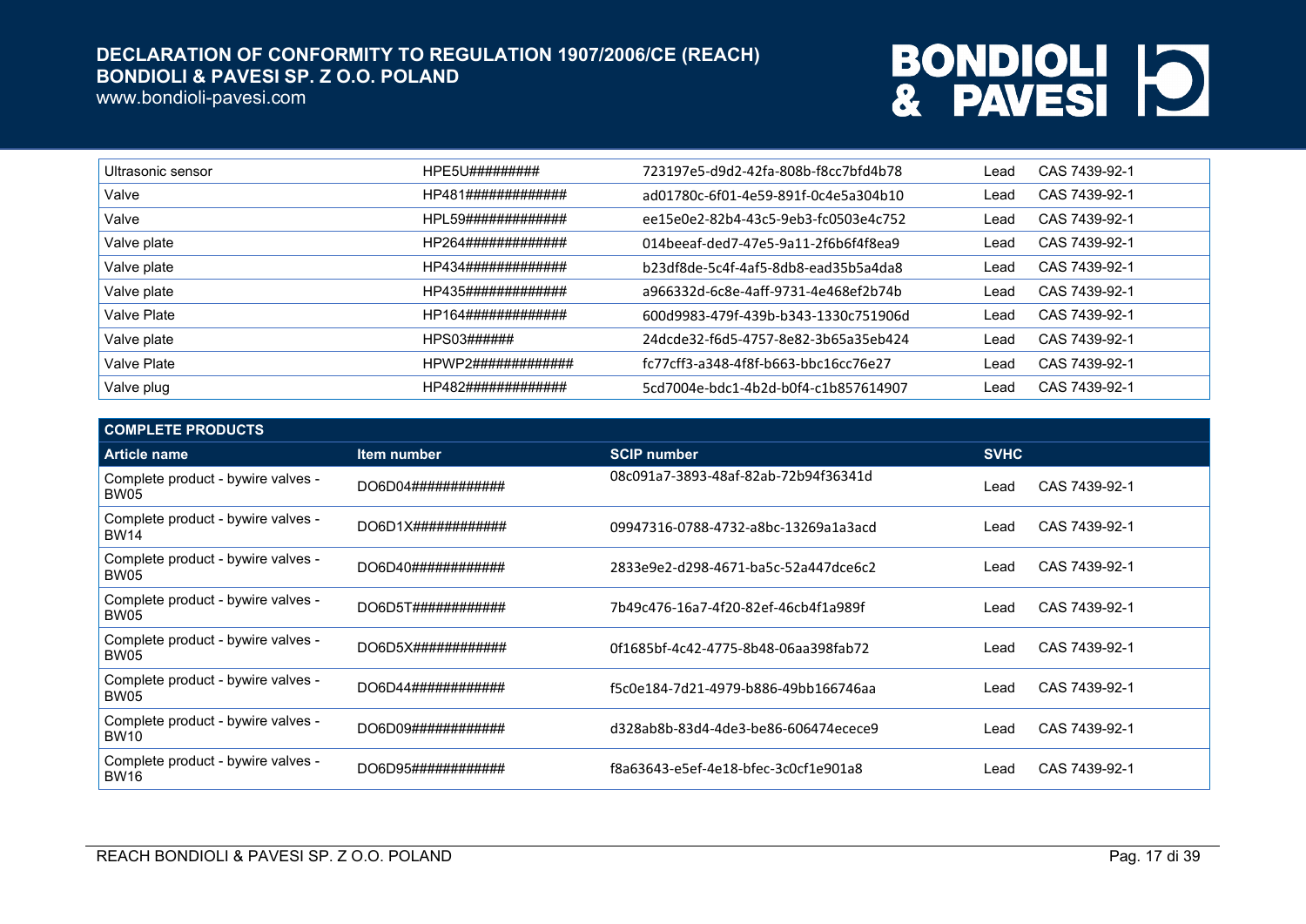| | | | | |
|---|---|---|---|---|
| Ultrasonic sensor | HPE5U######### | 723197e5-d9d2-42fa-808b-f8cc7bfd4b78 | Lead | CAS 7439-92-1 |
| Valve | HP481############# | ad01780c-6f01-4e59-891f-0c4e5a304b10 | Lead | CAS 7439-92-1 |
| Valve | HPL59############# | ee15e0e2-82b4-43c5-9eb3-fc0503e4c752 | Lead | CAS 7439-92-1 |
| Valve plate | HP264############# | 014beeaf-ded7-47e5-9a11-2f6b6f4f8ea9 | Lead | CAS 7439-92-1 |
| Valve plate | HP434############# | b23df8de-5c4f-4af5-8db8-ead35b5a4da8 | Lead | CAS 7439-92-1 |
| Valve plate | HP435############# | a966332d-6c8e-4aff-9731-4e468ef2b74b | Lead | CAS 7439-92-1 |
| Valve Plate | HP164############# | 600d9983-479f-439b-b343-1330c751906d | Lead | CAS 7439-92-1 |
| Valve plate | HPS03###### | 24dcde32-f6d5-4757-8e82-3b65a35eb424 | Lead | CAS 7439-92-1 |
| Valve Plate | HPWP2############# | fc77cff3-a348-4f8f-b663-bbc16cc76e27 | Lead | CAS 7439-92-1 |
| Valve plug | HP482############# | 5cd7004e-bdc1-4b2d-b0f4-c1b857614907 | Lead | CAS 7439-92-1 |

**COMPLETE PRODUCTS**

| Article name | Item number | SCIP number | SVHC | |
|---|---|---|---|---|
| Complete product - bywire valves - BW05 | DO6D04############ | 08c091a7-3893-48af-82ab-72b94f36341d | Lead | CAS 7439-92-1 |
| Complete product - bywire valves - BW14 | DO6D1X############ | 09947316-0788-4732-a8bc-13269a1a3acd | Lead | CAS 7439-92-1 |
| Complete product - bywire valves - BW05 | DO6D40############ | 2833e9e2-d298-4671-ba5c-52a447dce6c2 | Lead | CAS 7439-92-1 |
| Complete product - bywire valves - BW05 | DO6D5T############ | 7b49c476-16a7-4f20-82ef-46cb4f1a989f | Lead | CAS 7439-92-1 |
| Complete product - bywire valves - BW05 | DO6D5X############ | 0f1685bf-4c42-4775-8b48-06aa398fab72 | Lead | CAS 7439-92-1 |
| Complete product - bywire valves - BW05 | DO6D44############ | f5c0e184-7d21-4979-b886-49bb166746aa | Lead | CAS 7439-92-1 |
| Complete product - bywire valves - BW10 | DO6D09############ | d328ab8b-83d4-4de3-be86-606474ecece9 | Lead | CAS 7439-92-1 |
| Complete product - bywire valves - BW16 | DO6D95############ | f8a63643-e5ef-4e18-bfec-3c0cf1e901a8 | Lead | CAS 7439-92-1 |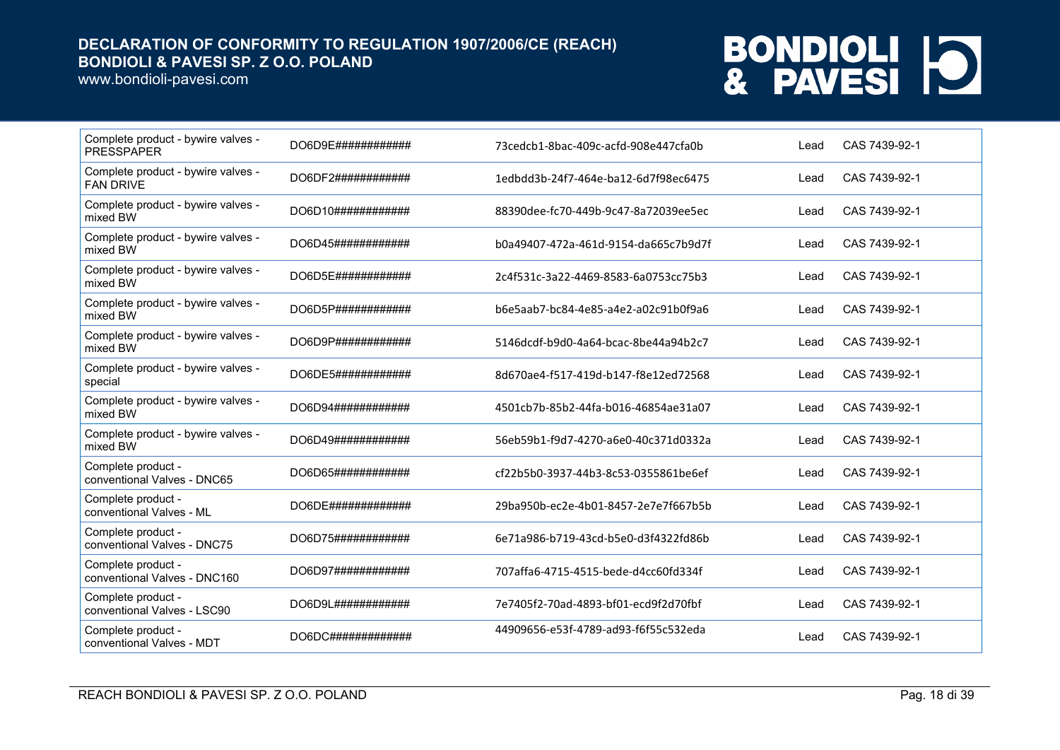| | | | | |
|---|---|---|---|---|
| Complete product - bywire valves - PRESSPAPER | DO6D9E############ | 73cedcb1-8bac-409c-acfd-908e447cfa0b | Lead | CAS 7439-92-1 |
| Complete product - bywire valves - FAN DRIVE | DO6DF2############ | 1edbdd3b-24f7-464e-ba12-6d7f98ec6475 | Lead | CAS 7439-92-1 |
| Complete product - bywire valves - mixed BW | DO6D10############ | 88390dee-fc70-449b-9c47-8a72039ee5ec | Lead | CAS 7439-92-1 |
| Complete product - bywire valves - mixed BW | DO6D45############ | b0a49407-472a-461d-9154-da665c7b9d7f | Lead | CAS 7439-92-1 |
| Complete product - bywire valves - mixed BW | DO6D5E############ | 2c4f531c-3a22-4469-8583-6a0753cc75b3 | Lead | CAS 7439-92-1 |
| Complete product - bywire valves - mixed BW | DO6D5P############ | b6e5aab7-bc84-4e85-a4e2-a02c91b0f9a6 | Lead | CAS 7439-92-1 |
| Complete product - bywire valves - mixed BW | DO6D9P############ | 5146dcdf-b9d0-4a64-bcac-8be44a94b2c7 | Lead | CAS 7439-92-1 |
| Complete product - bywire valves - special | DO6DE5############ | 8d670ae4-f517-419d-b147-f8e12ed72568 | Lead | CAS 7439-92-1 |
| Complete product - bywire valves - mixed BW | DO6D94############ | 4501cb7b-85b2-44fa-b016-46854ae31a07 | Lead | CAS 7439-92-1 |
| Complete product - bywire valves - mixed BW | DO6D49############ | 56eb59b1-f9d7-4270-a6e0-40c371d0332a | Lead | CAS 7439-92-1 |
| Complete product - conventional Valves - DNC65 | DO6D65############ | cf22b5b0-3937-44b3-8c53-0355861be6ef | Lead | CAS 7439-92-1 |
| Complete product - conventional Valves - ML | DO6DE############# | 29ba950b-ec2e-4b01-8457-2e7e7f667b5b | Lead | CAS 7439-92-1 |
| Complete product - conventional Valves - DNC75 | DO6D75############ | 6e71a986-b719-43cd-b5e0-d3f4322fd86b | Lead | CAS 7439-92-1 |
| Complete product - conventional Valves - DNC160 | DO6D97############ | 707affa6-4715-4515-bede-d4cc60fd334f | Lead | CAS 7439-92-1 |
| Complete product - conventional Valves - LSC90 | DO6D9L############ | 7e7405f2-70ad-4893-bf01-ecd9f2d70fbf | Lead | CAS 7439-92-1 |
| Complete product - conventional Valves - MDT | DO6DC############# | 44909656-e53f-4789-ad93-f6f55c532eda | Lead | CAS 7439-92-1 |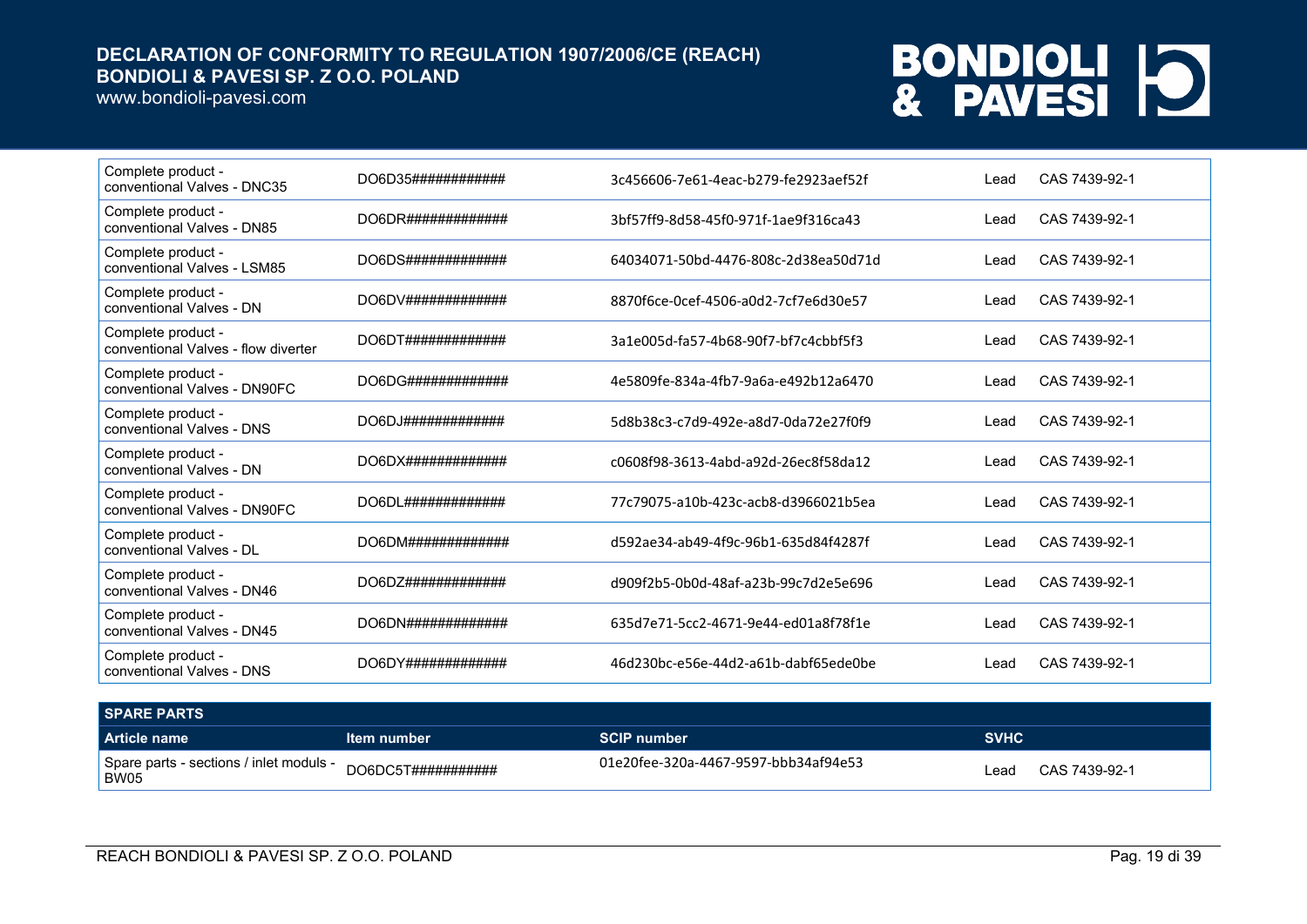| | | | | |
|---|---|---|---|---|
| Complete product - conventional Valves - DNC35 | DO6D35############ | 3c456606-7e61-4eac-b279-fe2923aef52f | Lead | CAS 7439-92-1 |
| Complete product - conventional Valves - DN85 | DO6DR############# | 3bf57ff9-8d58-45f0-971f-1ae9f316ca43 | Lead | CAS 7439-92-1 |
| Complete product - conventional Valves - LSM85 | DO6DS############# | 64034071-50bd-4476-808c-2d38ea50d71d | Lead | CAS 7439-92-1 |
| Complete product - conventional Valves - DN | DO6DV############# | 8870f6ce-0cef-4506-a0d2-7cf7e6d30e57 | Lead | CAS 7439-92-1 |
| Complete product - conventional Valves - flow diverter | DO6DT############# | 3a1e005d-fa57-4b68-90f7-bf7c4cbbf5f3 | Lead | CAS 7439-92-1 |
| Complete product - conventional Valves - DN90FC | DO6DG############# | 4e5809fe-834a-4fb7-9a6a-e492b12a6470 | Lead | CAS 7439-92-1 |
| Complete product - conventional Valves - DNS | DO6DJ############# | 5d8b38c3-c7d9-492e-a8d7-0da72e27f0f9 | Lead | CAS 7439-92-1 |
| Complete product - conventional Valves - DN | DO6DX############# | c0608f98-3613-4abd-a92d-26ec8f58da12 | Lead | CAS 7439-92-1 |
| Complete product - conventional Valves - DN90FC | DO6DL############# | 77c79075-a10b-423c-acb8-d3966021b5ea | Lead | CAS 7439-92-1 |
| Complete product - conventional Valves - DL | DO6DM############# | d592ae34-ab49-4f9c-96b1-635d84f4287f | Lead | CAS 7439-92-1 |
| Complete product - conventional Valves - DN46 | DO6DZ############# | d909f2b5-0b0d-48af-a23b-99c7d2e5e696 | Lead | CAS 7439-92-1 |
| Complete product - conventional Valves - DN45 | DO6DN############# | 635d7e71-5cc2-4671-9e44-ed01a8f78f1e | Lead | CAS 7439-92-1 |
| Complete product - conventional Valves - DNS | DO6DY############# | 46d230bc-e56e-44d2-a61b-dabf65ede0be | Lead | CAS 7439-92-1 |

**SPARE PARTS**

| Article name | Item number | SCIP number | SVHC | |
|---|---|---|---|---|
| Spare parts - sections / inlet moduls - BW05 | DO6DC5T########### | 01e20fee-320a-4467-9597-bbb34af94e53 | Lead | CAS 7439-92-1 |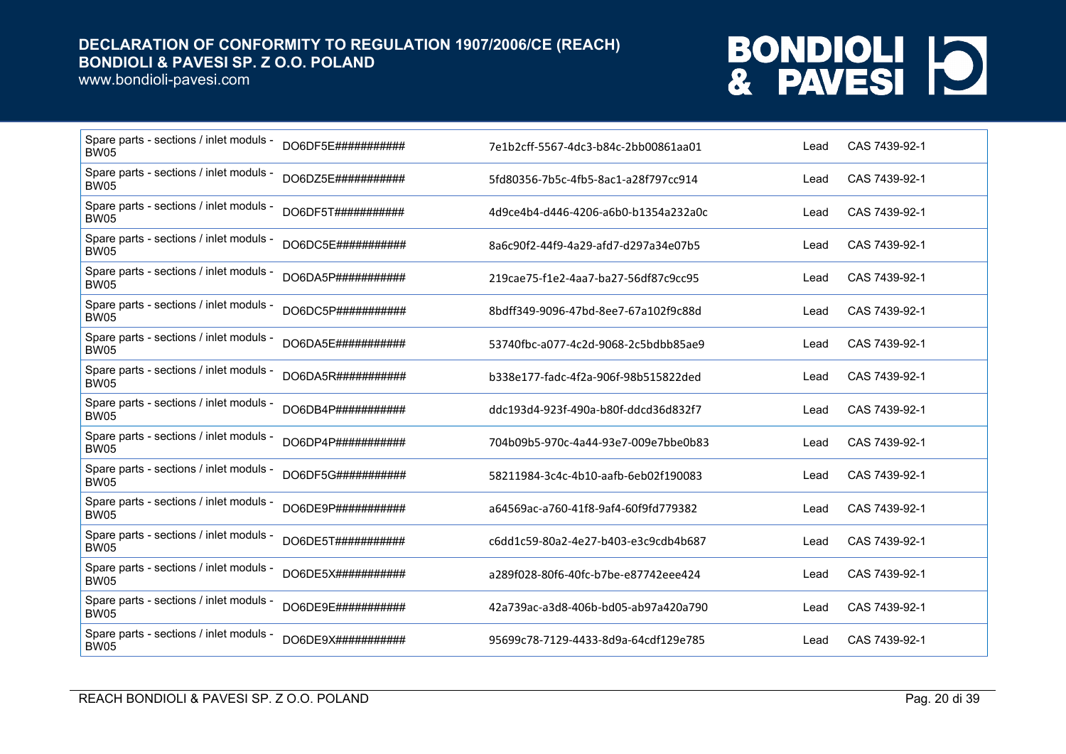| | | | | |
|---|---|---|---|---|
| Spare parts - sections / inlet moduls - BW05 | DO6DF5E########### | 7e1b2cff-5567-4dc3-b84c-2bb00861aa01 | Lead | CAS 7439-92-1 |
| Spare parts - sections / inlet moduls - BW05 | DO6DZ5E########### | 5fd80356-7b5c-4fb5-8ac1-a28f797cc914 | Lead | CAS 7439-92-1 |
| Spare parts - sections / inlet moduls - BW05 | DO6DF5T########### | 4d9ce4b4-d446-4206-a6b0-b1354a232a0c | Lead | CAS 7439-92-1 |
| Spare parts - sections / inlet moduls - BW05 | DO6DC5E########### | 8a6c90f2-44f9-4a29-afd7-d297a34e07b5 | Lead | CAS 7439-92-1 |
| Spare parts - sections / inlet moduls - BW05 | DO6DA5P########### | 219cae75-f1e2-4aa7-ba27-56df87c9cc95 | Lead | CAS 7439-92-1 |
| Spare parts - sections / inlet moduls - BW05 | DO6DC5P########### | 8bdff349-9096-47bd-8ee7-67a102f9c88d | Lead | CAS 7439-92-1 |
| Spare parts - sections / inlet moduls - BW05 | DO6DA5E########### | 53740fbc-a077-4c2d-9068-2c5bdbb85ae9 | Lead | CAS 7439-92-1 |
| Spare parts - sections / inlet moduls - BW05 | DO6DA5R########### | b338e177-fadc-4f2a-906f-98b515822ded | Lead | CAS 7439-92-1 |
| Spare parts - sections / inlet moduls - BW05 | DO6DB4P########### | ddc193d4-923f-490a-b80f-ddcd36d832f7 | Lead | CAS 7439-92-1 |
| Spare parts - sections / inlet moduls - BW05 | DO6DP4P########### | 704b09b5-970c-4a44-93e7-009e7bbe0b83 | Lead | CAS 7439-92-1 |
| Spare parts - sections / inlet moduls - BW05 | DO6DF5G########### | 58211984-3c4c-4b10-aafb-6eb02f190083 | Lead | CAS 7439-92-1 |
| Spare parts - sections / inlet moduls - BW05 | DO6DE9P########### | a64569ac-a760-41f8-9af4-60f9fd779382 | Lead | CAS 7439-92-1 |
| Spare parts - sections / inlet moduls - BW05 | DO6DE5T########### | c6dd1c59-80a2-4e27-b403-e3c9cdb4b687 | Lead | CAS 7439-92-1 |
| Spare parts - sections / inlet moduls - BW05 | DO6DE5X########### | a289f028-80f6-40fc-b7be-e87742eee424 | Lead | CAS 7439-92-1 |
| Spare parts - sections / inlet moduls - BW05 | DO6DE9E########### | 42a739ac-a3d8-406b-bd05-ab97a420a790 | Lead | CAS 7439-92-1 |
| Spare parts - sections / inlet moduls - BW05 | DO6DE9X########### | 95699c78-7129-4433-8d9a-64cdf129e785 | Lead | CAS 7439-92-1 |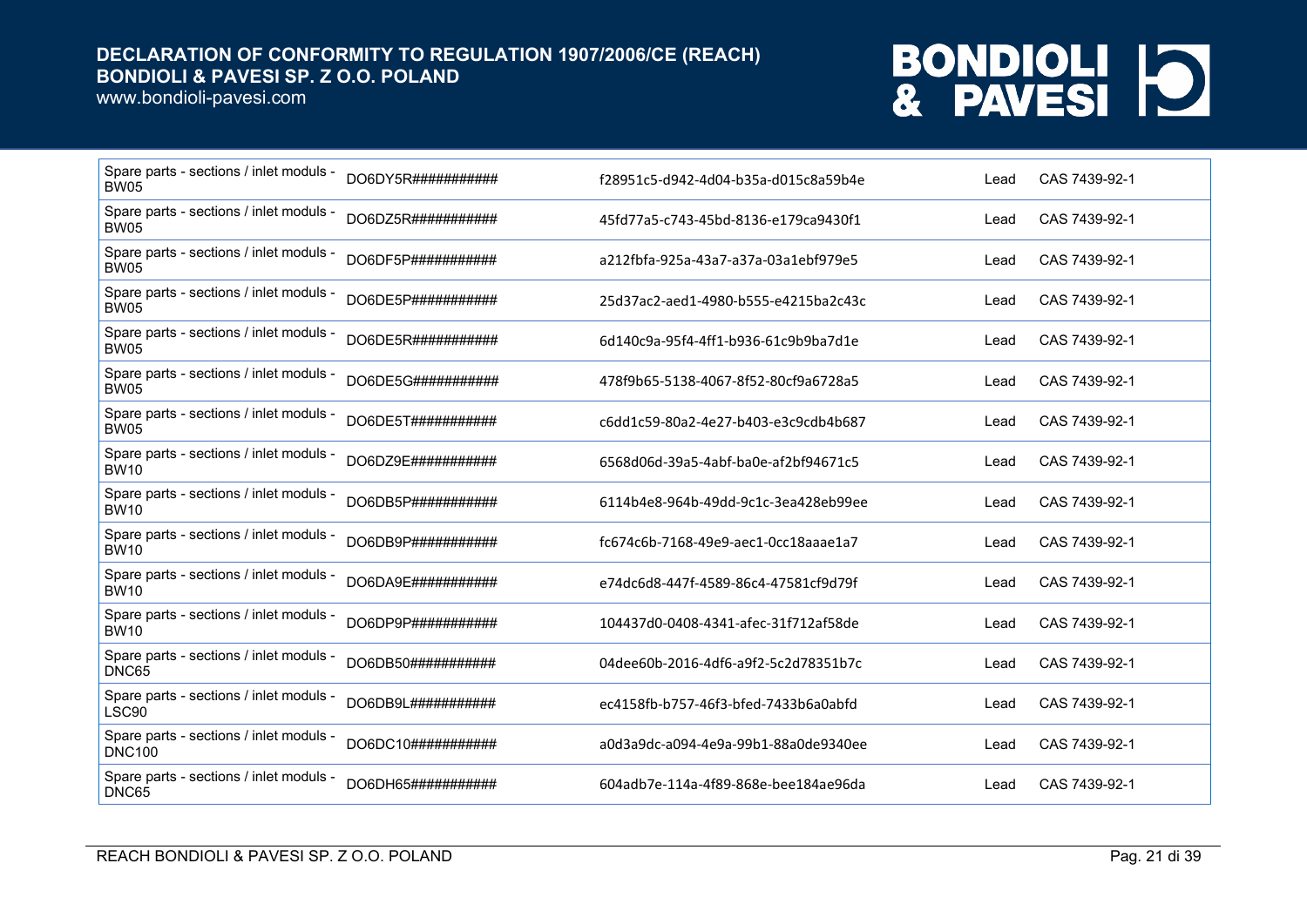| | | | | |
|---|---|---|---|---|
| Spare parts - sections / inlet moduls - BW05 | DO6DY5R########### | f28951c5-d942-4d04-b35a-d015c8a59b4e | Lead | CAS 7439-92-1 |
| Spare parts - sections / inlet moduls - BW05 | DO6DZ5R########### | 45fd77a5-c743-45bd-8136-e179ca9430f1 | Lead | CAS 7439-92-1 |
| Spare parts - sections / inlet moduls - BW05 | DO6DF5P########### | a212fbfa-925a-43a7-a37a-03a1ebf979e5 | Lead | CAS 7439-92-1 |
| Spare parts - sections / inlet moduls - BW05 | DO6DE5P########### | 25d37ac2-aed1-4980-b555-e4215ba2c43c | Lead | CAS 7439-92-1 |
| Spare parts - sections / inlet moduls - BW05 | DO6DE5R########### | 6d140c9a-95f4-4ff1-b936-61c9b9ba7d1e | Lead | CAS 7439-92-1 |
| Spare parts - sections / inlet moduls - BW05 | DO6DE5G########### | 478f9b65-5138-4067-8f52-80cf9a6728a5 | Lead | CAS 7439-92-1 |
| Spare parts - sections / inlet moduls - BW05 | DO6DE5T########### | c6dd1c59-80a2-4e27-b403-e3c9cdb4b687 | Lead | CAS 7439-92-1 |
| Spare parts - sections / inlet moduls - BW10 | DO6DZ9E########### | 6568d06d-39a5-4abf-ba0e-af2bf94671c5 | Lead | CAS 7439-92-1 |
| Spare parts - sections / inlet moduls - BW10 | DO6DB5P########### | 6114b4e8-964b-49dd-9c1c-3ea428eb99ee | Lead | CAS 7439-92-1 |
| Spare parts - sections / inlet moduls - BW10 | DO6DB9P########### | fc674c6b-7168-49e9-aec1-0cc18aaae1a7 | Lead | CAS 7439-92-1 |
| Spare parts - sections / inlet moduls - BW10 | DO6DA9E########### | e74dc6d8-447f-4589-86c4-47581cf9d79f | Lead | CAS 7439-92-1 |
| Spare parts - sections / inlet moduls - BW10 | DO6DP9P########### | 104437d0-0408-4341-afec-31f712af58de | Lead | CAS 7439-92-1 |
| Spare parts - sections / inlet moduls - DNC65 | DO6DB50########### | 04dee60b-2016-4df6-a9f2-5c2d78351b7c | Lead | CAS 7439-92-1 |
| Spare parts - sections / inlet moduls - LSC90 | DO6DB9L########### | ec4158fb-b757-46f3-bfed-7433b6a0abfd | Lead | CAS 7439-92-1 |
| Spare parts - sections / inlet moduls - DNC100 | DO6DC10########### | a0d3a9dc-a094-4e9a-99b1-88a0de9340ee | Lead | CAS 7439-92-1 |
| Spare parts - sections / inlet moduls - DNC65 | DO6DH65########### | 604adb7e-114a-4f89-868e-bee184ae96da | Lead | CAS 7439-92-1 |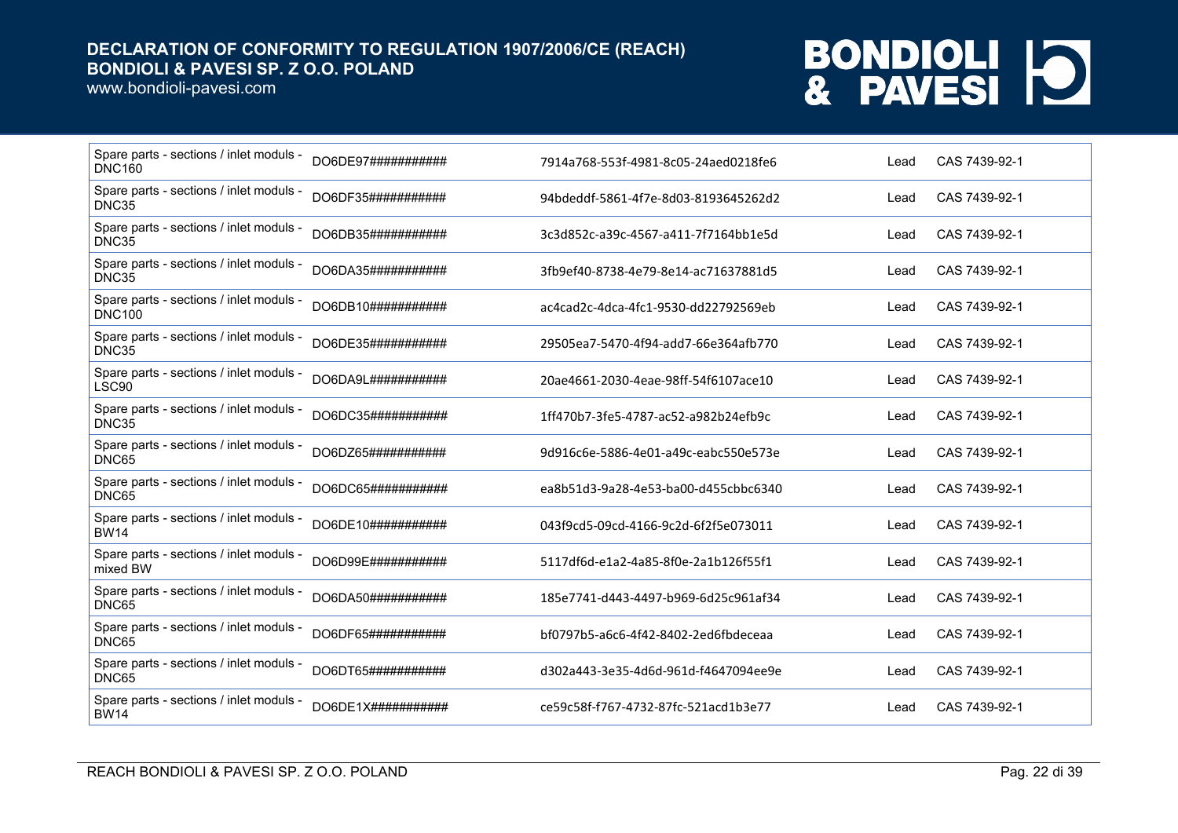| | | | | |
|---|---|---|---|---|
| Spare parts - sections / inlet moduls - DNC160 | DO6DE97########### | 7914a768-553f-4981-8c05-24aed0218fe6 | Lead | CAS 7439-92-1 |
| Spare parts - sections / inlet moduls - DNC35 | DO6DF35########### | 94bdeddf-5861-4f7e-8d03-8193645262d2 | Lead | CAS 7439-92-1 |
| Spare parts - sections / inlet moduls - DNC35 | DO6DB35########### | 3c3d852c-a39c-4567-a411-7f7164bb1e5d | Lead | CAS 7439-92-1 |
| Spare parts - sections / inlet moduls - DNC35 | DO6DA35########### | 3fb9ef40-8738-4e79-8e14-ac71637881d5 | Lead | CAS 7439-92-1 |
| Spare parts - sections / inlet moduls - DNC100 | DO6DB10########### | ac4cad2c-4dca-4fc1-9530-dd22792569eb | Lead | CAS 7439-92-1 |
| Spare parts - sections / inlet moduls - DNC35 | DO6DE35########### | 29505ea7-5470-4f94-add7-66e364afb770 | Lead | CAS 7439-92-1 |
| Spare parts - sections / inlet moduls - LSC90 | DO6DA9L########### | 20ae4661-2030-4eae-98ff-54f6107ace10 | Lead | CAS 7439-92-1 |
| Spare parts - sections / inlet moduls - DNC35 | DO6DC35########### | 1ff470b7-3fe5-4787-ac52-a982b24efb9c | Lead | CAS 7439-92-1 |
| Spare parts - sections / inlet moduls - DNC65 | DO6DZ65########### | 9d916c6e-5886-4e01-a49c-eabc550e573e | Lead | CAS 7439-92-1 |
| Spare parts - sections / inlet moduls - DNC65 | DO6DC65########### | ea8b51d3-9a28-4e53-ba00-d455cbbc6340 | Lead | CAS 7439-92-1 |
| Spare parts - sections / inlet moduls - BW14 | DO6DE10########### | 043f9cd5-09cd-4166-9c2d-6f2f5e073011 | Lead | CAS 7439-92-1 |
| Spare parts - sections / inlet moduls - mixed BW | DO6D99E########### | 5117df6d-e1a2-4a85-8f0e-2a1b126f55f1 | Lead | CAS 7439-92-1 |
| Spare parts - sections / inlet moduls - DNC65 | DO6DA50########### | 185e7741-d443-4497-b969-6d25c961af34 | Lead | CAS 7439-92-1 |
| Spare parts - sections / inlet moduls - DNC65 | DO6DF65########### | bf0797b5-a6c6-4f42-8402-2ed6fbdeceaa | Lead | CAS 7439-92-1 |
| Spare parts - sections / inlet moduls - DNC65 | DO6DT65########### | d302a443-3e35-4d6d-961d-f4647094ee9e | Lead | CAS 7439-92-1 |
| Spare parts - sections / inlet moduls - BW14 | DO6DE1X########### | ce59c58f-f767-4732-87fc-521acd1b3e77 | Lead | CAS 7439-92-1 |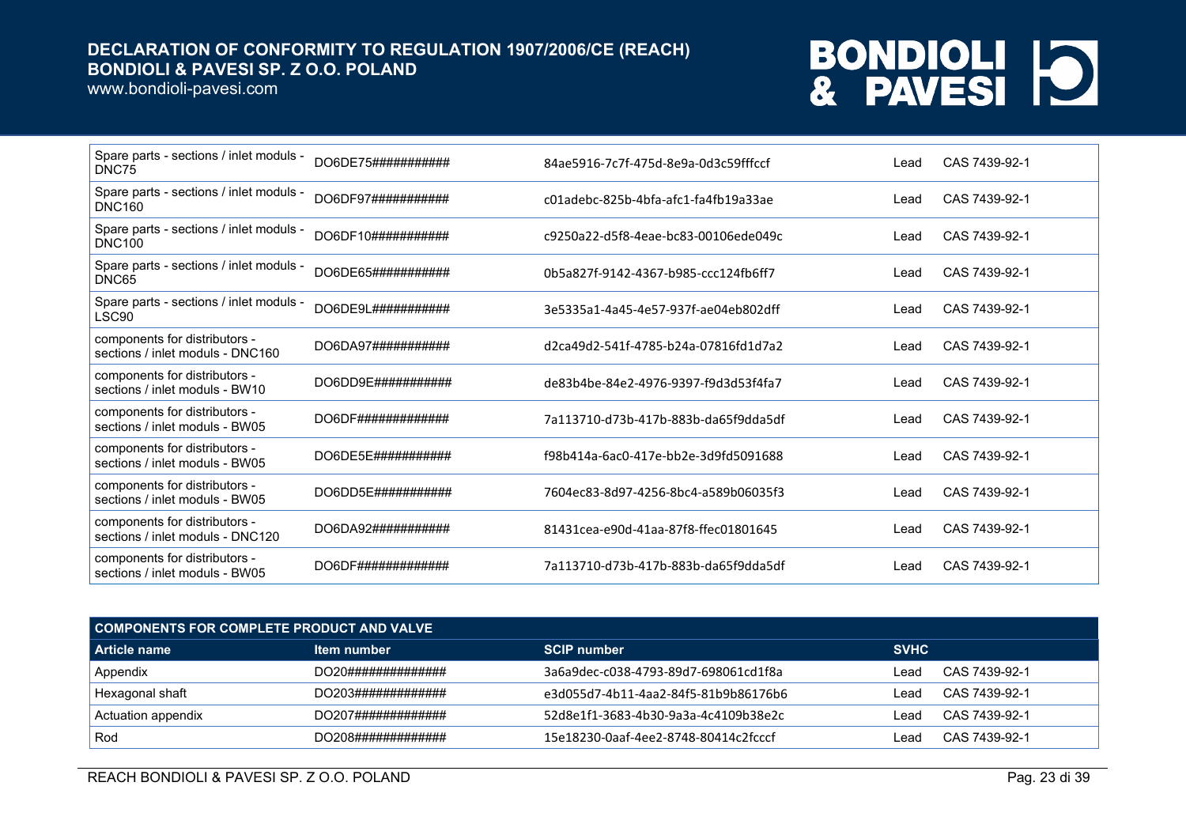| | | | | |
|---|---|---|---|---|
| Spare parts - sections / inlet moduls - DNC75 | DO6DE75########### | 84ae5916-7c7f-475d-8e9a-0d3c59fffccf | Lead | CAS 7439-92-1 |
| Spare parts - sections / inlet moduls - DNC160 | DO6DF97########### | c01adebc-825b-4bfa-afc1-fa4fb19a33ae | Lead | CAS 7439-92-1 |
| Spare parts - sections / inlet moduls - DNC100 | DO6DF10########### | c9250a22-d5f8-4eae-bc83-00106ede049c | Lead | CAS 7439-92-1 |
| Spare parts - sections / inlet moduls - DNC65 | DO6DE65########### | 0b5a827f-9142-4367-b985-ccc124fb6ff7 | Lead | CAS 7439-92-1 |
| Spare parts - sections / inlet moduls - LSC90 | DO6DE9L########### | 3e5335a1-4a45-4e57-937f-ae04eb802dff | Lead | CAS 7439-92-1 |
| components for distributors - sections / inlet modules - DNC160 | DO6DA97########### | d2ca49d2-541f-4785-b24a-07816fd1d7a2 | Lead | CAS 7439-92-1 |
| components for distributors - sections / inlet modules - BW10 | DO6DD9E########### | de83b4be-84e2-4976-9397-f9d3d53f4fa7 | Lead | CAS 7439-92-1 |
| components for distributors - sections / inlet modules - BW05 | DO6DF############# | 7a113710-d73b-417b-883b-da65f9dda5df | Lead | CAS 7439-92-1 |
| components for distributors - sections / inlet modules - BW05 | DO6DE5E########### | f98b414a-6ac0-417e-bb2e-3d9fd5091688 | Lead | CAS 7439-92-1 |
| components for distributors - sections / inlet modules - BW05 | DO6DD5E########### | 7604ec83-8d97-4256-8bc4-a589b06035f3 | Lead | CAS 7439-92-1 |
| components for distributors - sections / inlet modules - DNC120 | DO6DA92########### | 81431cea-e90d-41aa-87f8-ffec01801645 | Lead | CAS 7439-92-1 |
| components for distributors - sections / inlet modules - BW05 | DO6DF############# | 7a113710-d73b-417b-883b-da65f9dda5df | Lead | CAS 7439-92-1 |

| COMPONENTS FOR COMPLETE PRODUCT AND VALVE | | | | |
|---|---|---|---|---|
| **Article name** | **Item number** | **SCIP number** | **SVHC** | |
| Appendix | DO20############## | 3a6a9dec-c038-4793-89d7-698061cd1f8a | Lead | CAS 7439-92-1 |
| Hexagonal shaft | DO203############# | e3d055d7-4b11-4aa2-84f5-81b9b86176b6 | Lead | CAS 7439-92-1 |
| Actuation appendix | DO207############# | 52d8e1f1-3683-4b30-9a3a-4c4109b38e2c | Lead | CAS 7439-92-1 |
| Rod | DO208############# | 15e18230-0aaf-4ee2-8748-80414c2fcccf | Lead | CAS 7439-92-1 |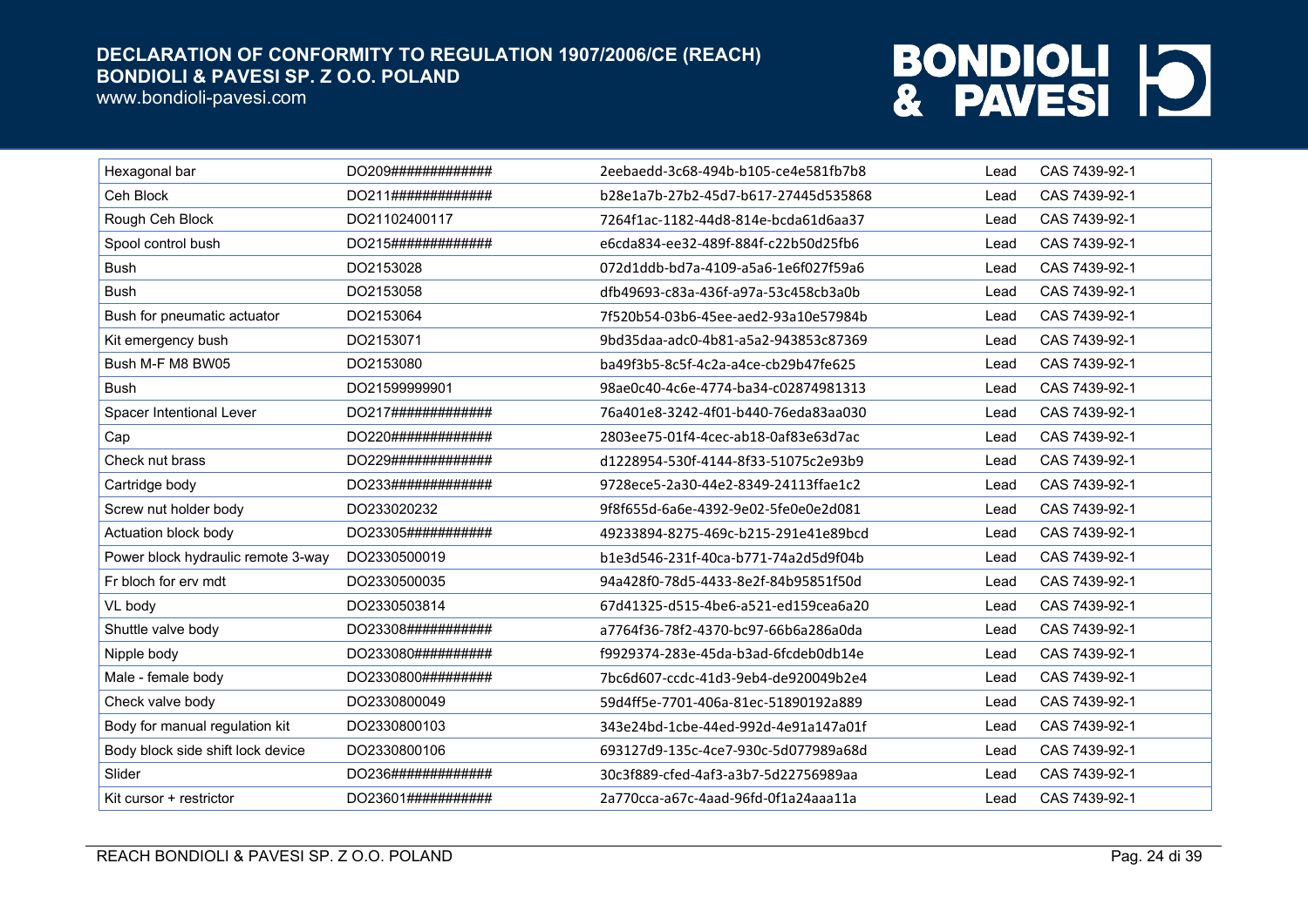| Hexagonal bar | DO209############# | 2eebaedd-3c68-494b-b105-ce4e581fb7b8 | Lead | CAS 7439-92-1 |
|---|---|---|---|---|
| Ceh Block | DO211############# | b28e1a7b-27b2-45d7-b617-27445d535868 | Lead | CAS 7439-92-1 |
| Rough Ceh Block | DO21102400117 | 7264f1ac-1182-44d8-814e-bcda61d6aa37 | Lead | CAS 7439-92-1 |
| Spool control bush | DO215############# | e6cda834-ee32-489f-884f-c22b50d25fb6 | Lead | CAS 7439-92-1 |
| Bush | DO2153028 | 072d1ddb-bd7a-4109-a5a6-1e6f027f59a6 | Lead | CAS 7439-92-1 |
| Bush | DO2153058 | dfb49693-c83a-436f-a97a-53c458cb3a0b | Lead | CAS 7439-92-1 |
| Bush for pneumatic actuator | DO2153064 | 7f520b54-03b6-45ee-aed2-93a10e57984b | Lead | CAS 7439-92-1 |
| Kit emergency bush | DO2153071 | 9bd35daa-adc0-4b81-a5a2-943853c87369 | Lead | CAS 7439-92-1 |
| Bush M-F M8 BW05 | DO2153080 | ba49f3b5-8c5f-4c2a-a4ce-cb29b47fe625 | Lead | CAS 7439-92-1 |
| Bush | DO21599999901 | 98ae0c40-4c6e-4774-ba34-c02874981313 | Lead | CAS 7439-92-1 |
| Spacer Intentional Lever | DO217############# | 76a401e8-3242-4f01-b440-76eda83aa030 | Lead | CAS 7439-92-1 |
| Cap | DO220############# | 2803ee75-01f4-4cec-ab18-0af83e63d7ac | Lead | CAS 7439-92-1 |
| Check nut brass | DO229############# | d1228954-530f-4144-8f33-51075c2e93b9 | Lead | CAS 7439-92-1 |
| Cartridge body | DO233############# | 9728ece5-2a30-44e2-8349-24113ffae1c2 | Lead | CAS 7439-92-1 |
| Screw nut holder body | DO233020232 | 9f8f655d-6a6e-4392-9e02-5fe0e0e2d081 | Lead | CAS 7439-92-1 |
| Actuation block body | DO23305########### | 49233894-8275-469c-b215-291e41e89bcd | Lead | CAS 7439-92-1 |
| Power block hydraulic remote 3-way | DO2330500019 | b1e3d546-231f-40ca-b771-74a2d5d9f04b | Lead | CAS 7439-92-1 |
| Fr bloch for erv mdt | DO2330500035 | 94a428f0-78d5-4433-8e2f-84b95851f50d | Lead | CAS 7439-92-1 |
| VL body | DO2330503814 | 67d41325-d515-4be6-a521-ed159cea6a20 | Lead | CAS 7439-92-1 |
| Shuttle valve body | DO23308########### | a7764f36-78f2-4370-bc97-66b6a286a0da | Lead | CAS 7439-92-1 |
| Nipple body | DO233080########## | f9929374-283e-45da-b3ad-6fcdeb0db14e | Lead | CAS 7439-92-1 |
| Male - female body | DO2330800######### | 7bc6d607-cccd-41d3-9eb4-de920049b2e4 | Lead | CAS 7439-92-1 |
| Check valve body | DO2330800049 | 59d4ff5e-7701-406a-81ec-51890192a889 | Lead | CAS 7439-92-1 |
| Body for manual regulation kit | DO2330800103 | 343e24bd-1cbe-44ed-992d-4e91a147a01f | Lead | CAS 7439-92-1 |
| Body block side shift lock device | DO2330800106 | 693127d9-135c-4ce7-930c-5d077989a68d | Lead | CAS 7439-92-1 |
| Slider | DO236############# | 30c3f889-cfed-4af3-a3b7-5d22756989aa | Lead | CAS 7439-92-1 |
| Kit cursor + restrictor | DO23601########### | 2a770cca-a67c-4aad-96fd-0f1a24aaa11a | Lead | CAS 7439-92-1 |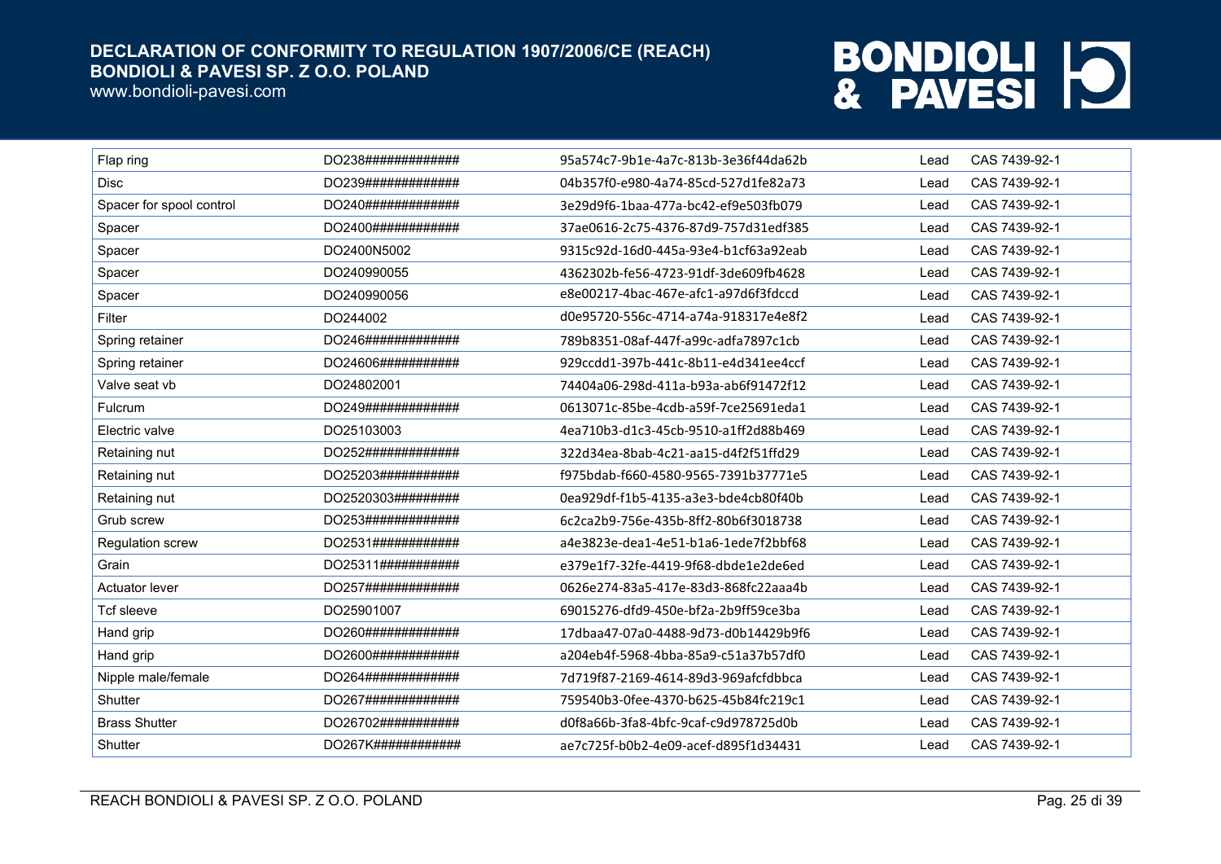| | | | | |
|---|---|---|---|---|
| Flap ring | DO238############# | 95a574c7-9b1e-4a7c-813b-3e36f44da62b | Lead | CAS 7439-92-1 |
| Disc | DO239############# | 04b357f0-e980-4a74-85cd-527d1fe82a73 | Lead | CAS 7439-92-1 |
| Spacer for spool control | DO240############# | 3e29d9f6-1baa-477a-bc42-ef9e503fb079 | Lead | CAS 7439-92-1 |
| Spacer | DO2400############ | 37ae0616-2c75-4376-87d9-757d31edf385 | Lead | CAS 7439-92-1 |
| Spacer | DO2400N5002 | 9315c92d-16d0-445a-93e4-b1cf63a92eab | Lead | CAS 7439-92-1 |
| Spacer | DO240990055 | 4362302b-fe56-4723-91df-3de609fb4628 | Lead | CAS 7439-92-1 |
| Spacer | DO240990056 | e8e00217-4bac-467e-afc1-a97d6f3fdccd | Lead | CAS 7439-92-1 |
| Filter | DO244002 | d0e95720-556c-4714-a74a-918317e4e8f2 | Lead | CAS 7439-92-1 |
| Spring retainer | DO246############# | 789b8351-08af-447f-a99c-adfa7897c1cb | Lead | CAS 7439-92-1 |
| Spring retainer | DO24606########### | 929ccdd1-397b-441c-8b11-e4d341ee4ccf | Lead | CAS 7439-92-1 |
| Valve seat vb | DO24802001 | 74404a06-298d-411a-b93a-ab6f91472f12 | Lead | CAS 7439-92-1 |
| Fulcrum | DO249############# | 0613071c-85be-4cdb-a59f-7ce25691eda1 | Lead | CAS 7439-92-1 |
| Electric valve | DO25103003 | 4ea710b3-d1c3-45cb-9510-a1ff2d88b469 | Lead | CAS 7439-92-1 |
| Retaining nut | DO252############# | 322d34ea-8bab-4c21-aa15-d4f2f51ffd29 | Lead | CAS 7439-92-1 |
| Retaining nut | DO25203########### | f975bdab-f660-4580-9565-7391b37771e5 | Lead | CAS 7439-92-1 |
| Retaining nut | DO2520303######### | 0ea929df-f1b5-4135-a3e3-bde4cb80f40b | Lead | CAS 7439-92-1 |
| Grub screw | DO253############# | 6c2ca2b9-756e-435b-8ff2-80b6f3018738 | Lead | CAS 7439-92-1 |
| Regulation screw | DO2531############ | a4e3823e-dea1-4e51-b1a6-1ede7f2bbf68 | Lead | CAS 7439-92-1 |
| Grain | DO25311########### | e379e1f7-32fe-4419-9f68-dbde1e2de6ed | Lead | CAS 7439-92-1 |
| Actuator lever | DO257############# | 0626e274-83a5-417e-83d3-868fc22aaa4b | Lead | CAS 7439-92-1 |
| Tcf sleeve | DO25901007 | 69015276-dfd9-450e-bf2a-2b9ff59ce3ba | Lead | CAS 7439-92-1 |
| Hand grip | DO260############# | 17dbaa47-07a0-4488-9d73-d0b14429b9f6 | Lead | CAS 7439-92-1 |
| Hand grip | DO2600############ | a204eb4f-5968-4bba-85a9-c51a37b57df0 | Lead | CAS 7439-92-1 |
| Nipple male/female | DO264############# | 7d719f87-2169-4614-89d3-969afcfdbbca | Lead | CAS 7439-92-1 |
| Shutter | DO267############# | 759540b3-0fee-4370-b625-45b84fc219c1 | Lead | CAS 7439-92-1 |
| Brass Shutter | DO26702########### | d0f8a66b-3fa8-4bfc-9caf-c9d978725d0b | Lead | CAS 7439-92-1 |
| Shutter | DO267K############ | ae7c725f-b0b2-4e09-acef-d895f1d34431 | Lead | CAS 7439-92-1 |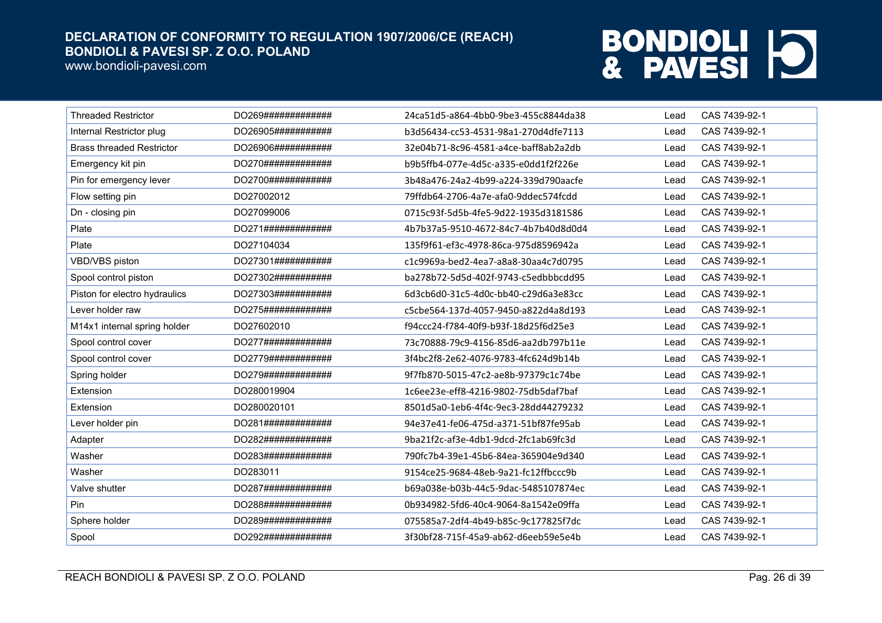| | | | | |
|---|---|---|---|---|
| Threaded Restrictor | DO269############ | 24ca51d5-a864-4bb0-9be3-455c8844da38 | Lead | CAS 7439-92-1 |
| Internal Restrictor plug | DO26905########### | b3d56434-cc53-4531-98a1-270d4dfe7113 | Lead | CAS 7439-92-1 |
| Brass threaded Restrictor | DO26906########### | 32e04b71-8c96-4581-a4ce-baff8ab2a2db | Lead | CAS 7439-92-1 |
| Emergency kit pin | DO270############ | b9b5ffb4-077e-4d5c-a335-e0dd1f2f226e | Lead | CAS 7439-92-1 |
| Pin for emergency lever | DO2700########### | 3b48a476-24a2-4b99-a224-339d790aacfe | Lead | CAS 7439-92-1 |
| Flow setting pin | DO27002012 | 79ffdb64-2706-4a7e-afa0-9ddec574fcdd | Lead | CAS 7439-92-1 |
| Dn - closing pin | DO27099006 | 0715c93f-5d5b-4fe5-9d22-1935d3181586 | Lead | CAS 7439-92-1 |
| Plate | DO271############ | 4b7b37a5-9510-4672-84c7-4b7b40d8d0d4 | Lead | CAS 7439-92-1 |
| Plate | DO27104034 | 135f9f61-ef3c-4978-86ca-975d8596942a | Lead | CAS 7439-92-1 |
| VBD/VBS piston | DO27301########### | c1c9969a-bed2-4ea7-a8a8-30aa4c7d0795 | Lead | CAS 7439-92-1 |
| Spool control piston | DO27302########### | ba278b72-5d5d-402f-9743-c5edbbbcdd95 | Lead | CAS 7439-92-1 |
| Piston for electro hydraulics | DO27303########### | 6d3cb6d0-31c5-4d0c-bb40-c29d6a3e83cc | Lead | CAS 7439-92-1 |
| Lever holder raw | DO275############ | c5cbe564-137d-4057-9450-a822d4a8d193 | Lead | CAS 7439-92-1 |
| M14x1 internal spring holder | DO27602010 | f94ccc24-f784-40f9-b93f-18d25f6d25e3 | Lead | CAS 7439-92-1 |
| Spool control cover | DO277############ | 73c70888-79c9-4156-85d6-aa2db797b11e | Lead | CAS 7439-92-1 |
| Spool control cover | DO2779########### | 3f4bc2f8-2e62-4076-9783-4fc624d9b14b | Lead | CAS 7439-92-1 |
| Spring holder | DO279############ | 9f7fb870-5015-47c2-ae8b-97379c1c74be | Lead | CAS 7439-92-1 |
| Extension | DO280019904 | 1c6ee23e-eff8-4216-9802-75db5daf7baf | Lead | CAS 7439-92-1 |
| Extension | DO280020101 | 8501d5a0-1eb6-4f4c-9ec3-28dd44279232 | Lead | CAS 7439-92-1 |
| Lever holder pin | DO281############ | 94e37e41-fe06-475d-a371-51bf87fe95ab | Lead | CAS 7439-92-1 |
| Adapter | DO282############ | 9ba21f2c-af3e-4db1-9dcd-2fc1ab69fc3d | Lead | CAS 7439-92-1 |
| Washer | DO283############ | 790fc7b4-39e1-45b6-84ea-365904e9d340 | Lead | CAS 7439-92-1 |
| Washer | DO283011 | 9154ce25-9684-48eb-9a21-fc12ffbccc9b | Lead | CAS 7439-92-1 |
| Valve shutter | DO287############ | b69a038e-b03b-44c5-9dac-5485107874ec | Lead | CAS 7439-92-1 |
| Pin | DO288############ | 0b934982-5fd6-40c4-9064-8a1542e09ffa | Lead | CAS 7439-92-1 |
| Sphere holder | DO289############ | 075585a7-2df4-4b49-b85c-9c177825f7dc | Lead | CAS 7439-92-1 |
| Spool | DO292############ | 3f30bf28-715f-45a9-ab62-d6eeb59e5e4b | Lead | CAS 7439-92-1 |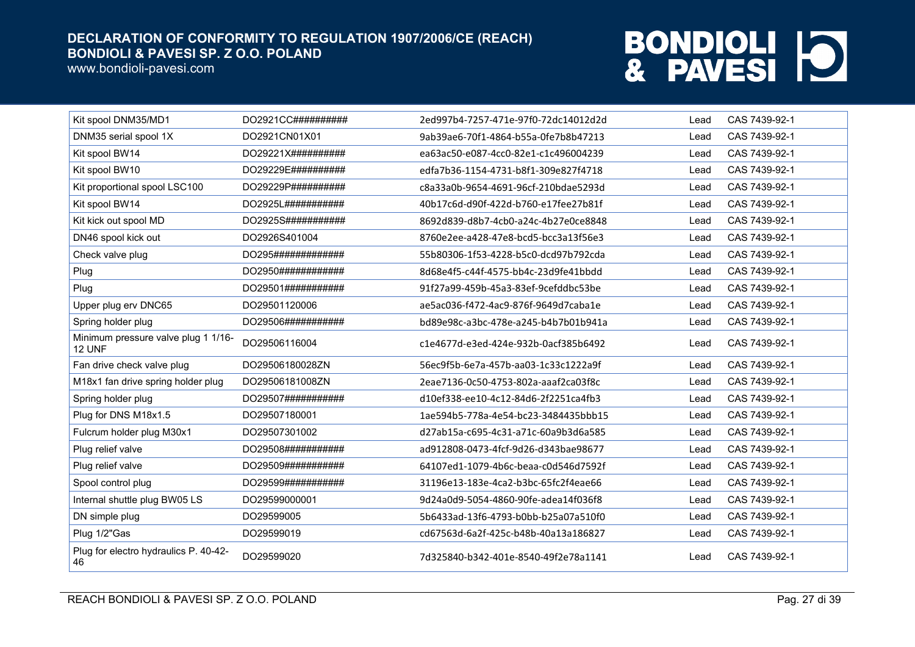| | | | | |
|---|---|---|---|---|
| Kit spool DNM35/MD1 | DO2921CC########## | 2ed997b4-7257-471e-97f0-72dc14012d2d | Lead | CAS 7439-92-1 |
| DNM35 serial spool 1X | DO2921CN01X01 | 9ab39ae6-70f1-4864-b55a-0fe7b8b47213 | Lead | CAS 7439-92-1 |
| Kit spool BW14 | DO29221X########## | ea63ac50-e087-4cc0-82e1-c1c496004239 | Lead | CAS 7439-92-1 |
| Kit spool BW10 | DO29229E########## | edfa7b36-1154-4731-b8f1-309e827f4718 | Lead | CAS 7439-92-1 |
| Kit proportional spool LSC100 | DO29229P########## | c8a33a0b-9654-4691-96cf-210bdae5293d | Lead | CAS 7439-92-1 |
| Kit spool BW14 | DO2925L########### | 40b17c6d-d90f-422d-b760-e17fee27b81f | Lead | CAS 7439-92-1 |
| Kit kick out spool MD | DO2925S########### | 8692d839-d8b7-4cb0-a24c-4b27e0ce8848 | Lead | CAS 7439-92-1 |
| DN46 spool kick out | DO2926S401004 | 8760e2ee-a428-47e8-bcd5-bcc3a13f56e3 | Lead | CAS 7439-92-1 |
| Check valve plug | DO295############# | 55b80306-1f53-4228-b5c0-dcd97b792cda | Lead | CAS 7439-92-1 |
| Plug | DO2950############ | 8d68e4f5-c44f-4575-bb4c-23d9fe41bbdd | Lead | CAS 7439-92-1 |
| Plug | DO29501########### | 91f27a99-459b-45a3-83ef-9cefddbc53be | Lead | CAS 7439-92-1 |
| Upper plug erv DNC65 | DO29501120006 | ae5ac036-f472-4ac9-876f-9649d7caba1e | Lead | CAS 7439-92-1 |
| Spring holder plug | DO29506########### | bd89e98c-a3bc-478e-a245-b4b7b01b941a | Lead | CAS 7439-92-1 |
| Minimum pressure valve plug 1 1/16-12 UNF | DO29506116004 | c1e4677d-e3ed-424e-932b-0acf385b6492 | Lead | CAS 7439-92-1 |
| Fan drive check valve plug | DO29506180028ZN | 56ec9f5b-6e7a-457b-aa03-1c33c1222a9f | Lead | CAS 7439-92-1 |
| M18x1 fan drive spring holder plug | DO29506181008ZN | 2eae7136-0c50-4753-802a-aaaf2ca03f8c | Lead | CAS 7439-92-1 |
| Spring holder plug | DO29507########### | d10ef338-ee10-4c12-84d6-2f2251ca4fb3 | Lead | CAS 7439-92-1 |
| Plug for DNS M18x1.5 | DO29507180001 | 1ae594b5-778a-4e54-bc23-3484435bbb15 | Lead | CAS 7439-92-1 |
| Fulcrum holder plug M30x1 | DO29507301002 | d27ab15a-c695-4c31-a71c-60a9b3d6a585 | Lead | CAS 7439-92-1 |
| Plug relief valve | DO29508########### | ad912808-0473-4fcf-9d26-d343bae98677 | Lead | CAS 7439-92-1 |
| Plug relief valve | DO29509########### | 64107ed1-1079-4b6c-beaa-c0d546d7592f | Lead | CAS 7439-92-1 |
| Spool control plug | DO29599########### | 31196e13-183e-4ca2-b3bc-65fc2f4eae66 | Lead | CAS 7439-92-1 |
| Internal shuttle plug BW05 LS | DO29599000001 | 9d24a0d9-5054-4860-90fe-adea14f036f8 | Lead | CAS 7439-92-1 |
| DN simple plug | DO29599005 | 5b6433ad-13f6-4793-b0bb-b25a07a510f0 | Lead | CAS 7439-92-1 |
| Plug 1/2"Gas | DO29599019 | cd67563d-6a2f-425c-b48b-40a13a186827 | Lead | CAS 7439-92-1 |
| Plug for electro hydraulics P. 40-42-46 | DO29599020 | 7d325840-b342-401e-8540-49f2e78a1141 | Lead | CAS 7439-92-1 |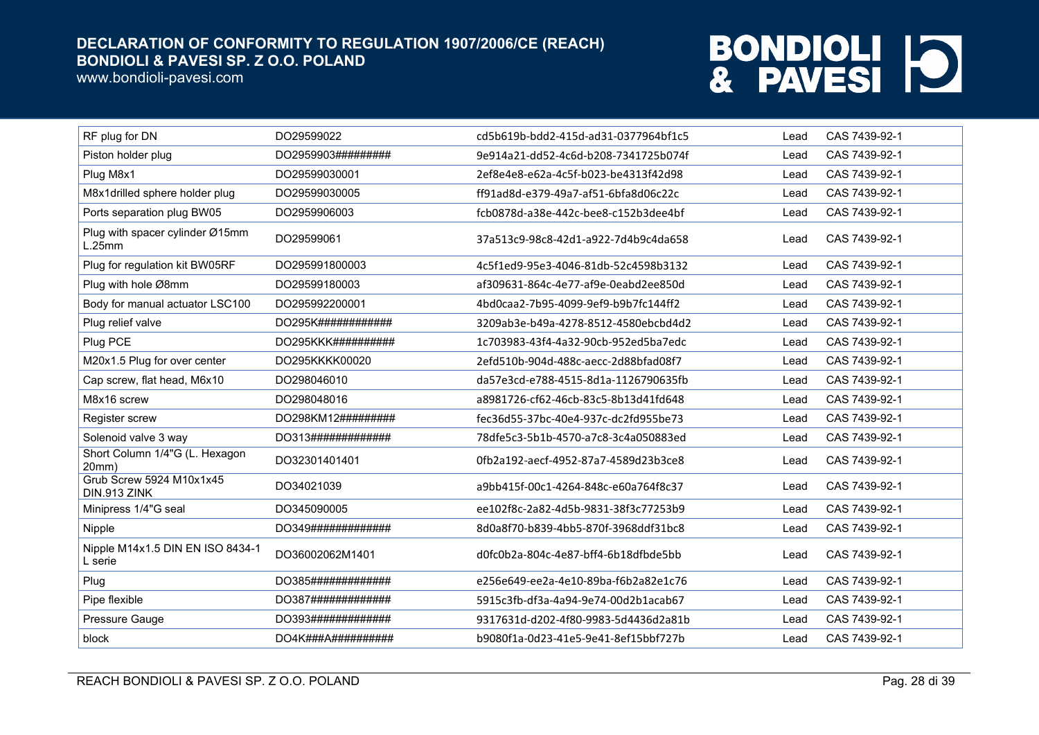| RF plug for DN | DO29599022 | cd5b619b-bdd2-415d-ad31-0377964bf1c5 | Lead | CAS 7439-92-1 |
|---|---|---|---|---|
| Piston holder plug | DO2959903######### | 9e914a21-dd52-4c6d-b208-7341725b074f | Lead | CAS 7439-92-1 |
| Plug M8x1 | DO29599030001 | 2ef8e4e8-e62a-4c5f-b023-be4313f42d98 | Lead | CAS 7439-92-1 |
| M8x1drilled sphere holder plug | DO29599030005 | ff91ad8d-e379-49a7-af51-6bfa8d06c22c | Lead | CAS 7439-92-1 |
| Ports separation plug BW05 | DO2959906003 | fcb0878d-a38e-442c-bee8-c152b3dee4bf | Lead | CAS 7439-92-1 |
| Plug with spacer cylinder Ø15mm L.25mm | DO29599061 | 37a513c9-98c8-42d1-a922-7d4b9c4da658 | Lead | CAS 7439-92-1 |
| Plug for regulation kit BW05RF | DO295991800003 | 4c5f1ed9-95e3-4046-81db-52c4598b3132 | Lead | CAS 7439-92-1 |
| Plug with hole Ø8mm | DO29599180003 | af309631-864c-4e77-af9e-0eabd2ee850d | Lead | CAS 7439-92-1 |
| Body for manual actuator LSC100 | DO295992200001 | 4bd0caa2-7b95-4099-9ef9-b9b7fc144ff2 | Lead | CAS 7439-92-1 |
| Plug relief valve | DO295K############ | 3209ab3e-b49a-4278-8512-4580ebcbd4d2 | Lead | CAS 7439-92-1 |
| Plug PCE | DO295KKK########## | 1c703983-43f4-4a32-90cb-952ed5ba7edc | Lead | CAS 7439-92-1 |
| M20x1.5 Plug for over center | DO295KKKK00020 | 2efd510b-904d-488c-aecc-2d88bfad08f7 | Lead | CAS 7439-92-1 |
| Cap screw, flat head, M6x10 | DO298046010 | da57e3cd-e788-4515-8d1a-1126790635fb | Lead | CAS 7439-92-1 |
| M8x16 screw | DO298048016 | a8981726-cf62-46cb-83c5-8b13d41fd648 | Lead | CAS 7439-92-1 |
| Register screw | DO298KM12######### | fec36d55-37bc-40e4-937c-dc2fd955be73 | Lead | CAS 7439-92-1 |
| Solenoid valve 3 way | DO313############# | 78dfe5c3-5b1b-4570-a7c8-3c4a050883ed | Lead | CAS 7439-92-1 |
| Short Column 1/4"G (L. Hexagon 20mm) | DO32301401401 | 0fb2a192-aecf-4952-87a7-4589d23b3ce8 | Lead | CAS 7439-92-1 |
| Grub Screw 5924 M10x1x45 DIN.913 ZINK | DO34021039 | a9bb415f-00c1-4264-848c-e60a764f8c37 | Lead | CAS 7439-92-1 |
| Minipress 1/4"G seal | DO345090005 | ee102f8c-2a82-4d5b-9831-38f3c77253b9 | Lead | CAS 7439-92-1 |
| Nipple | DO349############# | 8d0a8f70-b839-4bb5-870f-3968ddf31bc8 | Lead | CAS 7439-92-1 |
| Nipple M14x1.5 DIN EN ISO 8434-1 L serie | DO36002062M1401 | d0fc0b2a-804c-4e87-bff4-6b18dfbde5bb | Lead | CAS 7439-92-1 |
| Plug | DO385############# | e256e649-ee2a-4e10-89ba-f6b2a82e1c76 | Lead | CAS 7439-92-1 |
| Pipe flexible | DO387############# | 5915c3fb-df3a-4a94-9e74-00d2b1acab67 | Lead | CAS 7439-92-1 |
| Pressure Gauge | DO393############# | 9317631d-d202-4f80-9983-5d4436d2a81b | Lead | CAS 7439-92-1 |
| block | DO4K###A########## | b9080f1a-0d23-41e5-9e41-8ef15bbf727b | Lead | CAS 7439-92-1 |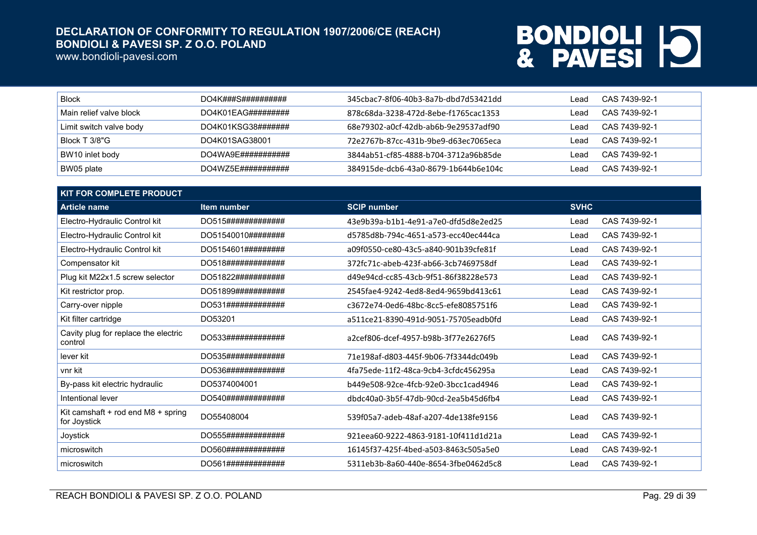| | | | | |
|---|---|---|---|---|
| Block | DO4K###S########## | 345cbac7-8f06-40b3-8a7b-dbd7d53421dd | Lead | CAS 7439-92-1 |
| Main relief valve block | DO4K01EAG######### | 878c68da-3238-472d-8ebe-f1765cac1353 | Lead | CAS 7439-92-1 |
| Limit switch valve body | DO4K01KSG38####### | 68e79302-a0cf-42db-ab6b-9e29537adf90 | Lead | CAS 7439-92-1 |
| Block T 3/8"G | DO4K01SAG38001 | 72e2767b-87cc-431b-9be9-d63ec7065eca | Lead | CAS 7439-92-1 |
| BW10 inlet body | DO4WA9E########### | 3844ab51-cf85-4888-b704-3712a96b85de | Lead | CAS 7439-92-1 |
| BW05 plate | DO4WZ5E########### | 384915de-dcb6-43a0-8679-1b644b6e104c | Lead | CAS 7439-92-1 |

| KIT FOR COMPLETE PRODUCT | | | | |
|---|---|---|---|---|
| **Article name** | **Item number** | **SCIP number** | **SVHC** | |
| Electro-Hydraulic Control kit | DO515############# | 43e9b39a-b1b1-4e91-a7e0-dfd5d8e2ed25 | Lead | CAS 7439-92-1 |
| Electro-Hydraulic Control kit | DO51540010######## | d5785d8b-794c-4651-a573-ecc40ec444ca | Lead | CAS 7439-92-1 |
| Electro-Hydraulic Control kit | DO5154601######### | a09f0550-ce80-43c5-a840-901b39cfe81f | Lead | CAS 7439-92-1 |
| Compensator kit | DO518############# | 372fc71c-abeb-423f-ab66-3cb7469758df | Lead | CAS 7439-92-1 |
| Plug kit M22x1.5 screw selector | DO51822########### | d49e94cd-cc85-43cb-9f51-86f38228e573 | Lead | CAS 7439-92-1 |
| Kit restrictor prop. | DO51899########### | 2545fae4-9242-4ed8-8ed4-9659bd413c61 | Lead | CAS 7439-92-1 |
| Carry-over nipple | DO531############# | c3672e74-0ed6-48bc-8cc5-efe8085751f6 | Lead | CAS 7439-92-1 |
| Kit filter cartridge | DO53201 | a511ce21-8390-491d-9051-75705eadb0fd | Lead | CAS 7439-92-1 |
| Cavity plug for replace the electric control | DO533############# | a2cef806-dcef-4957-b98b-3f77e26276f5 | Lead | CAS 7439-92-1 |
| lever kit | DO535############# | 71e198af-d803-445f-9b06-7f3344dc049b | Lead | CAS 7439-92-1 |
| vnr kit | DO536############# | 4fa75ede-11f2-48ca-9cb4-3cfdc456295a | Lead | CAS 7439-92-1 |
| By-pass kit electric hydraulic | DO5374004001 | b449e508-92ce-4fcb-92e0-3bcc1cad4946 | Lead | CAS 7439-92-1 |
| Intentional lever | DO540############# | dbdc40a0-3b5f-47db-90cd-2ea5b45d6fb4 | Lead | CAS 7439-92-1 |
| Kit camshaft + rod end M8 + spring for Joystick | DO55408004 | 539f05a7-adeb-48af-a207-4de138fe9156 | Lead | CAS 7439-92-1 |
| Joystick | DO555############# | 921eea60-9222-4863-9181-10f411d1d21a | Lead | CAS 7439-92-1 |
| microswitch | DO560############# | 16145f37-425f-4bed-a503-8463c505a5e0 | Lead | CAS 7439-92-1 |
| microswitch | DO561############# | 5311eb3b-8a60-440e-8654-3fbe0462d5c8 | Lead | CAS 7439-92-1 |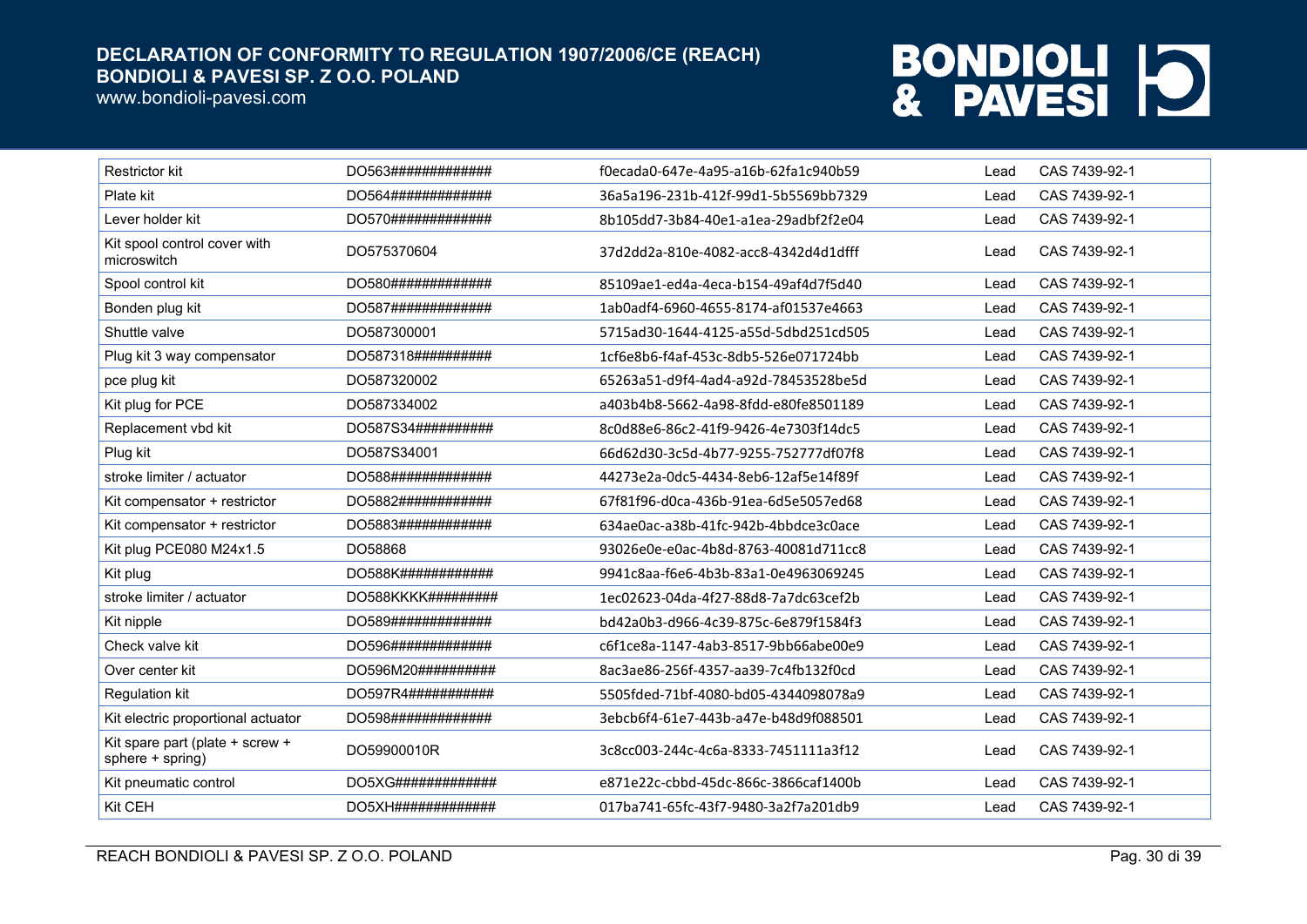| Restrictor kit | DO563############# | f0ecada0-647e-4a95-a16b-62fa1c940b59 | Lead | CAS 7439-92-1 |
|---|---|---|---|---|
| Plate kit | DO564############# | 36a5a196-231b-412f-99d1-5b5569bb7329 | Lead | CAS 7439-92-1 |
| Lever holder kit | DO570############# | 8b105dd7-3b84-40e1-a1ea-29adbf2f2e04 | Lead | CAS 7439-92-1 |
| Kit spool control cover with microswitch | DO575370604 | 37d2dd2a-810e-4082-acc8-4342d4d1dfff | Lead | CAS 7439-92-1 |
| Spool control kit | DO580############# | 85109ae1-ed4a-4eca-b154-49af4d7f5d40 | Lead | CAS 7439-92-1 |
| Bonden plug kit | DO587############# | 1ab0adf4-6960-4655-8174-af01537e4663 | Lead | CAS 7439-92-1 |
| Shuttle valve | DO587300001 | 5715ad30-1644-4125-a55d-5dbd251cd505 | Lead | CAS 7439-92-1 |
| Plug kit 3 way compensator | DO587318########## | 1cf6e8b6-f4af-453c-8db5-526e071724bb | Lead | CAS 7439-92-1 |
| pce plug kit | DO587320002 | 65263a51-d9f4-4ad4-a92d-78453528be5d | Lead | CAS 7439-92-1 |
| Kit plug for PCE | DO587334002 | a403b4b8-5662-4a98-8fdd-e80fe8501189 | Lead | CAS 7439-92-1 |
| Replacement vbd kit | DO587S34########## | 8c0d88e6-86c2-41f9-9426-4e7303f14dc5 | Lead | CAS 7439-92-1 |
| Plug kit | DO587S34001 | 66d62d30-3c5d-4b77-9255-752777df07f8 | Lead | CAS 7439-92-1 |
| stroke limiter / actuator | DO588############# | 44273e2a-0dc5-4434-8eb6-12af5e14f89f | Lead | CAS 7439-92-1 |
| Kit compensator + restrictor | DO5882############ | 67f81f96-d0ca-436b-91ea-6d5e5057ed68 | Lead | CAS 7439-92-1 |
| Kit compensator + restrictor | DO5883############ | 634ae0ac-a38b-41fc-942b-4bbdce3c0ace | Lead | CAS 7439-92-1 |
| Kit plug PCE080 M24x1.5 | DO58868 | 93026e0e-e0ac-4b8d-8763-40081d711cc8 | Lead | CAS 7439-92-1 |
| Kit plug | DO588K############ | 9941c8aa-f6e6-4b3b-83a1-0e4963069245 | Lead | CAS 7439-92-1 |
| stroke limiter / actuator | DO588KKKK######### | 1ec02623-04da-4f27-88d8-7a7dc63cef2b | Lead | CAS 7439-92-1 |
| Kit nipple | DO589############# | bd42a0b3-d966-4c39-875c-6e879f1584f3 | Lead | CAS 7439-92-1 |
| Check valve kit | DO596############# | c6f1ce8a-1147-4ab3-8517-9bb66abe00e9 | Lead | CAS 7439-92-1 |
| Over center kit | DO596M20########## | 8ac3ae86-256f-4357-aa39-7c4fb132f0cd | Lead | CAS 7439-92-1 |
| Regulation kit | DO597R4########### | 5505fded-71bf-4080-bd05-4344098078a9 | Lead | CAS 7439-92-1 |
| Kit electric proportional actuator | DO598############# | 3ebcb6f4-61e7-443b-a47e-b48d9f088501 | Lead | CAS 7439-92-1 |
| Kit spare part (plate + screw + sphere + spring) | DO59900010R | 3c8cc003-244c-4c6a-8333-7451111a3f12 | Lead | CAS 7439-92-1 |
| Kit pneumatic control | DO5XG############# | e871e22c-cbbd-45dc-866c-3866caf1400b | Lead | CAS 7439-92-1 |
| Kit CEH | DO5XH############# | 017ba741-65fc-43f7-9480-3a2f7a201db9 | Lead | CAS 7439-92-1 |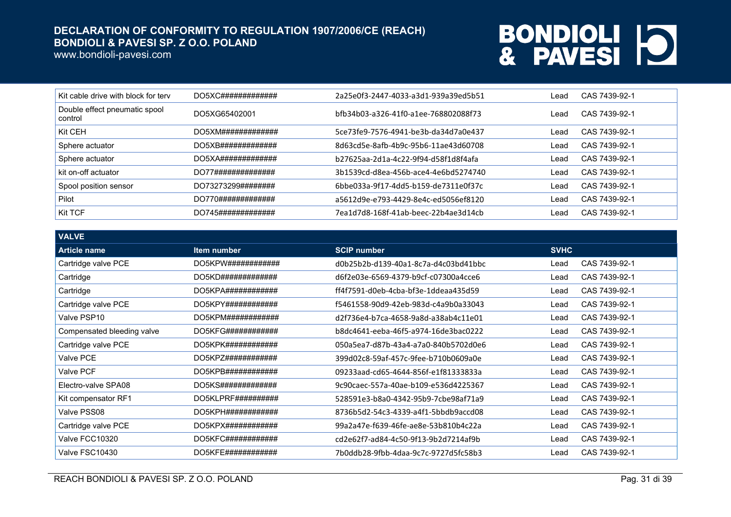| | | | | |
|---|---|---|---|---|
| Kit cable drive with block for terv | DO5XC############ | 2a25e0f3-2447-4033-a3d1-939a39ed5b51 | Lead | CAS 7439-92-1 |
| Double effect pneumatic spool control | DO5XG65402001 | bfb34b03-a326-41f0-a1ee-768802088f73 | Lead | CAS 7439-92-1 |
| Kit CEH | DO5XM############ | 5ce73fe9-7576-4941-be3b-da34d7a0e437 | Lead | CAS 7439-92-1 |
| Sphere actuator | DO5XB############ | 8d63cd5e-8afb-4b9c-95b6-11ae43d60708 | Lead | CAS 7439-92-1 |
| Sphere actuator | DO5XA############ | b27625aa-2d1a-4c22-9f94-d58f1d8f4afa | Lead | CAS 7439-92-1 |
| kit on-off actuator | DO77############# | 3b1539cd-d8ea-456b-ace4-4e6bd5274740 | Lead | CAS 7439-92-1 |
| Spool position sensor | DO73273299######## | 6bbe033a-9f17-4dd5-b159-de7311e0f37c | Lead | CAS 7439-92-1 |
| Pilot | DO770############ | a5612d9e-e793-4429-8e4c-ed5056ef8120 | Lead | CAS 7439-92-1 |
| Kit TCF | DO745############ | 7ea1d7d8-168f-41ab-beec-22b4ae3d14cb | Lead | CAS 7439-92-1 |

| VALVE | | | | |
|---|---|---|---|---|
| **Article name** | **Item number** | **SCIP number** | **SVHC** | |
| Cartridge valve PCE | DO5KPW############ | d0b25b2b-d139-40a1-8c7a-d4c03bd41bbc | Lead | CAS 7439-92-1 |
| Cartridge | DO5KD############ | d6f2e03e-6569-4379-b9cf-c07300a4cce6 | Lead | CAS 7439-92-1 |
| Cartridge | DO5KPA############ | ff4f7591-d0eb-4cba-bf3e-1ddeaa435d59 | Lead | CAS 7439-92-1 |
| Cartridge valve PCE | DO5KPY############ | f5461558-90d9-42eb-983d-c4a9b0a33043 | Lead | CAS 7439-92-1 |
| Valve PSP10 | DO5KPM############ | d2f736e4-b7ca-4658-9a8d-a38ab4c11e01 | Lead | CAS 7439-92-1 |
| Compensated bleeding valve | DO5KFG############ | b8dc4641-eeba-46f5-a974-16de3bac0222 | Lead | CAS 7439-92-1 |
| Cartridge valve PCE | DO5KPK############ | 050a5ea7-d87b-43a4-a7a0-840b5702d0e6 | Lead | CAS 7439-92-1 |
| Valve PCE | DO5KPZ############ | 399d02c8-59af-457c-9fee-b710b0609a0e | Lead | CAS 7439-92-1 |
| Valve PCF | DO5KPB############ | 09233aad-cd65-4644-856f-e1f81333833a | Lead | CAS 7439-92-1 |
| Electro-valve SPA08 | DO5KS############ | 9c90caec-557a-40ae-b109-e536d4225367 | Lead | CAS 7439-92-1 |
| Kit compensator RF1 | DO5KLPRF########## | 528591e3-b8a0-4342-95b9-7cbe98af71a9 | Lead | CAS 7439-92-1 |
| Valve PSS08 | DO5KPH############ | 8736b5d2-54c3-4339-a4f1-5bbdb9accd08 | Lead | CAS 7439-92-1 |
| Cartridge valve PCE | DO5KPX############ | 99a2a47e-f639-46fe-ae8e-53b810b4c22a | Lead | CAS 7439-92-1 |
| Valve FCC10320 | DO5KFC############ | cd2e62f7-ad84-4c50-9f13-9b2d7214af9b | Lead | CAS 7439-92-1 |
| Valve FSC10430 | DO5KFE############ | 7b0ddb28-9fbb-4daa-9c7c-9727d5fc58b3 | Lead | CAS 7439-92-1 |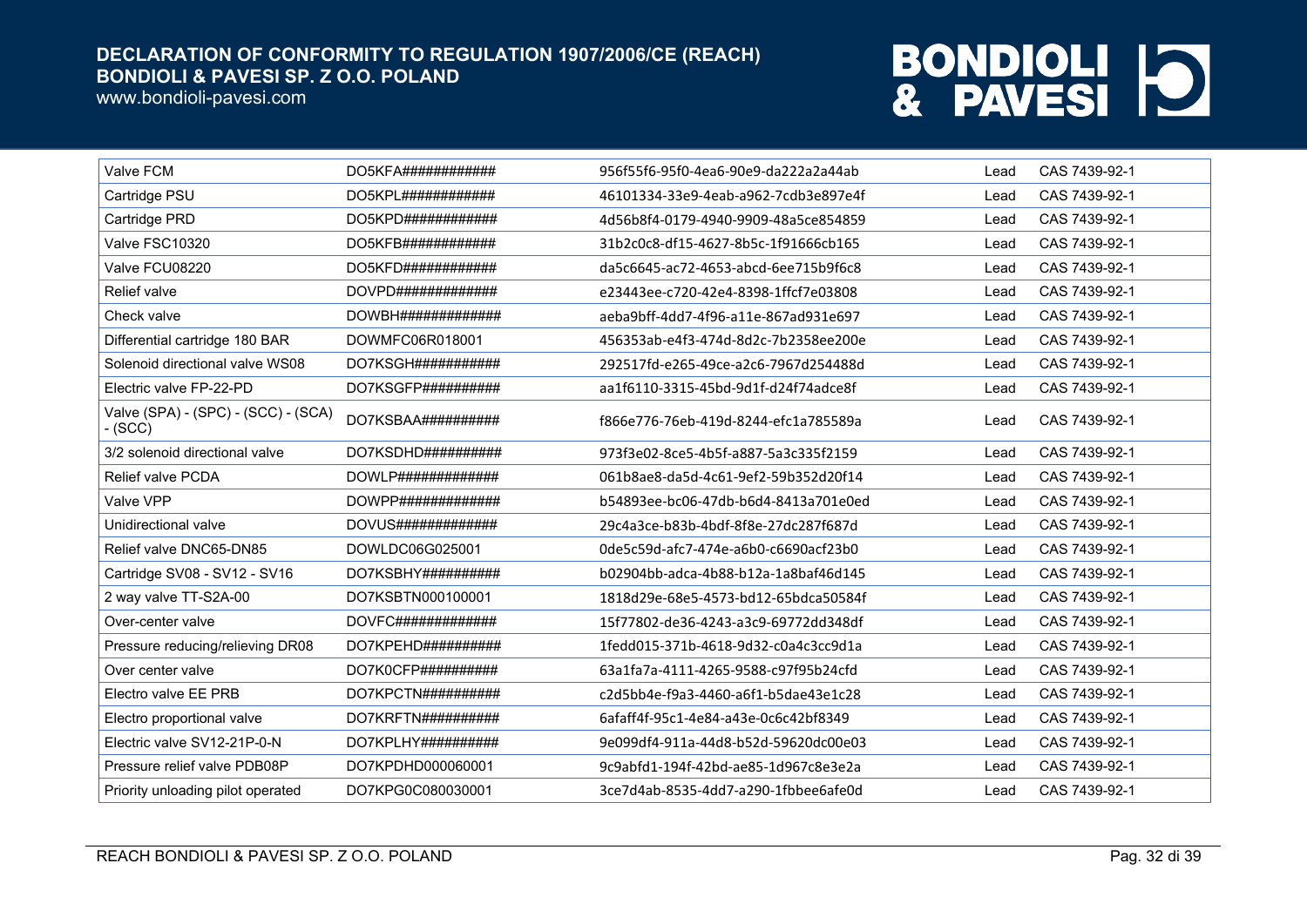| | | | | |
|---|---|---|---|---|
| Valve FCM | DO5KFA############ | 956f55f6-95f0-4ea6-90e9-da222a2a44ab | Lead | CAS 7439-92-1 |
| Cartridge PSU | DO5KPL############ | 46101334-33e9-4eab-a962-7cdb3e897e4f | Lead | CAS 7439-92-1 |
| Cartridge PRD | DO5KPD############ | 4d56b8f4-0179-4940-9909-48a5ce854859 | Lead | CAS 7439-92-1 |
| Valve FSC10320 | DO5KFB############ | 31b2c0c8-df15-4627-8b5c-1f91666cb165 | Lead | CAS 7439-92-1 |
| Valve FCU08220 | DO5KFD############ | da5c6645-ac72-4653-abcd-6ee715b9f6c8 | Lead | CAS 7439-92-1 |
| Relief valve | DOVPD############# | e23443ee-c720-42e4-8398-1ffcf7e03808 | Lead | CAS 7439-92-1 |
| Check valve | DOWBH############# | aeba9bff-4dd7-4f96-a11e-867ad931e697 | Lead | CAS 7439-92-1 |
| Differential cartridge 180 BAR | DOWMFC06R018001 | 456353ab-e4f3-474d-8d2c-7b2358ee200e | Lead | CAS 7439-92-1 |
| Solenoid directional valve WS08 | DO7KSGH########### | 292517fd-e265-49ce-a2c6-7967d254488d | Lead | CAS 7439-92-1 |
| Electric valve FP-22-PD | DO7KSGFP########## | aa1f6110-3315-45bd-9d1f-d24f74adce8f | Lead | CAS 7439-92-1 |
| Valve (SPA) - (SPC) - (SCC) - (SCA) - (SCC) | DO7KSBAA########## | f866e776-76eb-419d-8244-efc1a785589a | Lead | CAS 7439-92-1 |
| 3/2 solenoid directional valve | DO7KSDHD########## | 973f3e02-8ce5-4b5f-a887-5a3c335f2159 | Lead | CAS 7439-92-1 |
| Relief valve PCDA | DOWLP############# | 061b8ae8-da5d-4c61-9ef2-59b352d20f14 | Lead | CAS 7439-92-1 |
| Valve VPP | DOWPP############# | b54893ee-bc06-47db-b6d4-8413a701e0ed | Lead | CAS 7439-92-1 |
| Unidirectional valve | DOVUS############# | 29c4a3ce-b83b-4bdf-8f8e-27dc287f687d | Lead | CAS 7439-92-1 |
| Relief valve DNC65-DN85 | DOWLDC06G025001 | 0de5c59d-afc7-474e-a6b0-c6690acf23b0 | Lead | CAS 7439-92-1 |
| Cartridge SV08 - SV12 - SV16 | DO7KSBHY########## | b02904bb-adca-4b88-b12a-1a8baf46d145 | Lead | CAS 7439-92-1 |
| 2 way valve TT-S2A-00 | DO7KSBTN000100001 | 1818d29e-68e5-4573-bd12-65bdca50584f | Lead | CAS 7439-92-1 |
| Over-center valve | DOVFC############# | 15f77802-de36-4243-a3c9-69772dd348df | Lead | CAS 7439-92-1 |
| Pressure reducing/relieving DR08 | DO7KPEHD########## | 1fedd015-371b-4618-9d32-c0a4c3cc9d1a | Lead | CAS 7439-92-1 |
| Over center valve | DO7K0CFP########## | 63a1fa7a-4111-4265-9588-c97f95b24cfd | Lead | CAS 7439-92-1 |
| Electro valve EE PRB | DO7KPCTN########## | c2d5bb4e-f9a3-4460-a6f1-b5dae43e1c28 | Lead | CAS 7439-92-1 |
| Electro proportional valve | DO7KRFTN########## | 6afaff4f-95c1-4e84-a43e-0c6c42bf8349 | Lead | CAS 7439-92-1 |
| Electric valve SV12-21P-0-N | DO7KPLHY########## | 9e099df4-911a-44d8-b52d-59620dc00e03 | Lead | CAS 7439-92-1 |
| Pressure relief valve PDB08P | DO7KPDHD000060001 | 9c9abfd1-194f-42bd-ae85-1d967c8e3e2a | Lead | CAS 7439-92-1 |
| Priority unloading pilot operated | DO7KPG0C080030001 | 3ce7d4ab-8535-4dd7-a290-1fbbee6afe0d | Lead | CAS 7439-92-1 |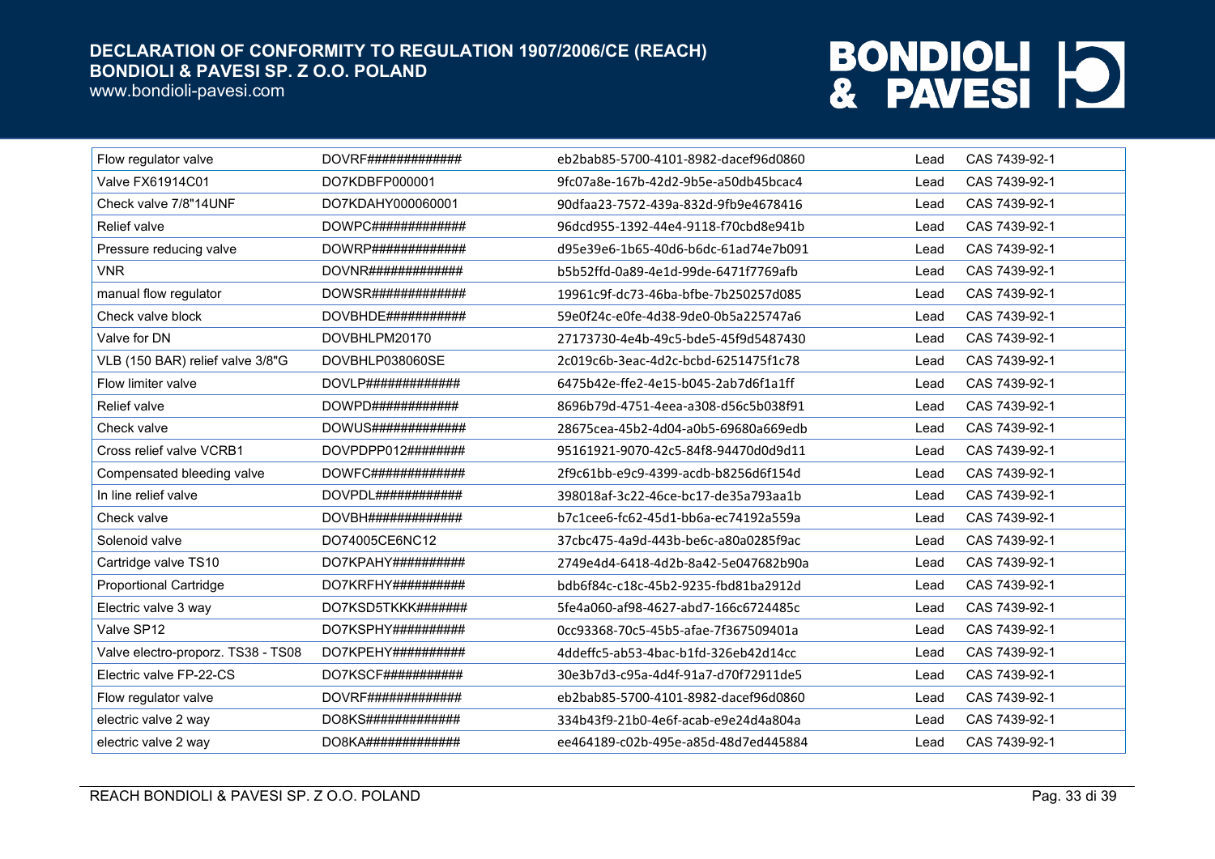| Flow regulator valve | DOVRF############# | eb2bab85-5700-4101-8982-dacef96d0860 | Lead | CAS 7439-92-1 |
|---|---|---|---|---|
| Valve FX61914C01 | DO7KDBFP000001 | 9fc07a8e-167b-42d2-9b5e-a50db45bcac4 | Lead | CAS 7439-92-1 |
| Check valve 7/8"14UNF | DO7KDAHY000060001 | 90dfaa23-7572-439a-832d-9fb9e4678416 | Lead | CAS 7439-92-1 |
| Relief valve | DOWPC############# | 96dcd955-1392-44e4-9118-f70cbd8e941b | Lead | CAS 7439-92-1 |
| Pressure reducing valve | DOWRP############# | d95e39e6-1b65-40d6-b6dc-61ad74e7b091 | Lead | CAS 7439-92-1 |
| VNR | DOVNR############# | b5b52ffd-0a89-4e1d-99de-6471f7769afb | Lead | CAS 7439-92-1 |
| manual flow regulator | DOWSR############# | 19961c9f-dc73-46ba-bfbe-7b250257d085 | Lead | CAS 7439-92-1 |
| Check valve block | DOVBHDE########### | 59e0f24c-e0fe-4d38-9de0-0b5a225747a6 | Lead | CAS 7439-92-1 |
| Valve for DN | DOVBHLPM20170 | 27173730-4e4b-49c5-bde5-45f9d5487430 | Lead | CAS 7439-92-1 |
| VLB (150 BAR) relief valve 3/8"G | DOVBHLP038060SE | 2c019c6b-3eac-4d2c-bcbd-6251475f1c78 | Lead | CAS 7439-92-1 |
| Flow limiter valve | DOVLP############# | 6475b42e-ffe2-4e15-b045-2ab7d6f1a1ff | Lead | CAS 7439-92-1 |
| Relief valve | DOWPD############ | 8696b79d-4751-4eea-a308-d56c5b038f91 | Lead | CAS 7439-92-1 |
| Check valve | DOWUS############# | 28675cea-45b2-4d04-a0b5-69680a669edb | Lead | CAS 7439-92-1 |
| Cross relief valve VCRB1 | DOVPDPP012######## | 95161921-9070-42c5-84f8-94470d0d9d11 | Lead | CAS 7439-92-1 |
| Compensated bleeding valve | DOWFC############# | 2f9c61bb-e9c9-4399-acdb-b8256d6f154d | Lead | CAS 7439-92-1 |
| In line relief valve | DOVPDL############ | 398018af-3c22-46ce-bc17-de35a793aa1b | Lead | CAS 7439-92-1 |
| Check valve | DOVBH############# | b7c1cee6-fc62-45d1-bb6a-ec74192a559a | Lead | CAS 7439-92-1 |
| Solenoid valve | DO74005CE6NC12 | 37cbc475-4a9d-443b-be6c-a80a0285f9ac | Lead | CAS 7439-92-1 |
| Cartridge valve TS10 | DO7KPAHY########## | 2749e4d4-6418-4d2b-8a42-5e047682b90a | Lead | CAS 7439-92-1 |
| Proportional Cartridge | DO7KRFHY########## | bdb6f84c-c18c-45b2-9235-fbd81ba2912d | Lead | CAS 7439-92-1 |
| Electric valve 3 way | DO7KSD5TKKK####### | 5fe4a060-af98-4627-abd7-166c6724485c | Lead | CAS 7439-92-1 |
| Valve SP12 | DO7KSPHY########## | 0cc93368-70c5-45b5-afae-7f367509401a | Lead | CAS 7439-92-1 |
| Valve electro-proporz. TS38 - TS08 | DO7KPEHY########## | 4ddeffc5-ab53-4bac-b1fd-326eb42d14cc | Lead | CAS 7439-92-1 |
| Electric valve FP-22-CS | DO7KSCF########### | 30e3b7d3-c95a-4d4f-91a7-d70f72911de5 | Lead | CAS 7439-92-1 |
| Flow regulator valve | DOVRF############# | eb2bab85-5700-4101-8982-dacef96d0860 | Lead | CAS 7439-92-1 |
| electric valve 2 way | DO8KS############# | 334b43f9-21b0-4e6f-acab-e9e24d4a804a | Lead | CAS 7439-92-1 |
| electric valve 2 way | DO8KA############# | ee464189-c02b-495e-a85d-48d7ed445884 | Lead | CAS 7439-92-1 |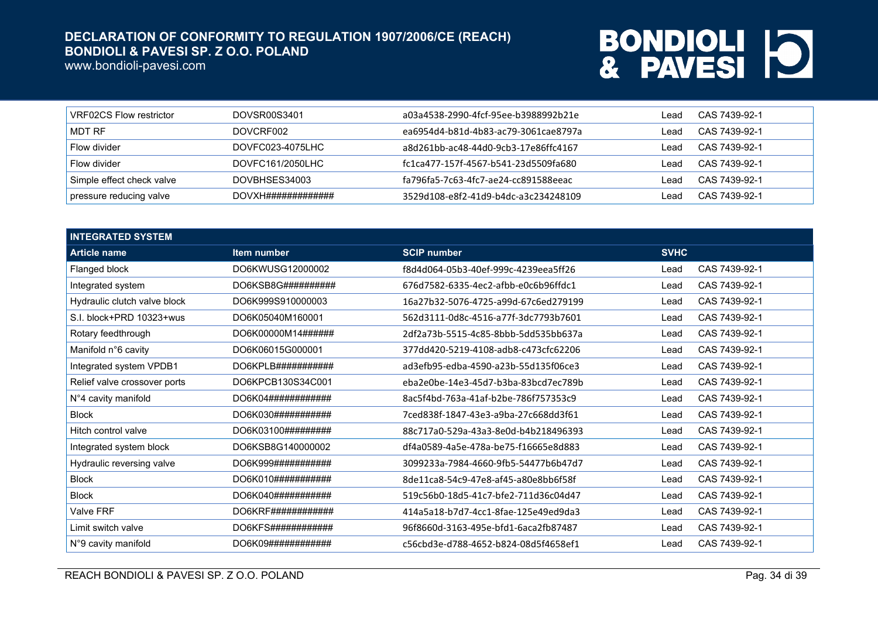| | | | | |
|---|---|---|---|---|
| VRF02CS Flow restrictor | DOVSR00S3401 | a03a4538-2990-4fcf-95ee-b3988992b21e | Lead | CAS 7439-92-1 |
| MDT RF | DOVCRF002 | ea6954d4-b81d-4b83-ac79-3061cae8797a | Lead | CAS 7439-92-1 |
| Flow divider | DOVFC023-4075LHC | a8d261bb-ac48-44d0-9cb3-17e86ffc4167 | Lead | CAS 7439-92-1 |
| Flow divider | DOVFC161/2050LHC | fc1ca477-157f-4567-b541-23d5509fa680 | Lead | CAS 7439-92-1 |
| Simple effect check valve | DOVBHSES34003 | fa796fa5-7c63-4fc7-ae24-cc891588eeac | Lead | CAS 7439-92-1 |
| pressure reducing valve | DOVXH############ | 3529d108-e8f2-41d9-b4dc-a3c234248109 | Lead | CAS 7439-92-1 |

| INTEGRATED SYSTEM | | | | |
|---|---|---|---|---|
| **Article name** | **Item number** | **SCIP number** | **SVHC** | |
| Flanged block | DO6KWUSG12000002 | f8d4d064-05b3-40ef-999c-4239eea5ff26 | Lead | CAS 7439-92-1 |
| Integrated system | DO6KSB8G########## | 676d7582-6335-4ec2-afbb-e0c6b96ffdc1 | Lead | CAS 7439-92-1 |
| Hydraulic clutch valve block | DO6K999S910000003 | 16a27b32-5076-4725-a99d-67c6ed279199 | Lead | CAS 7439-92-1 |
| S.I. block+PRD 10323+wus | DO6K05040M160001 | 562d3111-0d8c-4516-a77f-3dc7793b7601 | Lead | CAS 7439-92-1 |
| Rotary feedthrough | DO6K00000M14###### | 2df2a73b-5515-4c85-8bbb-5dd535bb637a | Lead | CAS 7439-92-1 |
| Manifold n°6 cavity | DO6K06015G000001 | 377dd420-5219-4108-adb8-c473cfc62206 | Lead | CAS 7439-92-1 |
| Integrated system VPDB1 | DO6KPLB########### | ad3efb95-edba-4590-a23b-55d135f06ce3 | Lead | CAS 7439-92-1 |
| Relief valve crossover ports | DO6KPCB130S34C001 | eba2e0be-14e3-45d7-b3ba-83bcd7ec789b | Lead | CAS 7439-92-1 |
| N°4 cavity manifold | DO6K04############ | 8ac5f4bd-763a-41af-b2be-786f757353c9 | Lead | CAS 7439-92-1 |
| Block | DO6K030########### | 7ced838f-1847-43e3-a9ba-27c668dd3f61 | Lead | CAS 7439-92-1 |
| Hitch control valve | DO6K03100######### | 88c717a0-529a-43a3-8e0d-b4b218496393 | Lead | CAS 7439-92-1 |
| Integrated system block | DO6KSB8G140000002 | df4a0589-4a5e-478a-be75-f16665e8d883 | Lead | CAS 7439-92-1 |
| Hydraulic reversing valve | DO6K999########### | 3099233a-7984-4660-9fb5-54477b6b47d7 | Lead | CAS 7439-92-1 |
| Block | DO6K010########### | 8de11ca8-54c9-47e8-af45-a80e8bb6f58f | Lead | CAS 7439-92-1 |
| Block | DO6K040########### | 519c56b0-18d5-41c7-bfe2-711d36c04d47 | Lead | CAS 7439-92-1 |
| Valve FRF | DO6KRF############ | 414a5a18-b7d7-4cc1-8fae-125e49ed9da3 | Lead | CAS 7439-92-1 |
| Limit switch valve | DO6KFS############ | 96f8660d-3163-495e-bfd1-6aca2fb87487 | Lead | CAS 7439-92-1 |
| N°9 cavity manifold | DO6K09############ | c56cbd3e-d788-4652-b824-08d5f4658ef1 | Lead | CAS 7439-92-1 |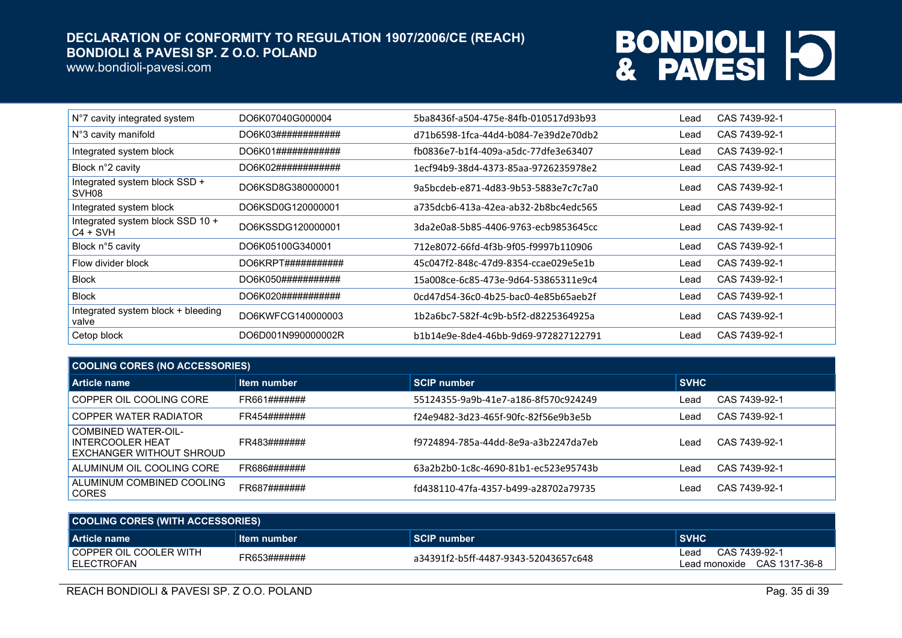| | | | |
|---|---|---|---|
| N°7 cavity integrated system | DO6K07040G000004 | 5ba8436f-a504-475e-84fb-010517d93b93 | Lead CAS 7439-92-1 |
| N°3 cavity manifold | DO6K03############ | d71b6598-1fca-44d4-b084-7e39d2e70db2 | Lead CAS 7439-92-1 |
| Integrated system block | DO6K01############ | fb0836e7-b1f4-409a-a5dc-77dfe3e63407 | Lead CAS 7439-92-1 |
| Block n°2 cavity | DO6K02############ | 1ecf94b9-38d4-4373-85aa-9726235978e2 | Lead CAS 7439-92-1 |
| Integrated system block SSD + SVH08 | DO6KSD8G380000001 | 9a5bcdeb-e871-4d83-9b53-5883e7c7c7a0 | Lead CAS 7439-92-1 |
| Integrated system block | DO6KSD0G120000001 | a735dcb6-413a-42ea-ab32-2b8bc4edc565 | Lead CAS 7439-92-1 |
| Integrated system block SSD 10 + C4 + SVH | DO6KSSDG120000001 | 3da2e0a8-5b85-4406-9763-ecb9853645cc | Lead CAS 7439-92-1 |
| Block n°5 cavity | DO6K05100G340001 | 712e8072-66fd-4f3b-9f05-f9997b110906 | Lead CAS 7439-92-1 |
| Flow divider block | DO6KRPT########### | 45c047f2-848c-47d9-8354-ccae029e5e1b | Lead CAS 7439-92-1 |
| Block | DO6K050########### | 15a008ce-6c85-473e-9d64-53865311e9c4 | Lead CAS 7439-92-1 |
| Block | DO6K020########### | 0cd47d54-36c0-4b25-bac0-4e85b65aeb2f | Lead CAS 7439-92-1 |
| Integrated system block + bleeding valve | DO6KWFCG140000003 | 1b2a6bc7-582f-4c9b-b5f2-d8225364925a | Lead CAS 7439-92-1 |
| Cetop block | DO6D001N990000002R | b1b14e9e-8de4-46bb-9d69-972827122791 | Lead CAS 7439-92-1 |

| COOLING CORES (NO ACCESSORIES) | | | |
|---|---|---|---|
| **Article name** | **Item number** | **SCIP number** | **SVHC** |
| COPPER OIL COOLING CORE | FR661####### | 55124355-9a9b-41e7-a186-8f570c924249 | Lead CAS 7439-92-1 |
| COPPER WATER RADIATOR | FR454####### | f24e9482-3d23-465f-90fc-82f56e9b3e5b | Lead CAS 7439-92-1 |
| COMBINED WATER-OIL-INTERCOOLER HEAT EXCHANGER WITHOUT SHROUD | FR483####### | f9724894-785a-44dd-8e9a-a3b2247da7eb | Lead CAS 7439-92-1 |
| ALUMINUM OIL COOLING CORE | FR686####### | 63a2b2b0-1c8c-4690-81b1-ec523e95743b | Lead CAS 7439-92-1 |
| ALUMINUM COMBINED COOLING CORES | FR687####### | fd438110-47fa-4357-b499-a28702a79735 | Lead CAS 7439-92-1 |

| COOLING CORES (WITH ACCESSORIES) | | | |
|---|---|---|---|
| **Article name** | **Item number** | **SCIP number** | **SVHC** |
| COPPER OIL COOLER WITH ELECTROFAN | FR653####### | a34391f2-b5ff-4487-9343-52043657c648 | Lead CAS 7439-92-1<br>Lead monoxide CAS 1317-36-8 |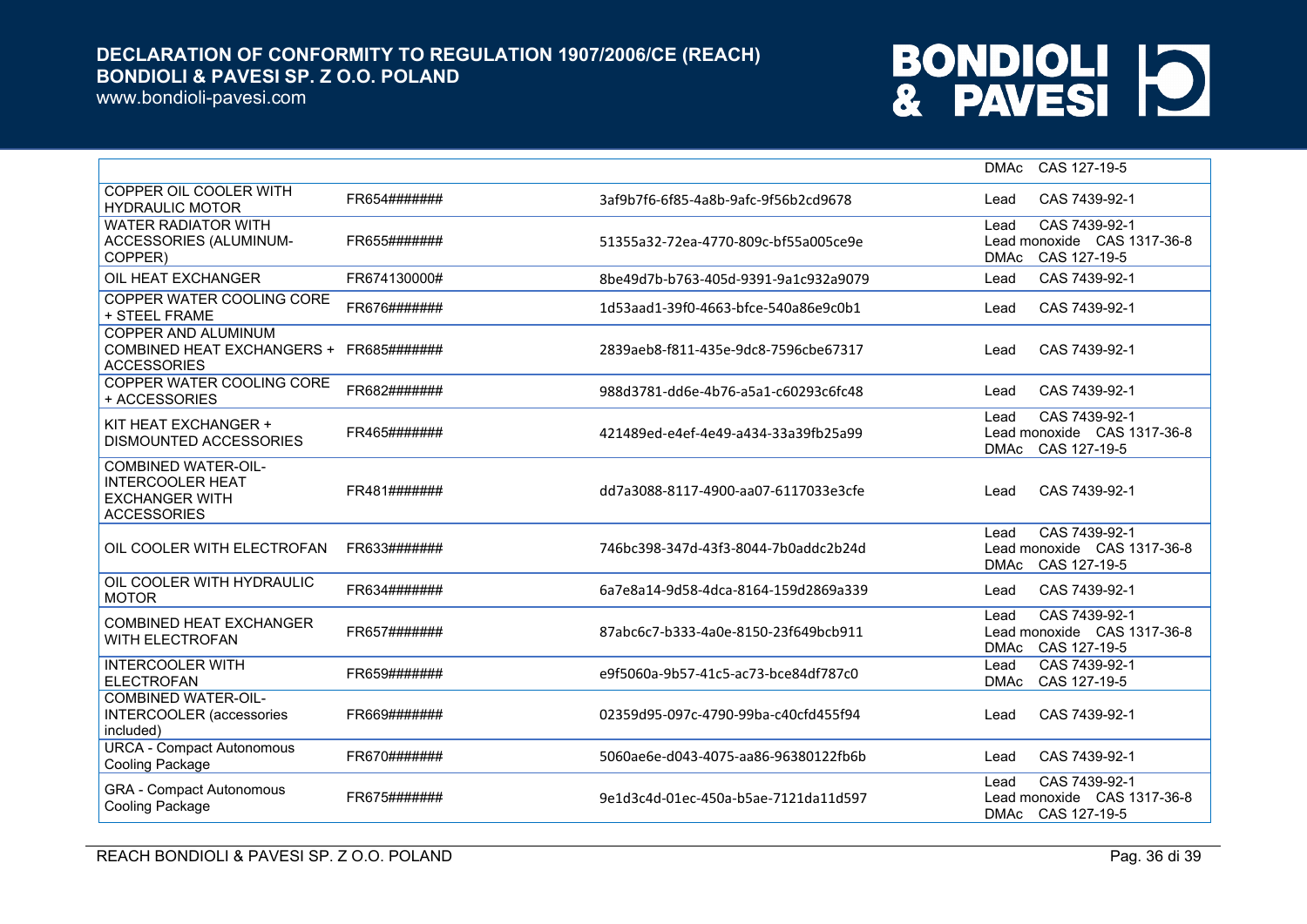| | | | |
|---|---|---|---|
| | | | DMAc CAS 127-19-5 |
| COPPER OIL COOLER WITH HYDRAULIC MOTOR | FR654####### | 3af9b7f6-6f85-4a8b-9afc-9f56b2cd9678 | Lead CAS 7439-92-1 |
| WATER RADIATOR WITH ACCESSORIES (ALUMINUM-COPPER) | FR655####### | 51355a32-72ea-4770-809c-bf55a005ce9e | Lead CAS 7439-92-1<br>Lead monoxide CAS 1317-36-8<br>DMAc CAS 127-19-5 |
| OIL HEAT EXCHANGER | FR674130000# | 8be49d7b-b763-405d-9391-9a1c932a9079 | Lead CAS 7439-92-1 |
| COPPER WATER COOLING CORE + STEEL FRAME | FR676####### | 1d53aad1-39f0-4663-bfce-540a86e9c0b1 | Lead CAS 7439-92-1 |
| COPPER AND ALUMINUM COMBINED HEAT EXCHANGERS + ACCESSORIES | FR685####### | 2839aeb8-f811-435e-9dc8-7596cbe67317 | Lead CAS 7439-92-1 |
| COPPER WATER COOLING CORE + ACCESSORIES | FR682####### | 988d3781-dd6e-4b76-a5a1-c60293c6fc48 | Lead CAS 7439-92-1 |
| KIT HEAT EXCHANGER + DISMOUNTED ACCESSORIES | FR465####### | 421489ed-e4ef-4e49-a434-33a39fb25a99 | Lead CAS 7439-92-1<br>Lead monoxide CAS 1317-36-8<br>DMAc CAS 127-19-5 |
| COMBINED WATER-OIL-INTERCOOLER HEAT EXCHANGER WITH ACCESSORIES | FR481####### | dd7a3088-8117-4900-aa07-6117033e3cfe | Lead CAS 7439-92-1 |
| OIL COOLER WITH ELECTROFAN | FR633####### | 746bc398-347d-43f3-8044-7b0addc2b24d | Lead CAS 7439-92-1<br>Lead monoxide CAS 1317-36-8<br>DMAc CAS 127-19-5 |
| OIL COOLER WITH HYDRAULIC MOTOR | FR634####### | 6a7e8a14-9d58-4dca-8164-159d2869a339 | Lead CAS 7439-92-1 |
| COMBINED HEAT EXCHANGER WITH ELECTROFAN | FR657####### | 87abc6c7-b333-4a0e-8150-23f649bcb911 | Lead CAS 7439-92-1<br>Lead monoxide CAS 1317-36-8<br>DMAc CAS 127-19-5 |
| INTERCOOLER WITH ELECTROFAN | FR659####### | e9f5060a-9b57-41c5-ac73-bce84df787c0 | Lead CAS 7439-92-1<br>DMAc CAS 127-19-5 |
| COMBINED WATER-OIL-INTERCOOLER (accessories included) | FR669####### | 02359d95-097c-4790-99ba-c40cfd455f94 | Lead CAS 7439-92-1 |
| URCA - Compact Autonomous Cooling Package | FR670####### | 5060ae6e-d043-4075-aa86-96380122fb6b | Lead CAS 7439-92-1 |
| GRA - Compact Autonomous Cooling Package | FR675####### | 9e1d3c4d-01ec-450a-b5ae-7121da11d597 | Lead CAS 7439-92-1<br>Lead monoxide CAS 1317-36-8<br>DMAc CAS 127-19-5 |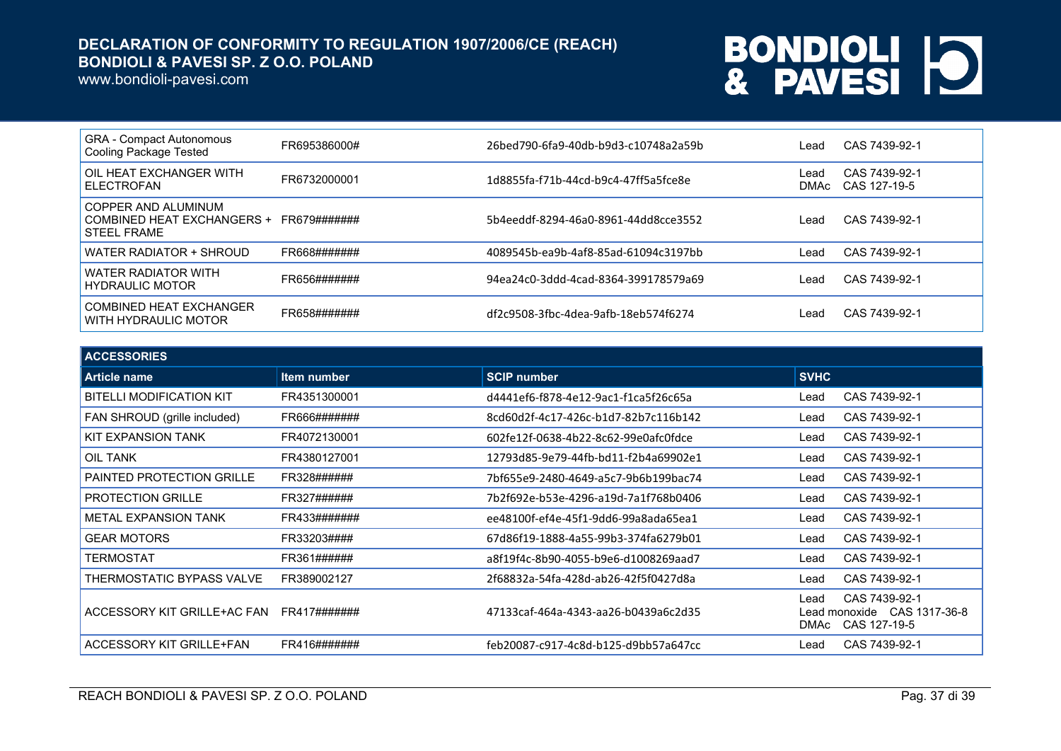| GRA - Compact Autonomous Cooling Package Tested | FR695386000# | 26bed790-6fa9-40db-b9d3-c10748a2a59b | Lead CAS 7439-92-1 |
|---|---|---|---|
| OIL HEAT EXCHANGER WITH ELECTROFAN | FR6732000001 | 1d8855fa-f71b-44cd-b9c4-47ff5a5fce8e | Lead CAS 7439-92-1<br>DMAc CAS 127-19-5 |
| COPPER AND ALUMINUM COMBINED HEAT EXCHANGERS + STEEL FRAME | FR679####### | 5b4eeddf-8294-46a0-8961-44dd8cce3552 | Lead CAS 7439-92-1 |
| WATER RADIATOR + SHROUD | FR668####### | 4089545b-ea9b-4af8-85ad-61094c3197bb | Lead CAS 7439-92-1 |
| WATER RADIATOR WITH HYDRAULIC MOTOR | FR656####### | 94ea24c0-3ddd-4cad-8364-399178579a69 | Lead CAS 7439-92-1 |
| COMBINED HEAT EXCHANGER WITH HYDRAULIC MOTOR | FR658####### | df2c9508-3fbc-4dea-9afb-18eb574f6274 | Lead CAS 7439-92-1 |

**ACCESSORIES**

| Article name | Item number | SCIP number | SVHC |
|---|---|---|---|
| BITELLI MODIFICATION KIT | FR4351300001 | d4441ef6-f878-4e12-9ac1-f1ca5f26c65a | Lead CAS 7439-92-1 |
| FAN SHROUD (grille included) | FR666####### | 8cd60d2f-4c17-426c-b1d7-82b7c116b142 | Lead CAS 7439-92-1 |
| KIT EXPANSION TANK | FR4072130001 | 602fe12f-0638-4b22-8c62-99e0afc0fdce | Lead CAS 7439-92-1 |
| OIL TANK | FR4380127001 | 12793d85-9e79-44fb-bd11-f2b4a69902e1 | Lead CAS 7439-92-1 |
| PAINTED PROTECTION GRILLE | FR328###### | 7bf655e9-2480-4649-a5c7-9b6b199bac74 | Lead CAS 7439-92-1 |
| PROTECTION GRILLE | FR327###### | 7b2f692e-b53e-4296-a19d-7a1f768b0406 | Lead CAS 7439-92-1 |
| METAL EXPANSION TANK | FR433####### | ee48100f-ef4e-45f1-9dd6-99a8ada65ea1 | Lead CAS 7439-92-1 |
| GEAR MOTORS | FR33203#### | 67d86f19-1888-4a55-99b3-374fa6279b01 | Lead CAS 7439-92-1 |
| TERMOSTAT | FR361###### | a8f19f4c-8b90-4055-b9e6-d1008269aad7 | Lead CAS 7439-92-1 |
| THERMOSTATIC BYPASS VALVE | FR389002127 | 2f68832a-54fa-428d-ab26-42f5f0427d8a | Lead CAS 7439-92-1 |
| ACCESSORY KIT GRILLE+AC FAN | FR417####### | 47133caf-464a-4343-aa26-b0439a6c2d35 | Lead CAS 7439-92-1<br>Lead monoxide CAS 1317-36-8<br>DMAc CAS 127-19-5 |
| ACCESSORY KIT GRILLE+FAN | FR416####### | feb20087-c917-4c8d-b125-d9bb57a647cc | Lead CAS 7439-92-1 |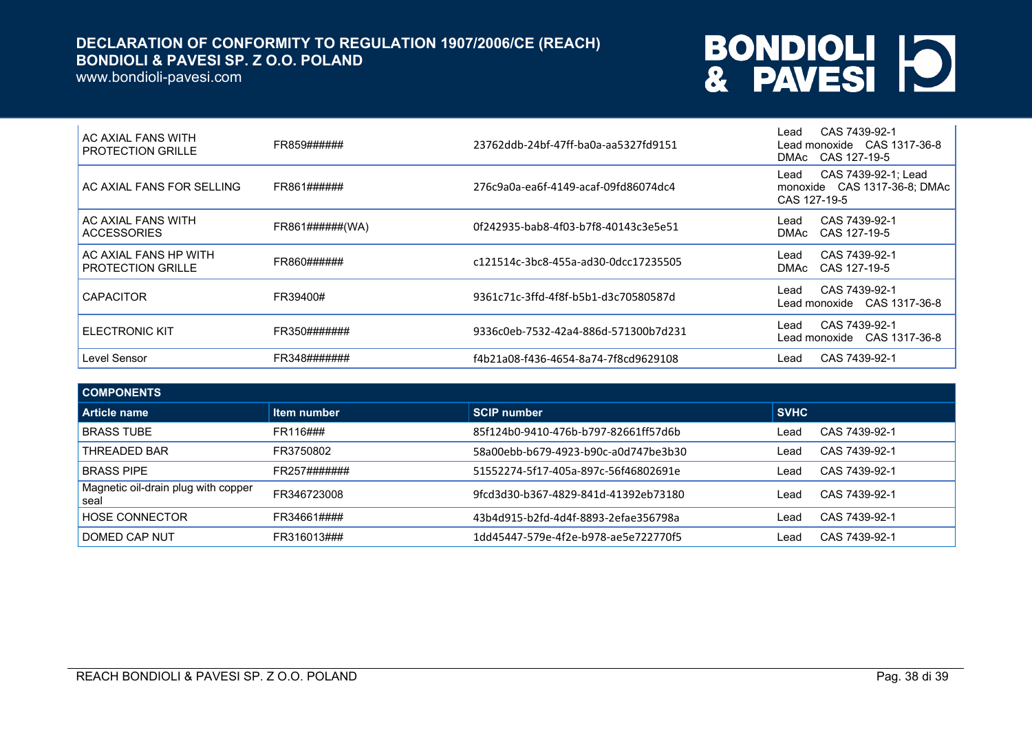| | | | |
|---|---|---|---|
| AC AXIAL FANS WITH PROTECTION GRILLE | FR859###### | 23762ddb-24bf-47ff-ba0a-aa5327fd9151 | Lead CAS 7439-92-1<br>Lead monoxide CAS 1317-36-8<br>DMAc CAS 127-19-5 |
| AC AXIAL FANS FOR SELLING | FR861###### | 276c9a0a-ea6f-4149-acaf-09fd86074dc4 | Lead CAS 7439-92-1; Lead monoxide CAS 1317-36-8; DMAc CAS 127-19-5 |
| AC AXIAL FANS WITH ACCESSORIES | FR861######(WA) | 0f242935-bab8-4f03-b7f8-40143c3e5e51 | Lead CAS 7439-92-1<br>DMAc CAS 127-19-5 |
| AC AXIAL FANS HP WITH PROTECTION GRILLE | FR860###### | c121514c-3bc8-455a-ad30-0dcc17235505 | Lead CAS 7439-92-1<br>DMAc CAS 127-19-5 |
| CAPACITOR | FR39400# | 9361c71c-3ffd-4f8f-b5b1-d3c70580587d | Lead CAS 7439-92-1<br>Lead monoxide CAS 1317-36-8 |
| ELECTRONIC KIT | FR350####### | 9336c0eb-7532-42a4-886d-571300b7d231 | Lead CAS 7439-92-1<br>Lead monoxide CAS 1317-36-8 |
| Level Sensor | FR348####### | f4b21a08-f436-4654-8a74-7f8cd9629108 | Lead CAS 7439-92-1 |

| **COMPONENTS** | | | |
|---|---|---|---|
| **Article name** | **Item number** | **SCIP number** | **SVHC** |
| BRASS TUBE | FR116### | 85f124b0-9410-476b-b797-82661ff57d6b | Lead CAS 7439-92-1 |
| THREADED BAR | FR3750802 | 58a00ebb-b679-4923-b90c-a0d747be3b30 | Lead CAS 7439-92-1 |
| BRASS PIPE | FR257####### | 51552274-5f17-405a-897c-56f46802691e | Lead CAS 7439-92-1 |
| Magnetic oil-drain plug with copper seal | FR346723008 | 9fcd3d30-b367-4829-841d-41392eb73180 | Lead CAS 7439-92-1 |
| HOSE CONNECTOR | FR34661#### | 43b4d915-b2fd-4d4f-8893-2efae356798a | Lead CAS 7439-92-1 |
| DOMED CAP NUT | FR316013### | 1dd45447-579e-4f2e-b978-ae5e722770f5 | Lead CAS 7439-92-1 |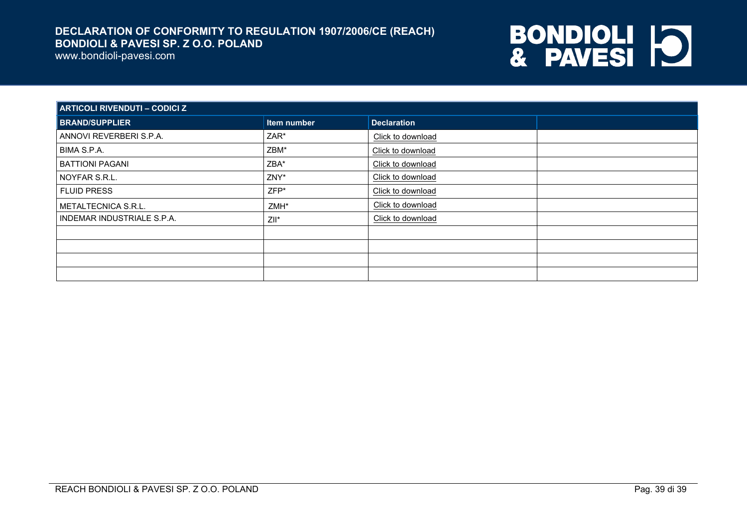| ARTICOLI RIVENDUTI – CODICI Z | | | |
|---|---|---|---|
| **BRAND/SUPPLIER** | **Item number** | **Declaration** | |
| ANNOVI REVERBERI S.P.A. | ZAR* | Click to download | |
| BIMA S.P.A. | ZBM* | Click to download | |
| BATTIONI PAGANI | ZBA* | Click to download | |
| NOYFAR S.R.L. | ZNY* | Click to download | |
| FLUID PRESS | ZFP* | Click to download | |
| METALTECNICA S.R.L. | ZMH* | Click to download | |
| INDEMAR INDUSTRIALE S.P.A. | ZII* | Click to download | |
| | | | |
| | | | |
| | | | |
| | | | |